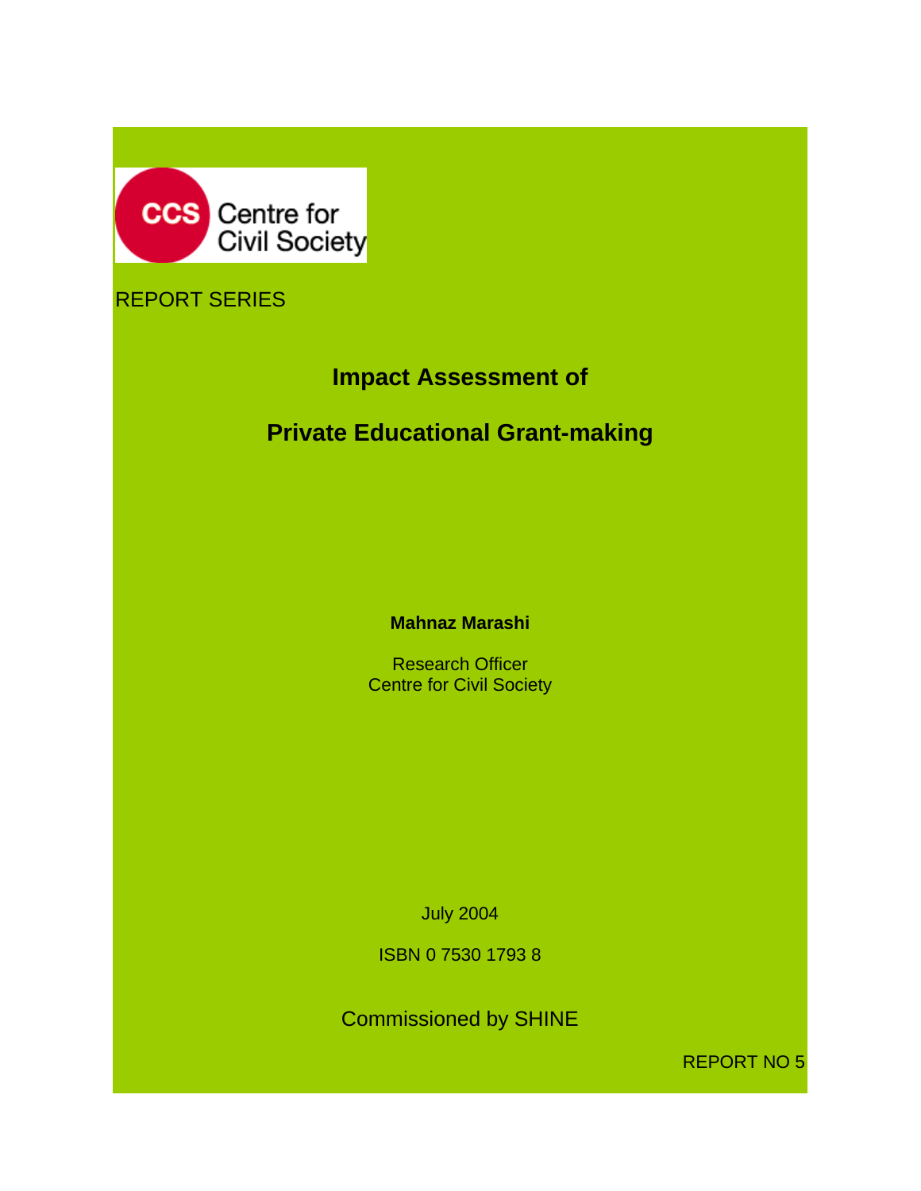CCS Centre for Civil Society

REPORT SERIES

# Impact Assessment of

# Private Educational Grant-making

**Mahnaz Marashi**

Research Officer
Centre for Civil Society

July 2004

ISBN 0 7530 1793 8

Commissioned by SHINE

REPORT NO 5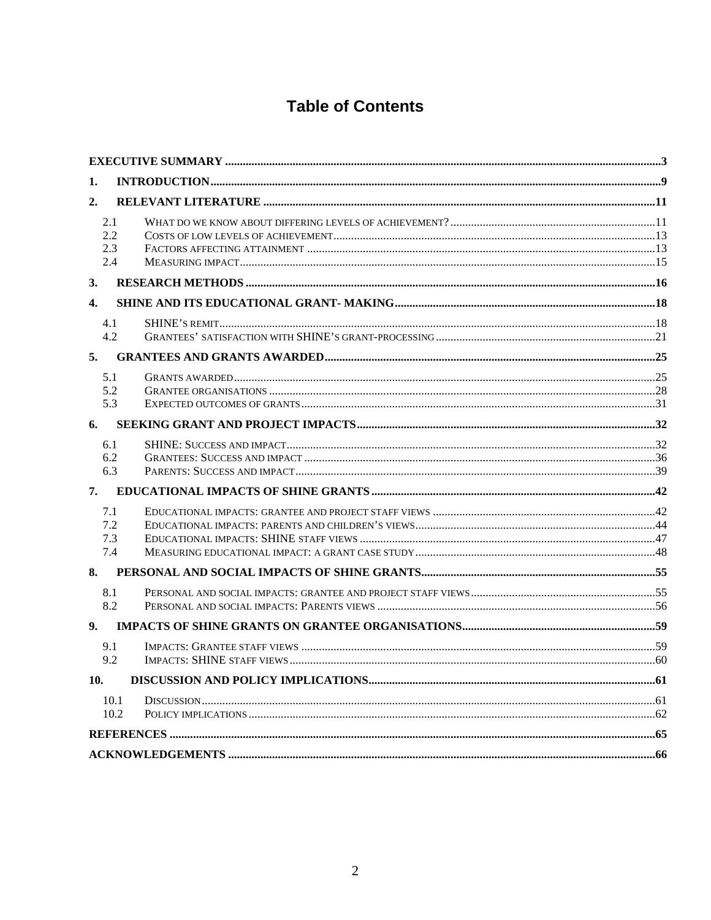# Table of Contents

| | | |
|---|---|---|
| **EXECUTIVE SUMMARY** | | **3** |
| **1.** | **INTRODUCTION** | **9** |
| **2.** | **RELEVANT LITERATURE** | **11** |
| 2.1 | WHAT DO WE KNOW ABOUT DIFFERING LEVELS OF ACHIEVEMENT? | 11 |
| 2.2 | COSTS OF LOW LEVELS OF ACHIEVEMENT | 13 |
| 2.3 | FACTORS AFFECTING ATTAINMENT | 13 |
| 2.4 | MEASURING IMPACT | 15 |
| **3.** | **RESEARCH METHODS** | **16** |
| **4.** | **SHINE AND ITS EDUCATIONAL GRANT- MAKING** | **18** |
| 4.1 | SHINE'S REMIT | 18 |
| 4.2 | GRANTEES' SATISFACTION WITH SHINE'S GRANT-PROCESSING | 21 |
| **5.** | **GRANTEES AND GRANTS AWARDED** | **25** |
| 5.1 | GRANTS AWARDED | 25 |
| 5.2 | GRANTEE ORGANISATIONS | 28 |
| 5.3 | EXPECTED OUTCOMES OF GRANTS | 31 |
| **6.** | **SEEKING GRANT AND PROJECT IMPACTS** | **32** |
| 6.1 | SHINE: SUCCESS AND IMPACT | 32 |
| 6.2 | GRANTEES: SUCCESS AND IMPACT | 36 |
| 6.3 | PARENTS: SUCCESS AND IMPACT | 39 |
| **7.** | **EDUCATIONAL IMPACTS OF SHINE GRANTS** | **42** |
| 7.1 | EDUCATIONAL IMPACTS: GRANTEE AND PROJECT STAFF VIEWS | 42 |
| 7.2 | EDUCATIONAL IMPACTS: PARENTS AND CHILDREN'S VIEWS | 44 |
| 7.3 | EDUCATIONAL IMPACTS: SHINE STAFF VIEWS | 47 |
| 7.4 | MEASURING EDUCATIONAL IMPACT: A GRANT CASE STUDY | 48 |
| **8.** | **PERSONAL AND SOCIAL IMPACTS OF SHINE GRANTS** | **55** |
| 8.1 | PERSONAL AND SOCIAL IMPACTS: GRANTEE AND PROJECT STAFF VIEWS | 55 |
| 8.2 | PERSONAL AND SOCIAL IMPACTS: PARENTS VIEWS | 56 |
| **9.** | **IMPACTS OF SHINE GRANTS ON GRANTEE ORGANISATIONS** | **59** |
| 9.1 | IMPACTS: GRANTEE STAFF VIEWS | 59 |
| 9.2 | IMPACTS: SHINE STAFF VIEWS | 60 |
| **10.** | **DISCUSSION AND POLICY IMPLICATIONS** | **61** |
| 10.1 | DISCUSSION | 61 |
| 10.2 | POLICY IMPLICATIONS | 62 |
| **REFERENCES** | | **65** |
| **ACKNOWLEDGEMENTS** | | **66** |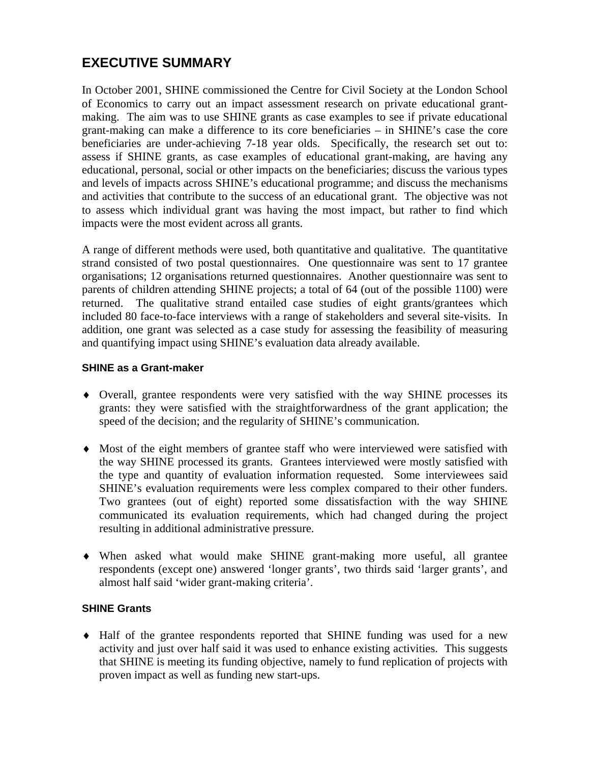# EXECUTIVE SUMMARY

In October 2001, SHINE commissioned the Centre for Civil Society at the London School of Economics to carry out an impact assessment research on private educational grant-making. The aim was to use SHINE grants as case examples to see if private educational grant-making can make a difference to its core beneficiaries – in SHINE's case the core beneficiaries are under-achieving 7-18 year olds. Specifically, the research set out to: assess if SHINE grants, as case examples of educational grant-making, are having any educational, personal, social or other impacts on the beneficiaries; discuss the various types and levels of impacts across SHINE's educational programme; and discuss the mechanisms and activities that contribute to the success of an educational grant. The objective was not to assess which individual grant was having the most impact, but rather to find which impacts were the most evident across all grants.

A range of different methods were used, both quantitative and qualitative. The quantitative strand consisted of two postal questionnaires. One questionnaire was sent to 17 grantee organisations; 12 organisations returned questionnaires. Another questionnaire was sent to parents of children attending SHINE projects; a total of 64 (out of the possible 1100) were returned. The qualitative strand entailed case studies of eight grants/grantees which included 80 face-to-face interviews with a range of stakeholders and several site-visits. In addition, one grant was selected as a case study for assessing the feasibility of measuring and quantifying impact using SHINE's evaluation data already available.

### SHINE as a Grant-maker

- Overall, grantee respondents were very satisfied with the way SHINE processes its grants: they were satisfied with the straightforwardness of the grant application; the speed of the decision; and the regularity of SHINE's communication.

- Most of the eight members of grantee staff who were interviewed were satisfied with the way SHINE processed its grants. Grantees interviewed were mostly satisfied with the type and quantity of evaluation information requested. Some interviewees said SHINE's evaluation requirements were less complex compared to their other funders. Two grantees (out of eight) reported some dissatisfaction with the way SHINE communicated its evaluation requirements, which had changed during the project resulting in additional administrative pressure.

- When asked what would make SHINE grant-making more useful, all grantee respondents (except one) answered 'longer grants', two thirds said 'larger grants', and almost half said 'wider grant-making criteria'.

### SHINE Grants

- Half of the grantee respondents reported that SHINE funding was used for a new activity and just over half said it was used to enhance existing activities. This suggests that SHINE is meeting its funding objective, namely to fund replication of projects with proven impact as well as funding new start-ups.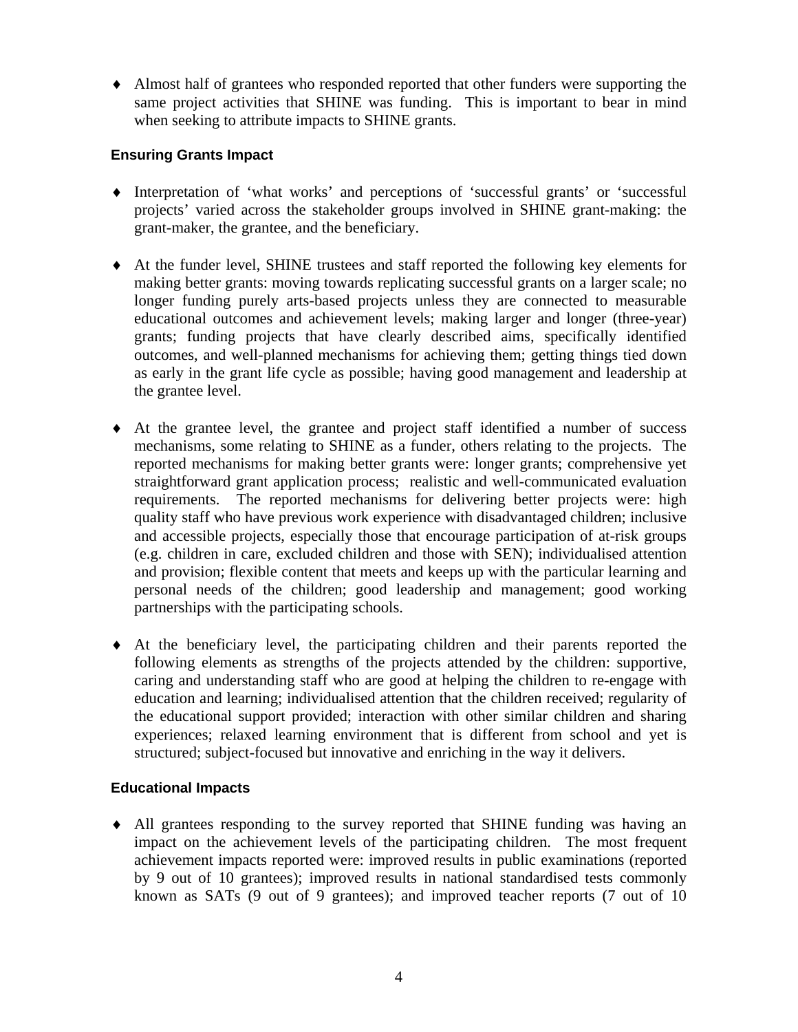- Almost half of grantees who responded reported that other funders were supporting the same project activities that SHINE was funding. This is important to bear in mind when seeking to attribute impacts to SHINE grants.

### Ensuring Grants Impact

- Interpretation of 'what works' and perceptions of 'successful grants' or 'successful projects' varied across the stakeholder groups involved in SHINE grant-making: the grant-maker, the grantee, and the beneficiary.

- At the funder level, SHINE trustees and staff reported the following key elements for making better grants: moving towards replicating successful grants on a larger scale; no longer funding purely arts-based projects unless they are connected to measurable educational outcomes and achievement levels; making larger and longer (three-year) grants; funding projects that have clearly described aims, specifically identified outcomes, and well-planned mechanisms for achieving them; getting things tied down as early in the grant life cycle as possible; having good management and leadership at the grantee level.

- At the grantee level, the grantee and project staff identified a number of success mechanisms, some relating to SHINE as a funder, others relating to the projects. The reported mechanisms for making better grants were: longer grants; comprehensive yet straightforward grant application process; realistic and well-communicated evaluation requirements. The reported mechanisms for delivering better projects were: high quality staff who have previous work experience with disadvantaged children; inclusive and accessible projects, especially those that encourage participation of at-risk groups (e.g. children in care, excluded children and those with SEN); individualised attention and provision; flexible content that meets and keeps up with the particular learning and personal needs of the children; good leadership and management; good working partnerships with the participating schools.

- At the beneficiary level, the participating children and their parents reported the following elements as strengths of the projects attended by the children: supportive, caring and understanding staff who are good at helping the children to re-engage with education and learning; individualised attention that the children received; regularity of the educational support provided; interaction with other similar children and sharing experiences; relaxed learning environment that is different from school and yet is structured; subject-focused but innovative and enriching in the way it delivers.

### Educational Impacts

- All grantees responding to the survey reported that SHINE funding was having an impact on the achievement levels of the participating children. The most frequent achievement impacts reported were: improved results in public examinations (reported by 9 out of 10 grantees); improved results in national standardised tests commonly known as SATs (9 out of 9 grantees); and improved teacher reports (7 out of 10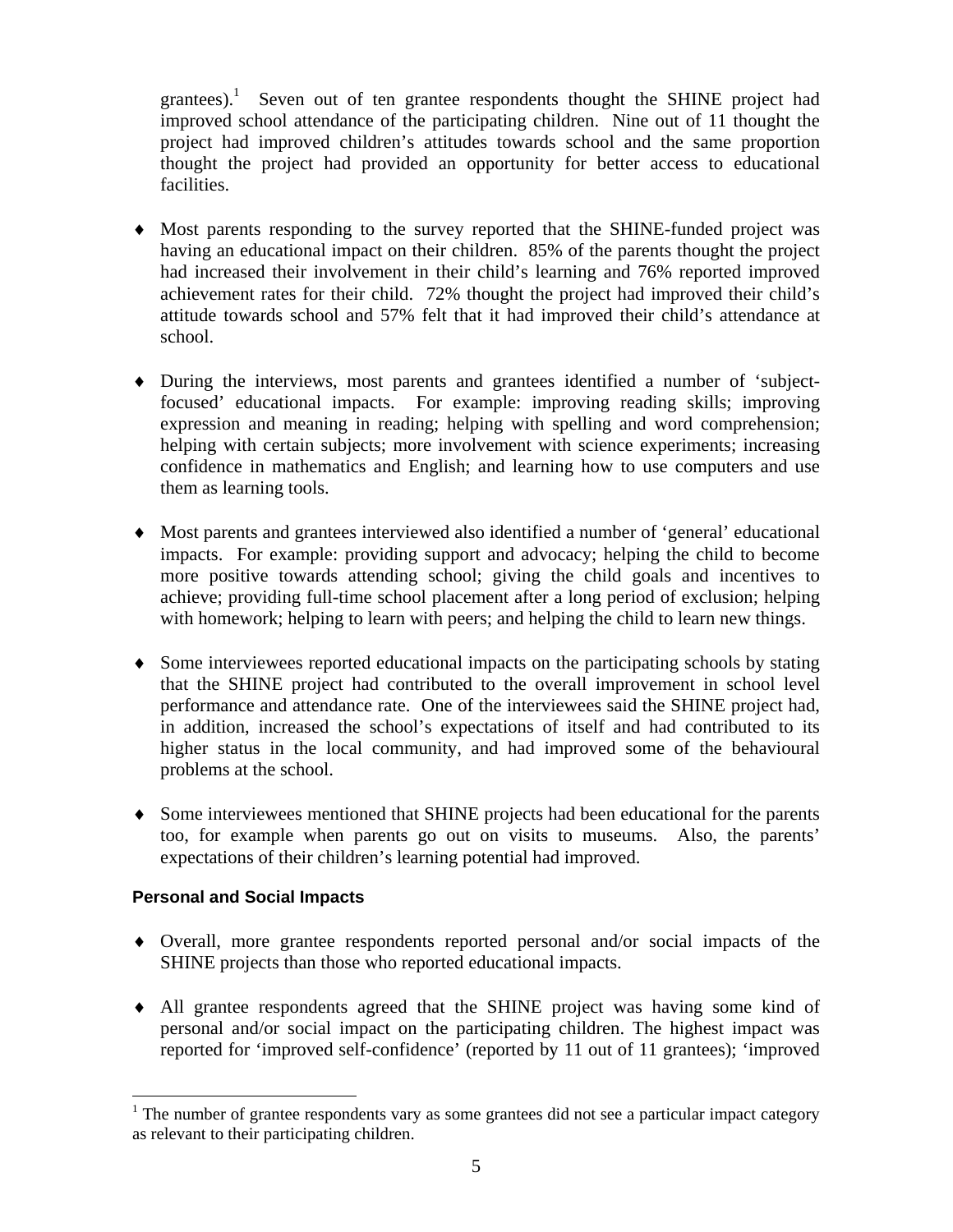grantees).[1] Seven out of ten grantee respondents thought the SHINE project had improved school attendance of the participating children. Nine out of 11 thought the project had improved children's attitudes towards school and the same proportion thought the project had provided an opportunity for better access to educational facilities.

- Most parents responding to the survey reported that the SHINE-funded project was having an educational impact on their children. 85% of the parents thought the project had increased their involvement in their child's learning and 76% reported improved achievement rates for their child. 72% thought the project had improved their child's attitude towards school and 57% felt that it had improved their child's attendance at school.

- During the interviews, most parents and grantees identified a number of 'subject-focused' educational impacts. For example: improving reading skills; improving expression and meaning in reading; helping with spelling and word comprehension; helping with certain subjects; more involvement with science experiments; increasing confidence in mathematics and English; and learning how to use computers and use them as learning tools.

- Most parents and grantees interviewed also identified a number of 'general' educational impacts. For example: providing support and advocacy; helping the child to become more positive towards attending school; giving the child goals and incentives to achieve; providing full-time school placement after a long period of exclusion; helping with homework; helping to learn with peers; and helping the child to learn new things.

- Some interviewees reported educational impacts on the participating schools by stating that the SHINE project had contributed to the overall improvement in school level performance and attendance rate. One of the interviewees said the SHINE project had, in addition, increased the school's expectations of itself and had contributed to its higher status in the local community, and had improved some of the behavioural problems at the school.

- Some interviewees mentioned that SHINE projects had been educational for the parents too, for example when parents go out on visits to museums. Also, the parents' expectations of their children's learning potential had improved.

### Personal and Social Impacts

- Overall, more grantee respondents reported personal and/or social impacts of the SHINE projects than those who reported educational impacts.

- All grantee respondents agreed that the SHINE project was having some kind of personal and/or social impact on the participating children. The highest impact was reported for 'improved self-confidence' (reported by 11 out of 11 grantees); 'improved

---

[1] The number of grantee respondents vary as some grantees did not see a particular impact category as relevant to their participating children.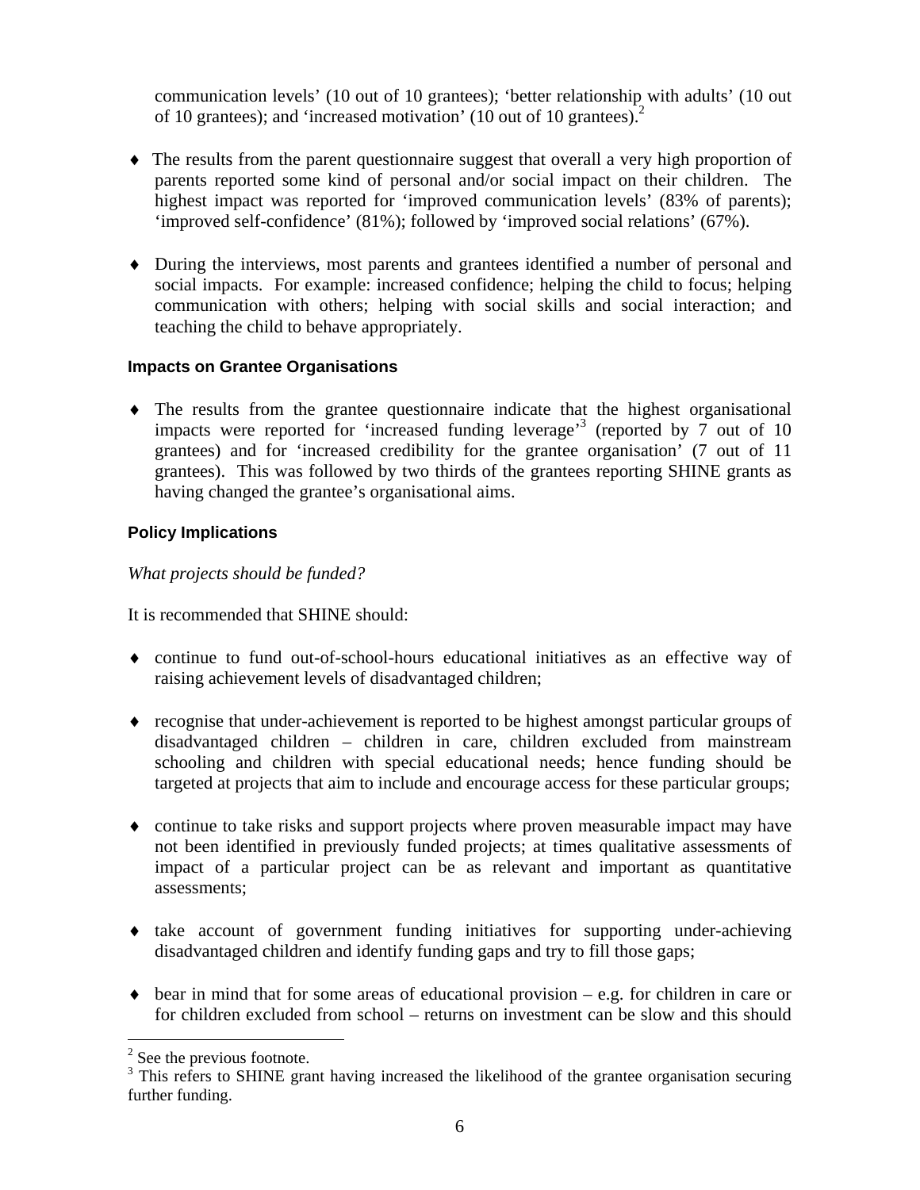communication levels' (10 out of 10 grantees); 'better relationship with adults' (10 out of 10 grantees); and 'increased motivation' (10 out of 10 grantees).[2]

- The results from the parent questionnaire suggest that overall a very high proportion of parents reported some kind of personal and/or social impact on their children. The highest impact was reported for 'improved communication levels' (83% of parents); 'improved self-confidence' (81%); followed by 'improved social relations' (67%).

- During the interviews, most parents and grantees identified a number of personal and social impacts. For example: increased confidence; helping the child to focus; helping communication with others; helping with social skills and social interaction; and teaching the child to behave appropriately.

### Impacts on Grantee Organisations

- The results from the grantee questionnaire indicate that the highest organisational impacts were reported for 'increased funding leverage'[3] (reported by 7 out of 10 grantees) and for 'increased credibility for the grantee organisation' (7 out of 11 grantees). This was followed by two thirds of the grantees reporting SHINE grants as having changed the grantee's organisational aims.

### Policy Implications

*What projects should be funded?*

It is recommended that SHINE should:

- continue to fund out-of-school-hours educational initiatives as an effective way of raising achievement levels of disadvantaged children;

- recognise that under-achievement is reported to be highest amongst particular groups of disadvantaged children – children in care, children excluded from mainstream schooling and children with special educational needs; hence funding should be targeted at projects that aim to include and encourage access for these particular groups;

- continue to take risks and support projects where proven measurable impact may have not been identified in previously funded projects; at times qualitative assessments of impact of a particular project can be as relevant and important as quantitative assessments;

- take account of government funding initiatives for supporting under-achieving disadvantaged children and identify funding gaps and try to fill those gaps;

- bear in mind that for some areas of educational provision – e.g. for children in care or for children excluded from school – returns on investment can be slow and this should

---

[2] See the previous footnote.

[3] This refers to SHINE grant having increased the likelihood of the grantee organisation securing further funding.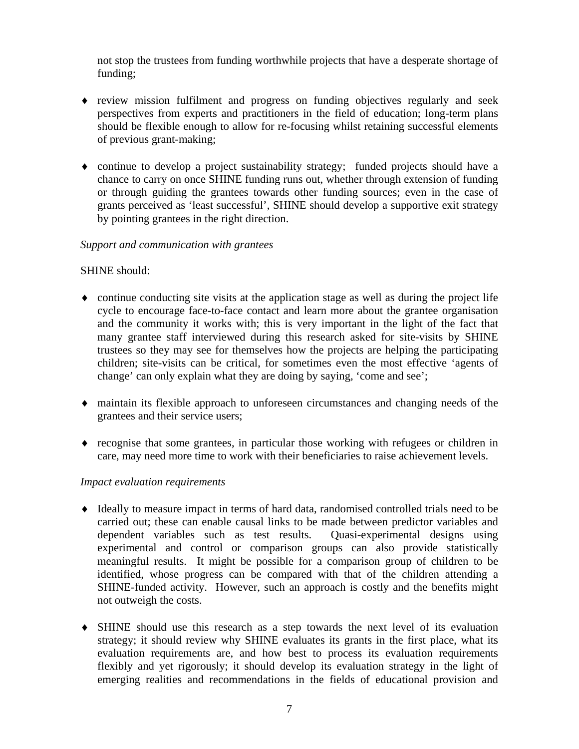not stop the trustees from funding worthwhile projects that have a desperate shortage of funding;

- review mission fulfilment and progress on funding objectives regularly and seek perspectives from experts and practitioners in the field of education; long-term plans should be flexible enough to allow for re-focusing whilst retaining successful elements of previous grant-making;

- continue to develop a project sustainability strategy; funded projects should have a chance to carry on once SHINE funding runs out, whether through extension of funding or through guiding the grantees towards other funding sources; even in the case of grants perceived as 'least successful', SHINE should develop a supportive exit strategy by pointing grantees in the right direction.

*Support and communication with grantees*

SHINE should:

- continue conducting site visits at the application stage as well as during the project life cycle to encourage face-to-face contact and learn more about the grantee organisation and the community it works with; this is very important in the light of the fact that many grantee staff interviewed during this research asked for site-visits by SHINE trustees so they may see for themselves how the projects are helping the participating children; site-visits can be critical, for sometimes even the most effective 'agents of change' can only explain what they are doing by saying, 'come and see';

- maintain its flexible approach to unforeseen circumstances and changing needs of the grantees and their service users;

- recognise that some grantees, in particular those working with refugees or children in care, may need more time to work with their beneficiaries to raise achievement levels.

*Impact evaluation requirements*

- Ideally to measure impact in terms of hard data, randomised controlled trials need to be carried out; these can enable causal links to be made between predictor variables and dependent variables such as test results. Quasi-experimental designs using experimental and control or comparison groups can also provide statistically meaningful results. It might be possible for a comparison group of children to be identified, whose progress can be compared with that of the children attending a SHINE-funded activity. However, such an approach is costly and the benefits might not outweigh the costs.

- SHINE should use this research as a step towards the next level of its evaluation strategy; it should review why SHINE evaluates its grants in the first place, what its evaluation requirements are, and how best to process its evaluation requirements flexibly and yet rigorously; it should develop its evaluation strategy in the light of emerging realities and recommendations in the fields of educational provision and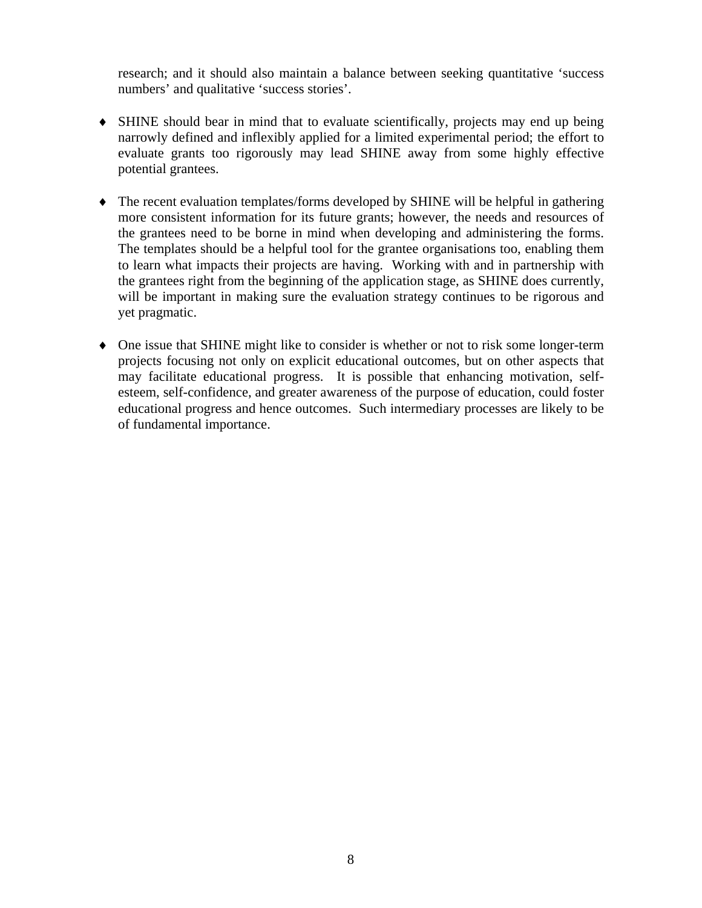research; and it should also maintain a balance between seeking quantitative 'success numbers' and qualitative 'success stories'.

- SHINE should bear in mind that to evaluate scientifically, projects may end up being narrowly defined and inflexibly applied for a limited experimental period; the effort to evaluate grants too rigorously may lead SHINE away from some highly effective potential grantees.

- The recent evaluation templates/forms developed by SHINE will be helpful in gathering more consistent information for its future grants; however, the needs and resources of the grantees need to be borne in mind when developing and administering the forms. The templates should be a helpful tool for the grantee organisations too, enabling them to learn what impacts their projects are having. Working with and in partnership with the grantees right from the beginning of the application stage, as SHINE does currently, will be important in making sure the evaluation strategy continues to be rigorous and yet pragmatic.

- One issue that SHINE might like to consider is whether or not to risk some longer-term projects focusing not only on explicit educational outcomes, but on other aspects that may facilitate educational progress. It is possible that enhancing motivation, self-esteem, self-confidence, and greater awareness of the purpose of education, could foster educational progress and hence outcomes. Such intermediary processes are likely to be of fundamental importance.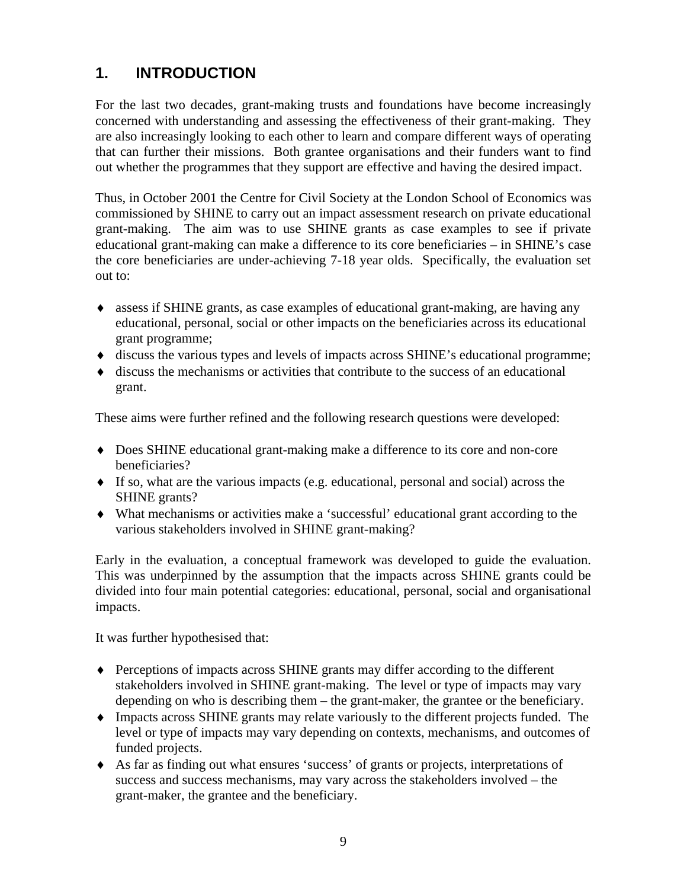# 1. INTRODUCTION

For the last two decades, grant-making trusts and foundations have become increasingly concerned with understanding and assessing the effectiveness of their grant-making. They are also increasingly looking to each other to learn and compare different ways of operating that can further their missions. Both grantee organisations and their funders want to find out whether the programmes that they support are effective and having the desired impact.

Thus, in October 2001 the Centre for Civil Society at the London School of Economics was commissioned by SHINE to carry out an impact assessment research on private educational grant-making. The aim was to use SHINE grants as case examples to see if private educational grant-making can make a difference to its core beneficiaries – in SHINE's case the core beneficiaries are under-achieving 7-18 year olds. Specifically, the evaluation set out to:

- assess if SHINE grants, as case examples of educational grant-making, are having any educational, personal, social or other impacts on the beneficiaries across its educational grant programme;
- discuss the various types and levels of impacts across SHINE's educational programme;
- discuss the mechanisms or activities that contribute to the success of an educational grant.

These aims were further refined and the following research questions were developed:

- Does SHINE educational grant-making make a difference to its core and non-core beneficiaries?
- If so, what are the various impacts (e.g. educational, personal and social) across the SHINE grants?
- What mechanisms or activities make a 'successful' educational grant according to the various stakeholders involved in SHINE grant-making?

Early in the evaluation, a conceptual framework was developed to guide the evaluation. This was underpinned by the assumption that the impacts across SHINE grants could be divided into four main potential categories: educational, personal, social and organisational impacts.

It was further hypothesised that:

- Perceptions of impacts across SHINE grants may differ according to the different stakeholders involved in SHINE grant-making. The level or type of impacts may vary depending on who is describing them – the grant-maker, the grantee or the beneficiary.
- Impacts across SHINE grants may relate variously to the different projects funded. The level or type of impacts may vary depending on contexts, mechanisms, and outcomes of funded projects.
- As far as finding out what ensures 'success' of grants or projects, interpretations of success and success mechanisms, may vary across the stakeholders involved – the grant-maker, the grantee and the beneficiary.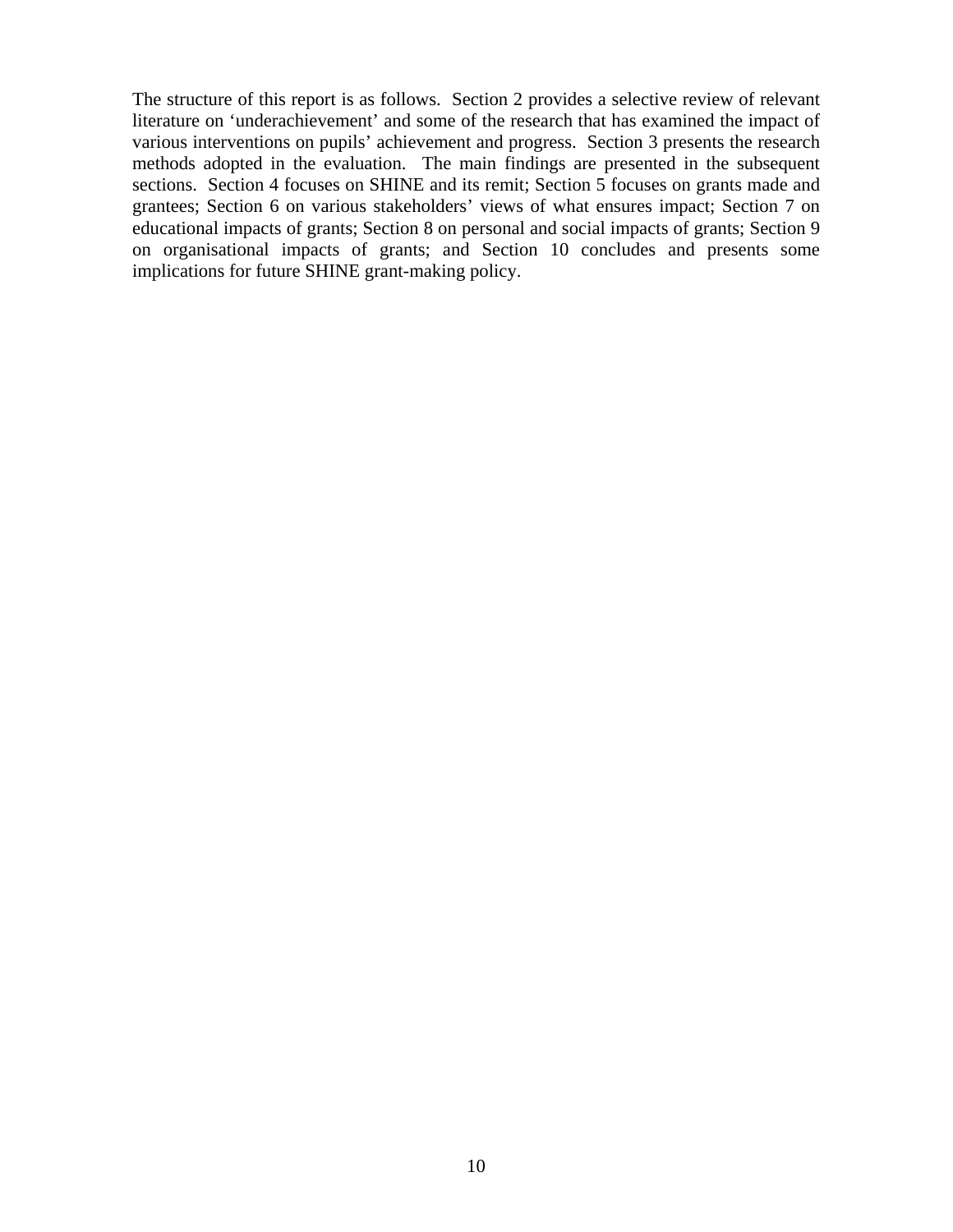The structure of this report is as follows. Section 2 provides a selective review of relevant literature on 'underachievement' and some of the research that has examined the impact of various interventions on pupils' achievement and progress. Section 3 presents the research methods adopted in the evaluation. The main findings are presented in the subsequent sections. Section 4 focuses on SHINE and its remit; Section 5 focuses on grants made and grantees; Section 6 on various stakeholders' views of what ensures impact; Section 7 on educational impacts of grants; Section 8 on personal and social impacts of grants; Section 9 on organisational impacts of grants; and Section 10 concludes and presents some implications for future SHINE grant-making policy.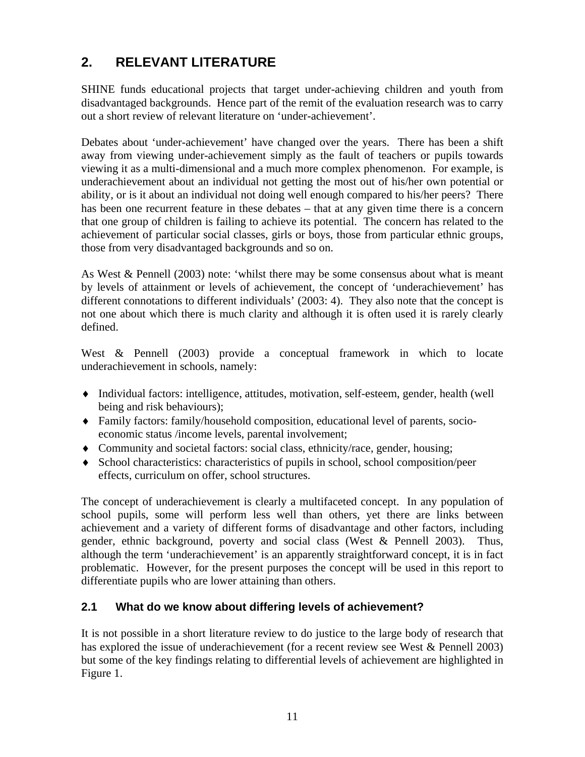# 2. RELEVANT LITERATURE

SHINE funds educational projects that target under-achieving children and youth from disadvantaged backgrounds. Hence part of the remit of the evaluation research was to carry out a short review of relevant literature on 'under-achievement'.

Debates about 'under-achievement' have changed over the years. There has been a shift away from viewing under-achievement simply as the fault of teachers or pupils towards viewing it as a multi-dimensional and a much more complex phenomenon. For example, is underachievement about an individual not getting the most out of his/her own potential or ability, or is it about an individual not doing well enough compared to his/her peers? There has been one recurrent feature in these debates – that at any given time there is a concern that one group of children is failing to achieve its potential. The concern has related to the achievement of particular social classes, girls or boys, those from particular ethnic groups, those from very disadvantaged backgrounds and so on.

As West & Pennell (2003) note: 'whilst there may be some consensus about what is meant by levels of attainment or levels of achievement, the concept of 'underachievement' has different connotations to different individuals' (2003: 4). They also note that the concept is not one about which there is much clarity and although it is often used it is rarely clearly defined.

West & Pennell (2003) provide a conceptual framework in which to locate underachievement in schools, namely:

- Individual factors: intelligence, attitudes, motivation, self-esteem, gender, health (well being and risk behaviours);
- Family factors: family/household composition, educational level of parents, socio-economic status /income levels, parental involvement;
- Community and societal factors: social class, ethnicity/race, gender, housing;
- School characteristics: characteristics of pupils in school, school composition/peer effects, curriculum on offer, school structures.

The concept of underachievement is clearly a multifaceted concept. In any population of school pupils, some will perform less well than others, yet there are links between achievement and a variety of different forms of disadvantage and other factors, including gender, ethnic background, poverty and social class (West & Pennell 2003). Thus, although the term 'underachievement' is an apparently straightforward concept, it is in fact problematic. However, for the present purposes the concept will be used in this report to differentiate pupils who are lower attaining than others.

## 2.1 What do we know about differing levels of achievement?

It is not possible in a short literature review to do justice to the large body of research that has explored the issue of underachievement (for a recent review see West & Pennell 2003) but some of the key findings relating to differential levels of achievement are highlighted in Figure 1.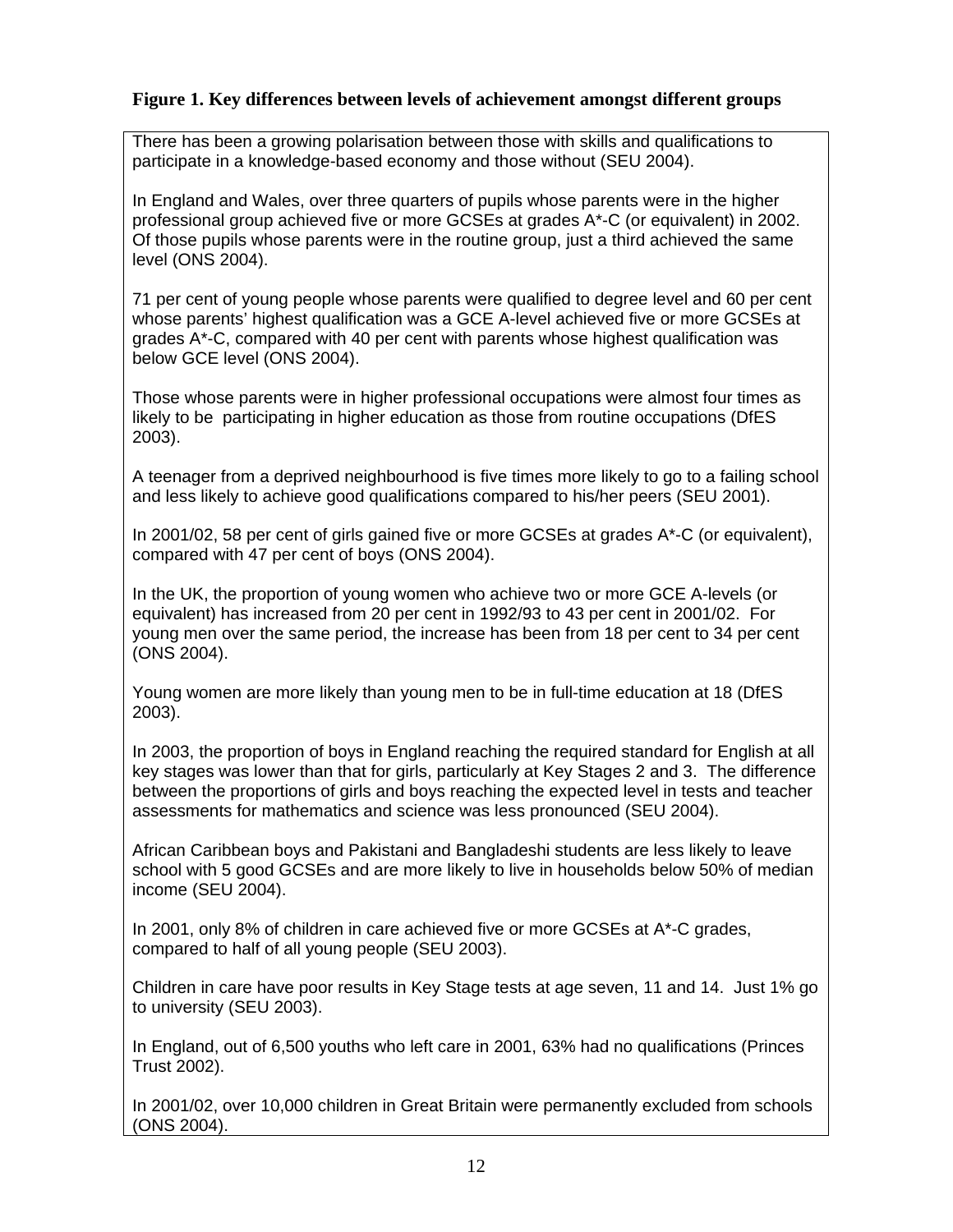**Figure 1. Key differences between levels of achievement amongst different groups**

There has been a growing polarisation between those with skills and qualifications to participate in a knowledge-based economy and those without (SEU 2004).

In England and Wales, over three quarters of pupils whose parents were in the higher professional group achieved five or more GCSEs at grades A*-C (or equivalent) in 2002. Of those pupils whose parents were in the routine group, just a third achieved the same level (ONS 2004).

71 per cent of young people whose parents were qualified to degree level and 60 per cent whose parents' highest qualification was a GCE A-level achieved five or more GCSEs at grades A*-C, compared with 40 per cent with parents whose highest qualification was below GCE level (ONS 2004).

Those whose parents were in higher professional occupations were almost four times as likely to be participating in higher education as those from routine occupations (DfES 2003).

A teenager from a deprived neighbourhood is five times more likely to go to a failing school and less likely to achieve good qualifications compared to his/her peers (SEU 2001).

In 2001/02, 58 per cent of girls gained five or more GCSEs at grades A*-C (or equivalent), compared with 47 per cent of boys (ONS 2004).

In the UK, the proportion of young women who achieve two or more GCE A-levels (or equivalent) has increased from 20 per cent in 1992/93 to 43 per cent in 2001/02. For young men over the same period, the increase has been from 18 per cent to 34 per cent (ONS 2004).

Young women are more likely than young men to be in full-time education at 18 (DfES 2003).

In 2003, the proportion of boys in England reaching the required standard for English at all key stages was lower than that for girls, particularly at Key Stages 2 and 3. The difference between the proportions of girls and boys reaching the expected level in tests and teacher assessments for mathematics and science was less pronounced (SEU 2004).

African Caribbean boys and Pakistani and Bangladeshi students are less likely to leave school with 5 good GCSEs and are more likely to live in households below 50% of median income (SEU 2004).

In 2001, only 8% of children in care achieved five or more GCSEs at A*-C grades, compared to half of all young people (SEU 2003).

Children in care have poor results in Key Stage tests at age seven, 11 and 14. Just 1% go to university (SEU 2003).

In England, out of 6,500 youths who left care in 2001, 63% had no qualifications (Princes Trust 2002).

In 2001/02, over 10,000 children in Great Britain were permanently excluded from schools (ONS 2004).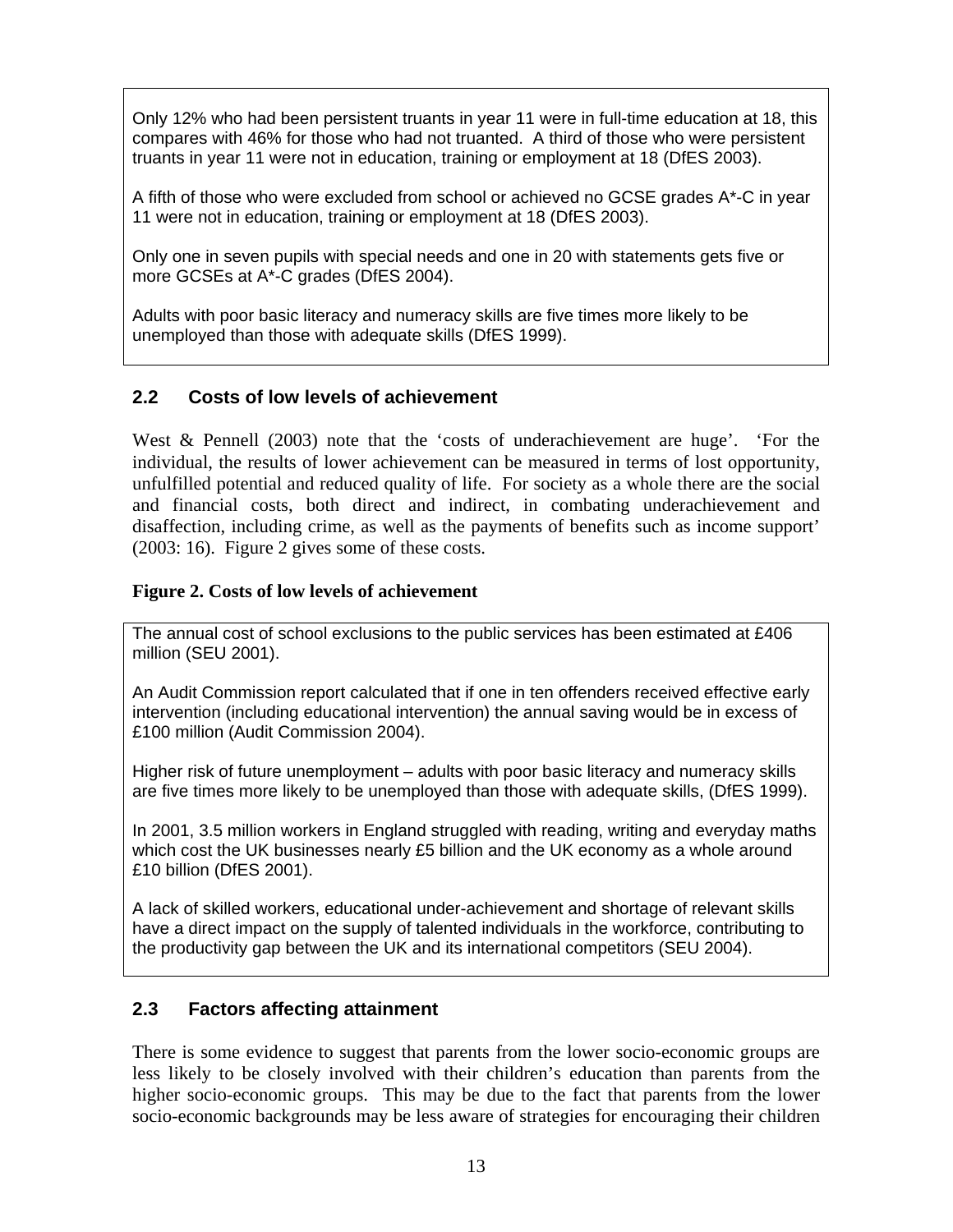Only 12% who had been persistent truants in year 11 were in full-time education at 18, this compares with 46% for those who had not truanted. A third of those who were persistent truants in year 11 were not in education, training or employment at 18 (DfES 2003).

A fifth of those who were excluded from school or achieved no GCSE grades A*-C in year 11 were not in education, training or employment at 18 (DfES 2003).

Only one in seven pupils with special needs and one in 20 with statements gets five or more GCSEs at A*-C grades (DfES 2004).

Adults with poor basic literacy and numeracy skills are five times more likely to be unemployed than those with adequate skills (DfES 1999).

## 2.2 Costs of low levels of achievement

West & Pennell (2003) note that the 'costs of underachievement are huge'. 'For the individual, the results of lower achievement can be measured in terms of lost opportunity, unfulfilled potential and reduced quality of life. For society as a whole there are the social and financial costs, both direct and indirect, in combating underachievement and disaffection, including crime, as well as the payments of benefits such as income support' (2003: 16). Figure 2 gives some of these costs.

**Figure 2. Costs of low levels of achievement**

The annual cost of school exclusions to the public services has been estimated at £406 million (SEU 2001).

An Audit Commission report calculated that if one in ten offenders received effective early intervention (including educational intervention) the annual saving would be in excess of £100 million (Audit Commission 2004).

Higher risk of future unemployment – adults with poor basic literacy and numeracy skills are five times more likely to be unemployed than those with adequate skills, (DfES 1999).

In 2001, 3.5 million workers in England struggled with reading, writing and everyday maths which cost the UK businesses nearly £5 billion and the UK economy as a whole around £10 billion (DfES 2001).

A lack of skilled workers, educational under-achievement and shortage of relevant skills have a direct impact on the supply of talented individuals in the workforce, contributing to the productivity gap between the UK and its international competitors (SEU 2004).

## 2.3 Factors affecting attainment

There is some evidence to suggest that parents from the lower socio-economic groups are less likely to be closely involved with their children's education than parents from the higher socio-economic groups. This may be due to the fact that parents from the lower socio-economic backgrounds may be less aware of strategies for encouraging their children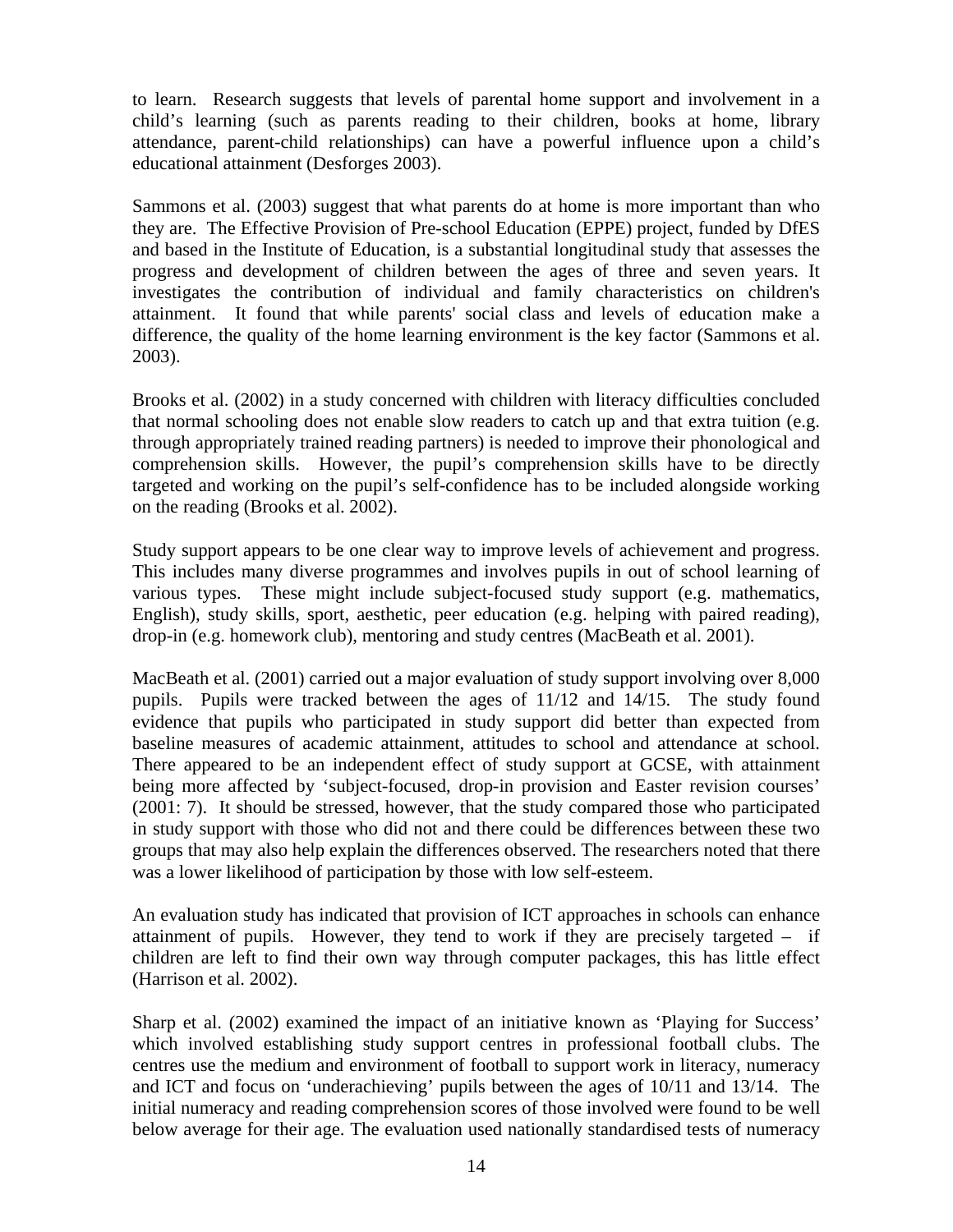to learn. Research suggests that levels of parental home support and involvement in a child's learning (such as parents reading to their children, books at home, library attendance, parent-child relationships) can have a powerful influence upon a child's educational attainment (Desforges 2003).

Sammons et al. (2003) suggest that what parents do at home is more important than who they are. The Effective Provision of Pre-school Education (EPPE) project, funded by DfES and based in the Institute of Education, is a substantial longitudinal study that assesses the progress and development of children between the ages of three and seven years. It investigates the contribution of individual and family characteristics on children's attainment. It found that while parents' social class and levels of education make a difference, the quality of the home learning environment is the key factor (Sammons et al. 2003).

Brooks et al. (2002) in a study concerned with children with literacy difficulties concluded that normal schooling does not enable slow readers to catch up and that extra tuition (e.g. through appropriately trained reading partners) is needed to improve their phonological and comprehension skills. However, the pupil's comprehension skills have to be directly targeted and working on the pupil's self-confidence has to be included alongside working on the reading (Brooks et al. 2002).

Study support appears to be one clear way to improve levels of achievement and progress. This includes many diverse programmes and involves pupils in out of school learning of various types. These might include subject-focused study support (e.g. mathematics, English), study skills, sport, aesthetic, peer education (e.g. helping with paired reading), drop-in (e.g. homework club), mentoring and study centres (MacBeath et al. 2001).

MacBeath et al. (2001) carried out a major evaluation of study support involving over 8,000 pupils. Pupils were tracked between the ages of 11/12 and 14/15. The study found evidence that pupils who participated in study support did better than expected from baseline measures of academic attainment, attitudes to school and attendance at school. There appeared to be an independent effect of study support at GCSE, with attainment being more affected by 'subject-focused, drop-in provision and Easter revision courses' (2001: 7). It should be stressed, however, that the study compared those who participated in study support with those who did not and there could be differences between these two groups that may also help explain the differences observed. The researchers noted that there was a lower likelihood of participation by those with low self-esteem.

An evaluation study has indicated that provision of ICT approaches in schools can enhance attainment of pupils. However, they tend to work if they are precisely targeted – if children are left to find their own way through computer packages, this has little effect (Harrison et al. 2002).

Sharp et al. (2002) examined the impact of an initiative known as 'Playing for Success' which involved establishing study support centres in professional football clubs. The centres use the medium and environment of football to support work in literacy, numeracy and ICT and focus on 'underachieving' pupils between the ages of 10/11 and 13/14. The initial numeracy and reading comprehension scores of those involved were found to be well below average for their age. The evaluation used nationally standardised tests of numeracy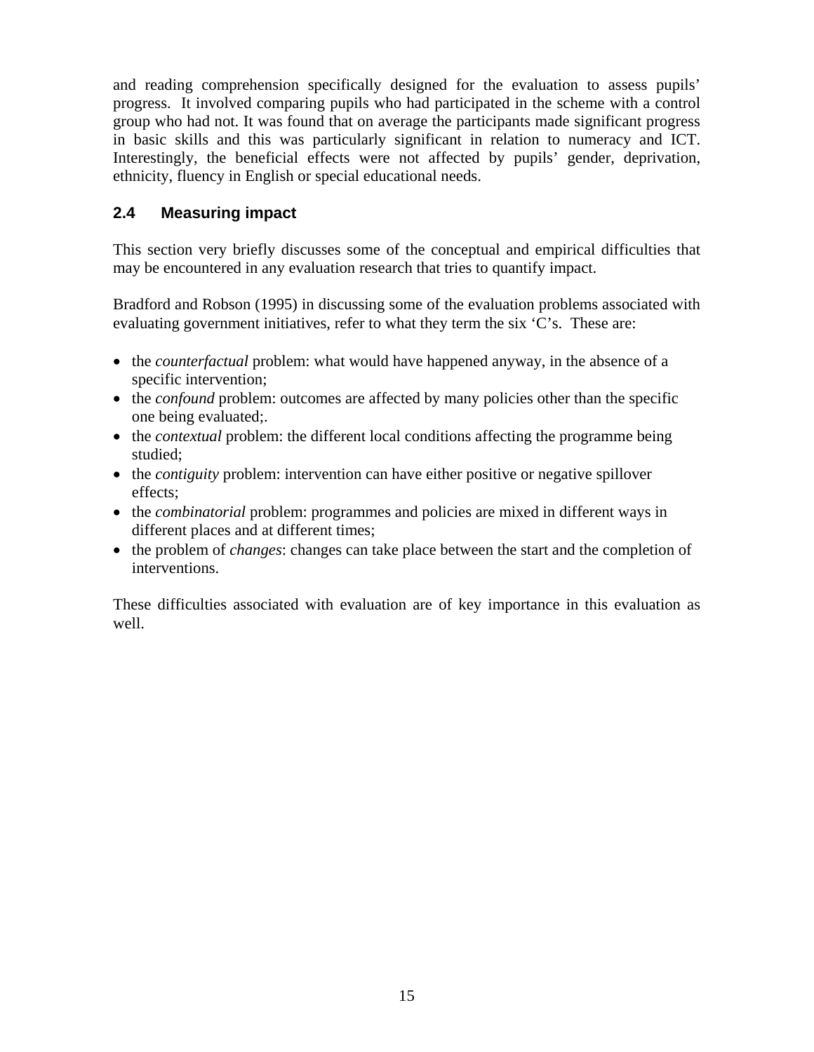and reading comprehension specifically designed for the evaluation to assess pupils' progress. It involved comparing pupils who had participated in the scheme with a control group who had not. It was found that on average the participants made significant progress in basic skills and this was particularly significant in relation to numeracy and ICT. Interestingly, the beneficial effects were not affected by pupils' gender, deprivation, ethnicity, fluency in English or special educational needs.

## 2.4 Measuring impact

This section very briefly discusses some of the conceptual and empirical difficulties that may be encountered in any evaluation research that tries to quantify impact.

Bradford and Robson (1995) in discussing some of the evaluation problems associated with evaluating government initiatives, refer to what they term the six 'C's. These are:

- the *counterfactual* problem: what would have happened anyway, in the absence of a specific intervention;
- the *confound* problem: outcomes are affected by many policies other than the specific one being evaluated;.
- the *contextual* problem: the different local conditions affecting the programme being studied;
- the *contiguity* problem: intervention can have either positive or negative spillover effects;
- the *combinatorial* problem: programmes and policies are mixed in different ways in different places and at different times;
- the problem of *changes*: changes can take place between the start and the completion of interventions.

These difficulties associated with evaluation are of key importance in this evaluation as well.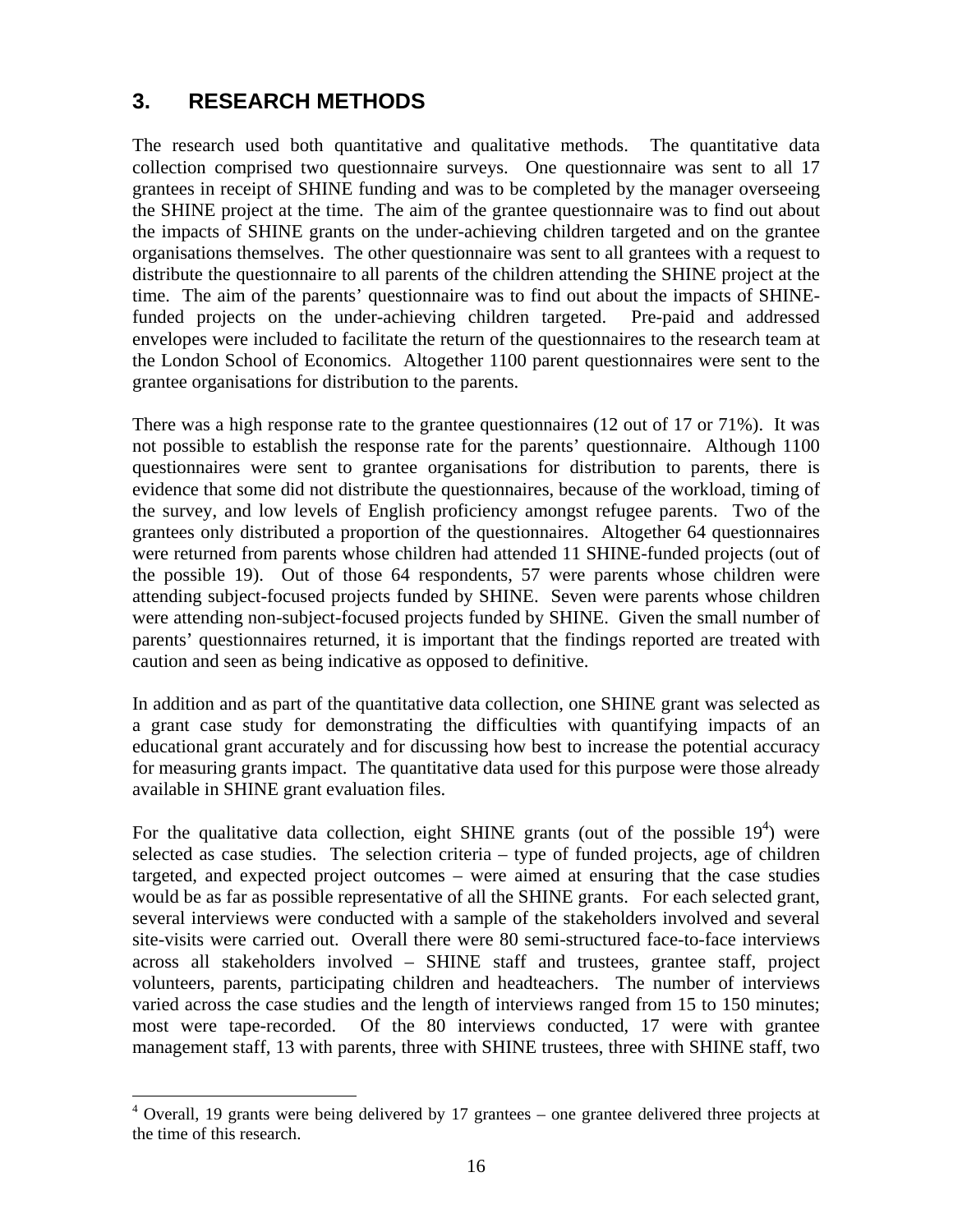## 3. RESEARCH METHODS

The research used both quantitative and qualitative methods. The quantitative data collection comprised two questionnaire surveys. One questionnaire was sent to all 17 grantees in receipt of SHINE funding and was to be completed by the manager overseeing the SHINE project at the time. The aim of the grantee questionnaire was to find out about the impacts of SHINE grants on the under-achieving children targeted and on the grantee organisations themselves. The other questionnaire was sent to all grantees with a request to distribute the questionnaire to all parents of the children attending the SHINE project at the time. The aim of the parents' questionnaire was to find out about the impacts of SHINE-funded projects on the under-achieving children targeted. Pre-paid and addressed envelopes were included to facilitate the return of the questionnaires to the research team at the London School of Economics. Altogether 1100 parent questionnaires were sent to the grantee organisations for distribution to the parents.

There was a high response rate to the grantee questionnaires (12 out of 17 or 71%). It was not possible to establish the response rate for the parents' questionnaire. Although 1100 questionnaires were sent to grantee organisations for distribution to parents, there is evidence that some did not distribute the questionnaires, because of the workload, timing of the survey, and low levels of English proficiency amongst refugee parents. Two of the grantees only distributed a proportion of the questionnaires. Altogether 64 questionnaires were returned from parents whose children had attended 11 SHINE-funded projects (out of the possible 19). Out of those 64 respondents, 57 were parents whose children were attending subject-focused projects funded by SHINE. Seven were parents whose children were attending non-subject-focused projects funded by SHINE. Given the small number of parents' questionnaires returned, it is important that the findings reported are treated with caution and seen as being indicative as opposed to definitive.

In addition and as part of the quantitative data collection, one SHINE grant was selected as a grant case study for demonstrating the difficulties with quantifying impacts of an educational grant accurately and for discussing how best to increase the potential accuracy for measuring grants impact. The quantitative data used for this purpose were those already available in SHINE grant evaluation files.

For the qualitative data collection, eight SHINE grants (out of the possible 19[4]) were selected as case studies. The selection criteria – type of funded projects, age of children targeted, and expected project outcomes – were aimed at ensuring that the case studies would be as far as possible representative of all the SHINE grants. For each selected grant, several interviews were conducted with a sample of the stakeholders involved and several site-visits were carried out. Overall there were 80 semi-structured face-to-face interviews across all stakeholders involved – SHINE staff and trustees, grantee staff, project volunteers, parents, participating children and headteachers. The number of interviews varied across the case studies and the length of interviews ranged from 15 to 150 minutes; most were tape-recorded. Of the 80 interviews conducted, 17 were with grantee management staff, 13 with parents, three with SHINE trustees, three with SHINE staff, two

[4] Overall, 19 grants were being delivered by 17 grantees – one grantee delivered three projects at the time of this research.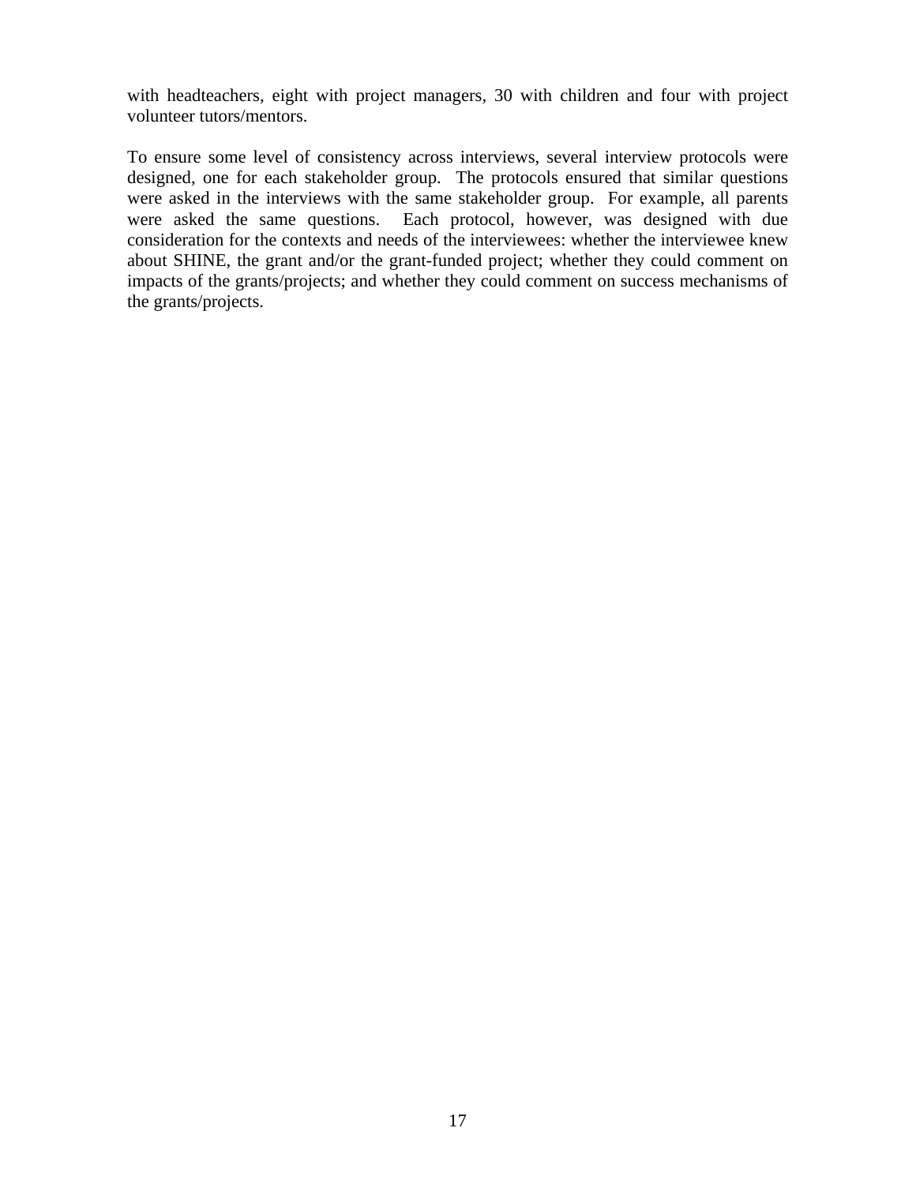with headteachers, eight with project managers, 30 with children and four with project volunteer tutors/mentors.

To ensure some level of consistency across interviews, several interview protocols were designed, one for each stakeholder group. The protocols ensured that similar questions were asked in the interviews with the same stakeholder group. For example, all parents were asked the same questions. Each protocol, however, was designed with due consideration for the contexts and needs of the interviewees: whether the interviewee knew about SHINE, the grant and/or the grant-funded project; whether they could comment on impacts of the grants/projects; and whether they could comment on success mechanisms of the grants/projects.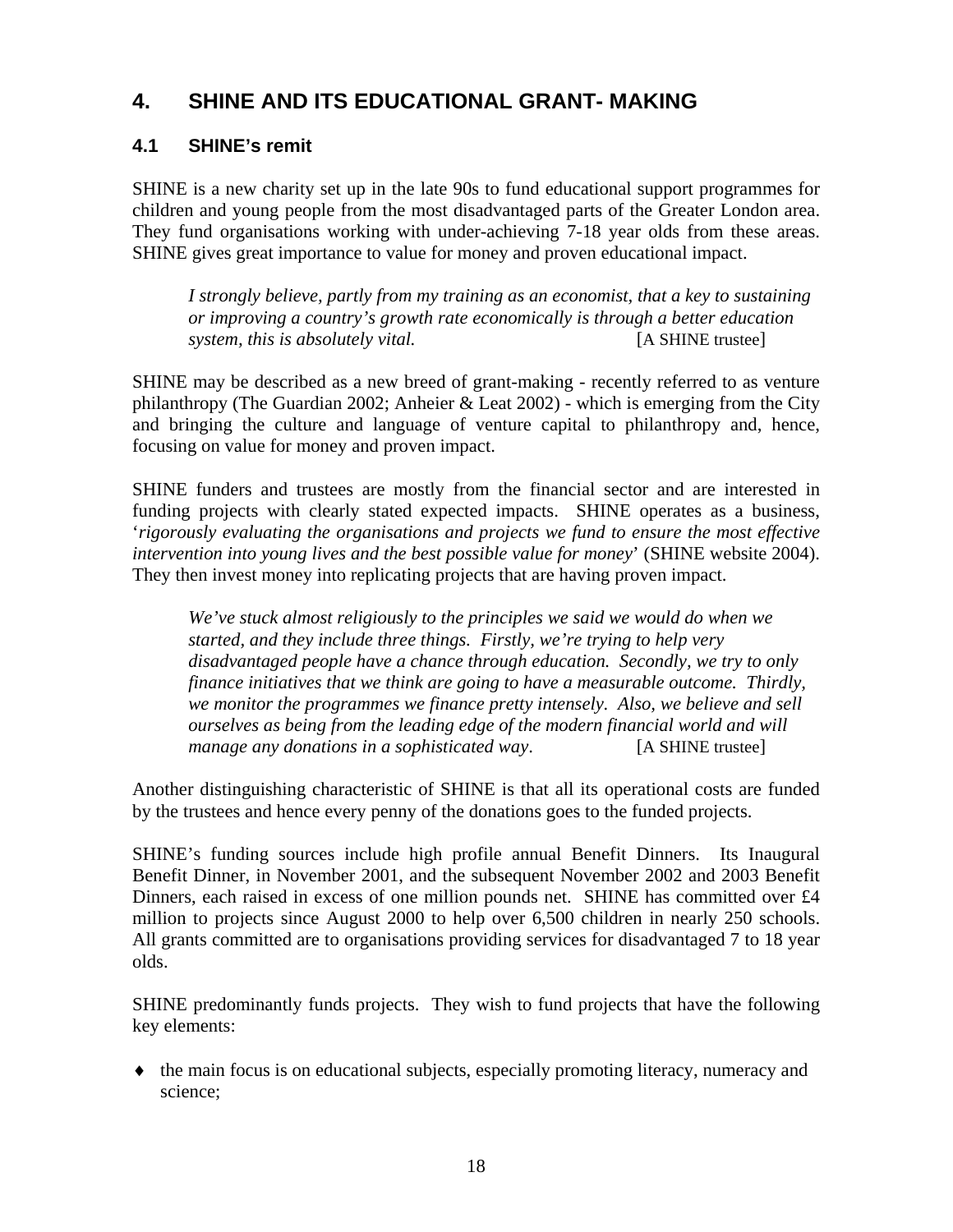# 4. SHINE AND ITS EDUCATIONAL GRANT- MAKING

## 4.1 SHINE's remit

SHINE is a new charity set up in the late 90s to fund educational support programmes for children and young people from the most disadvantaged parts of the Greater London area. They fund organisations working with under-achieving 7-18 year olds from these areas. SHINE gives great importance to value for money and proven educational impact.

> *I strongly believe, partly from my training as an economist, that a key to sustaining or improving a country's growth rate economically is through a better education system, this is absolutely vital.* [A SHINE trustee]

SHINE may be described as a new breed of grant-making - recently referred to as venture philanthropy (The Guardian 2002; Anheier & Leat 2002) - which is emerging from the City and bringing the culture and language of venture capital to philanthropy and, hence, focusing on value for money and proven impact.

SHINE funders and trustees are mostly from the financial sector and are interested in funding projects with clearly stated expected impacts. SHINE operates as a business, '*rigorously evaluating the organisations and projects we fund to ensure the most effective intervention into young lives and the best possible value for money*' (SHINE website 2004). They then invest money into replicating projects that are having proven impact.

> *We've stuck almost religiously to the principles we said we would do when we started, and they include three things. Firstly, we're trying to help very disadvantaged people have a chance through education. Secondly, we try to only finance initiatives that we think are going to have a measurable outcome. Thirdly, we monitor the programmes we finance pretty intensely. Also, we believe and sell ourselves as being from the leading edge of the modern financial world and will manage any donations in a sophisticated way.* [A SHINE trustee]

Another distinguishing characteristic of SHINE is that all its operational costs are funded by the trustees and hence every penny of the donations goes to the funded projects.

SHINE's funding sources include high profile annual Benefit Dinners. Its Inaugural Benefit Dinner, in November 2001, and the subsequent November 2002 and 2003 Benefit Dinners, each raised in excess of one million pounds net. SHINE has committed over £4 million to projects since August 2000 to help over 6,500 children in nearly 250 schools. All grants committed are to organisations providing services for disadvantaged 7 to 18 year olds.

SHINE predominantly funds projects. They wish to fund projects that have the following key elements:

- the main focus is on educational subjects, especially promoting literacy, numeracy and science;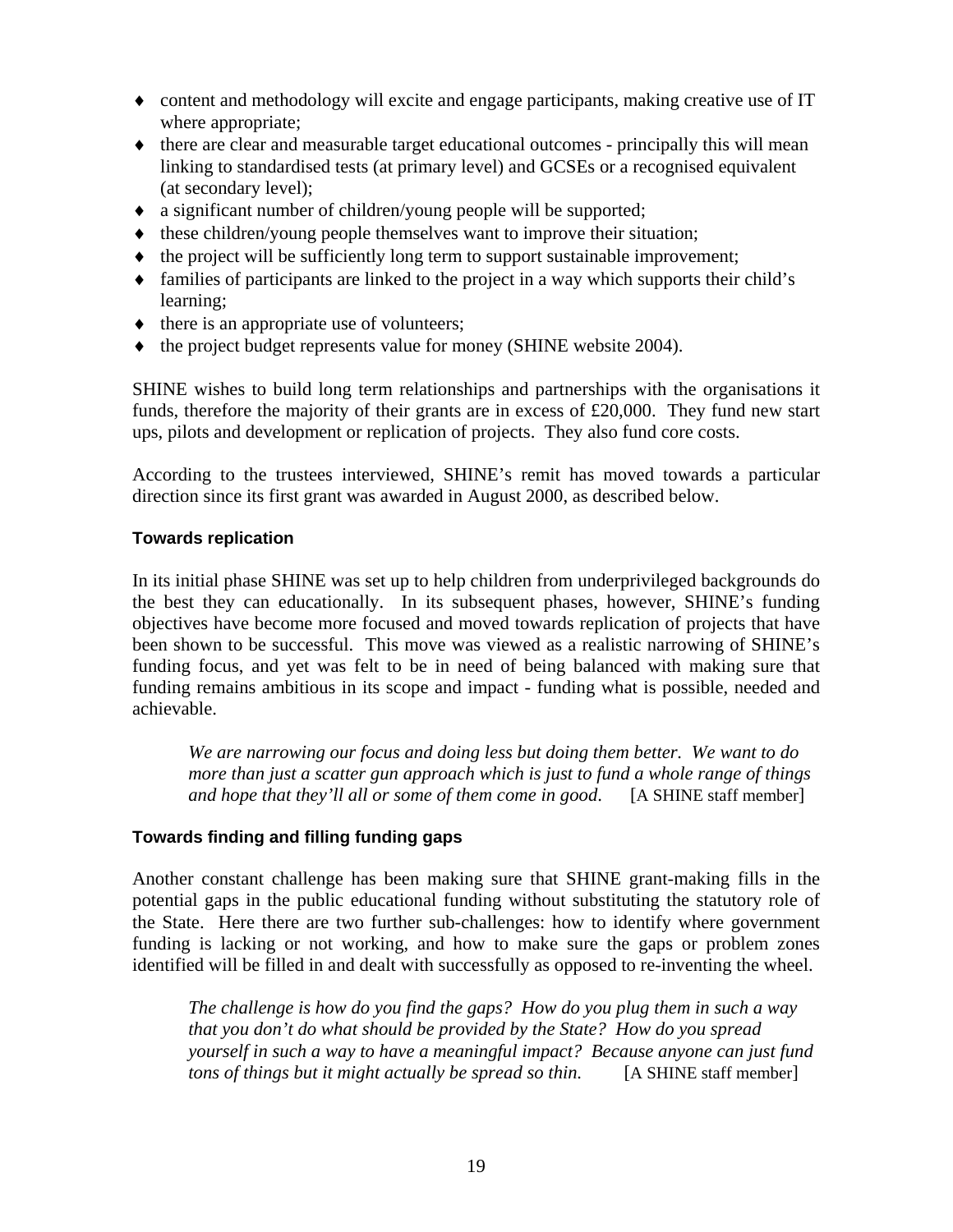- content and methodology will excite and engage participants, making creative use of IT where appropriate;
- there are clear and measurable target educational outcomes - principally this will mean linking to standardised tests (at primary level) and GCSEs or a recognised equivalent (at secondary level);
- a significant number of children/young people will be supported;
- these children/young people themselves want to improve their situation;
- the project will be sufficiently long term to support sustainable improvement;
- families of participants are linked to the project in a way which supports their child's learning;
- there is an appropriate use of volunteers;
- the project budget represents value for money (SHINE website 2004).

SHINE wishes to build long term relationships and partnerships with the organisations it funds, therefore the majority of their grants are in excess of £20,000. They fund new start ups, pilots and development or replication of projects. They also fund core costs.

According to the trustees interviewed, SHINE's remit has moved towards a particular direction since its first grant was awarded in August 2000, as described below.

#### Towards replication

In its initial phase SHINE was set up to help children from underprivileged backgrounds do the best they can educationally. In its subsequent phases, however, SHINE's funding objectives have become more focused and moved towards replication of projects that have been shown to be successful. This move was viewed as a realistic narrowing of SHINE's funding focus, and yet was felt to be in need of being balanced with making sure that funding remains ambitious in its scope and impact - funding what is possible, needed and achievable.

> *We are narrowing our focus and doing less but doing them better. We want to do more than just a scatter gun approach which is just to fund a whole range of things and hope that they'll all or some of them come in good.* [A SHINE staff member]

#### Towards finding and filling funding gaps

Another constant challenge has been making sure that SHINE grant-making fills in the potential gaps in the public educational funding without substituting the statutory role of the State. Here there are two further sub-challenges: how to identify where government funding is lacking or not working, and how to make sure the gaps or problem zones identified will be filled in and dealt with successfully as opposed to re-inventing the wheel.

> *The challenge is how do you find the gaps? How do you plug them in such a way that you don't do what should be provided by the State? How do you spread yourself in such a way to have a meaningful impact? Because anyone can just fund tons of things but it might actually be spread so thin.* [A SHINE staff member]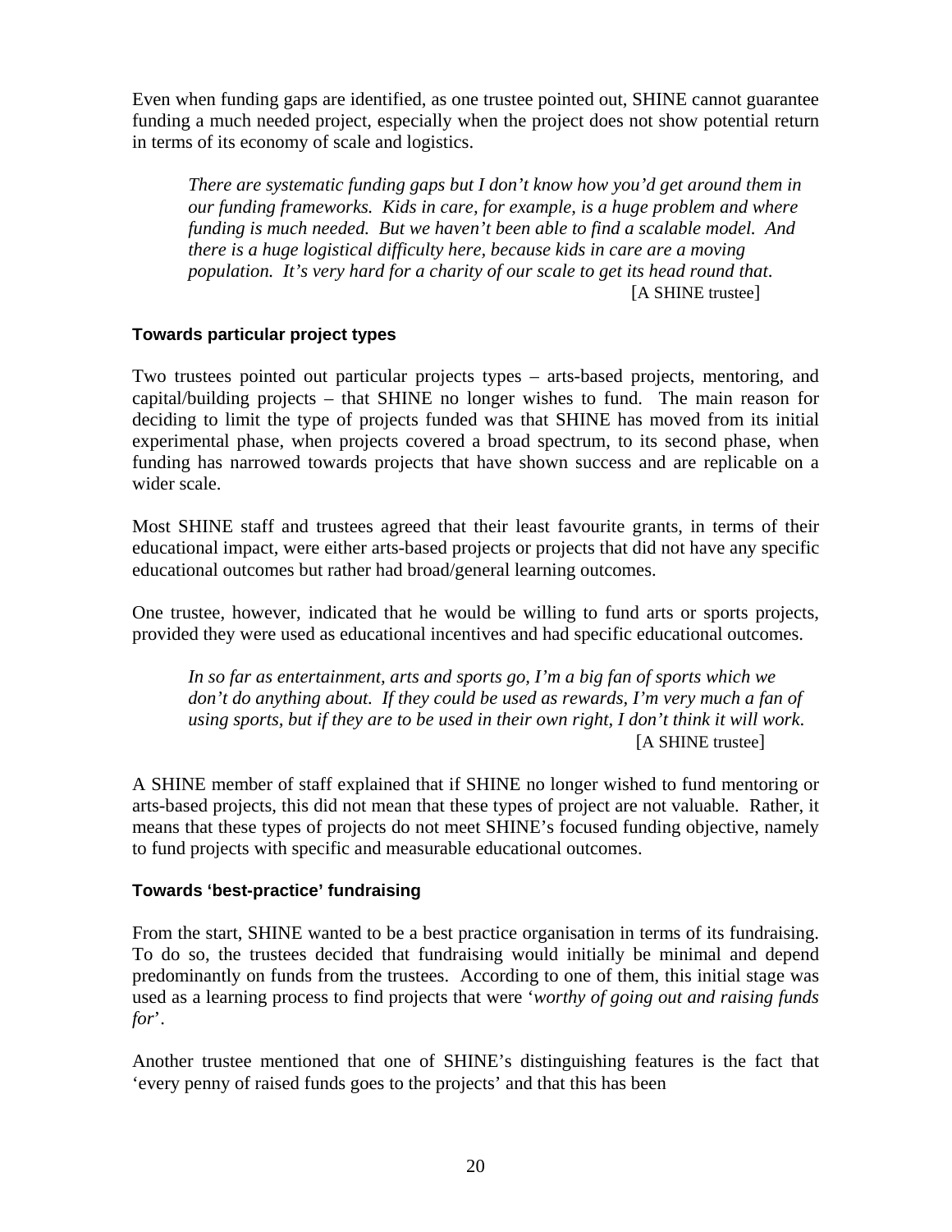Even when funding gaps are identified, as one trustee pointed out, SHINE cannot guarantee funding a much needed project, especially when the project does not show potential return in terms of its economy of scale and logistics.

> *There are systematic funding gaps but I don't know how you'd get around them in our funding frameworks. Kids in care, for example, is a huge problem and where funding is much needed. But we haven't been able to find a scalable model. And there is a huge logistical difficulty here, because kids in care are a moving population. It's very hard for a charity of our scale to get its head round that.*
> [A SHINE trustee]

### Towards particular project types

Two trustees pointed out particular projects types – arts-based projects, mentoring, and capital/building projects – that SHINE no longer wishes to fund. The main reason for deciding to limit the type of projects funded was that SHINE has moved from its initial experimental phase, when projects covered a broad spectrum, to its second phase, when funding has narrowed towards projects that have shown success and are replicable on a wider scale.

Most SHINE staff and trustees agreed that their least favourite grants, in terms of their educational impact, were either arts-based projects or projects that did not have any specific educational outcomes but rather had broad/general learning outcomes.

One trustee, however, indicated that he would be willing to fund arts or sports projects, provided they were used as educational incentives and had specific educational outcomes.

> *In so far as entertainment, arts and sports go, I'm a big fan of sports which we don't do anything about. If they could be used as rewards, I'm very much a fan of using sports, but if they are to be used in their own right, I don't think it will work.*
> [A SHINE trustee]

A SHINE member of staff explained that if SHINE no longer wished to fund mentoring or arts-based projects, this did not mean that these types of project are not valuable. Rather, it means that these types of projects do not meet SHINE's focused funding objective, namely to fund projects with specific and measurable educational outcomes.

### Towards 'best-practice' fundraising

From the start, SHINE wanted to be a best practice organisation in terms of its fundraising. To do so, the trustees decided that fundraising would initially be minimal and depend predominantly on funds from the trustees. According to one of them, this initial stage was used as a learning process to find projects that were '*worthy of going out and raising funds for*'.

Another trustee mentioned that one of SHINE's distinguishing features is the fact that 'every penny of raised funds goes to the projects' and that this has been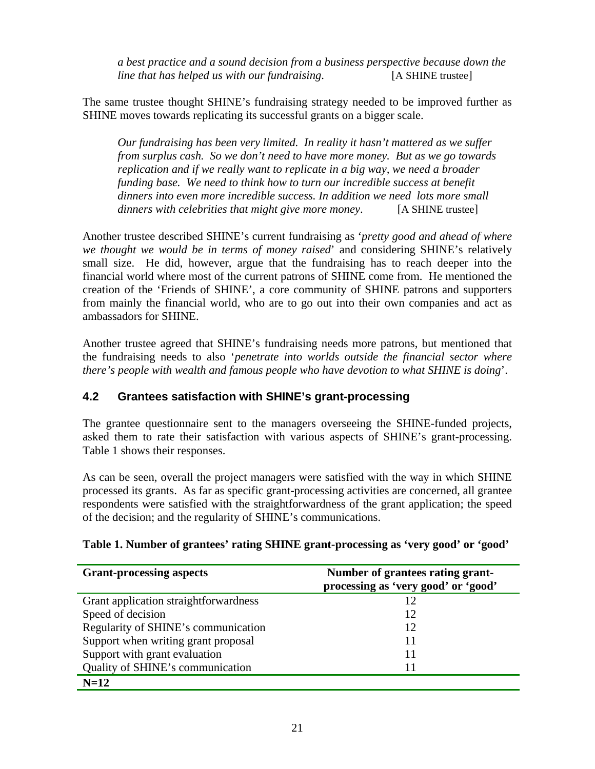*a best practice and a sound decision from a business perspective because down the line that has helped us with our fundraising*. [A SHINE trustee]

The same trustee thought SHINE's fundraising strategy needed to be improved further as SHINE moves towards replicating its successful grants on a bigger scale.

*Our fundraising has been very limited. In reality it hasn't mattered as we suffer from surplus cash. So we don't need to have more money. But as we go towards replication and if we really want to replicate in a big way, we need a broader funding base. We need to think how to turn our incredible success at benefit dinners into even more incredible success. In addition we need lots more small dinners with celebrities that might give more money*. [A SHINE trustee]

Another trustee described SHINE's current fundraising as '*pretty good and ahead of where we thought we would be in terms of money raised*' and considering SHINE's relatively small size. He did, however, argue that the fundraising has to reach deeper into the financial world where most of the current patrons of SHINE come from. He mentioned the creation of the 'Friends of SHINE', a core community of SHINE patrons and supporters from mainly the financial world, who are to go out into their own companies and act as ambassadors for SHINE.

Another trustee agreed that SHINE's fundraising needs more patrons, but mentioned that the fundraising needs to also '*penetrate into worlds outside the financial sector where there's people with wealth and famous people who have devotion to what SHINE is doing*'.

## 4.2 Grantees satisfaction with SHINE's grant-processing

The grantee questionnaire sent to the managers overseeing the SHINE-funded projects, asked them to rate their satisfaction with various aspects of SHINE's grant-processing. Table 1 shows their responses.

As can be seen, overall the project managers were satisfied with the way in which SHINE processed its grants. As far as specific grant-processing activities are concerned, all grantee respondents were satisfied with the straightforwardness of the grant application; the speed of the decision; and the regularity of SHINE's communications.

**Table 1. Number of grantees' rating SHINE grant-processing as 'very good' or 'good'**

| Grant-processing aspects | Number of grantees rating grant-processing as 'very good' or 'good' |
|---|---|
| Grant application straightforwardness | 12 |
| Speed of decision | 12 |
| Regularity of SHINE's communication | 12 |
| Support when writing grant proposal | 11 |
| Support with grant evaluation | 11 |
| Quality of SHINE's communication | 11 |
| **N=12** | |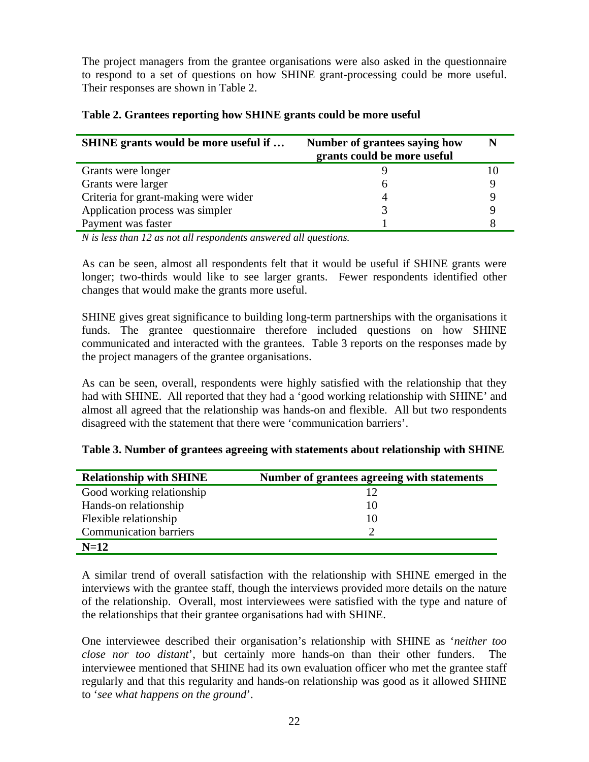The project managers from the grantee organisations were also asked in the questionnaire to respond to a set of questions on how SHINE grant-processing could be more useful. Their responses are shown in Table 2.

**Table 2. Grantees reporting how SHINE grants could be more useful**

| SHINE grants would be more useful if … | Number of grantees saying how grants could be more useful | N |
|---|---|---|
| Grants were longer | 9 | 10 |
| Grants were larger | 6 | 9 |
| Criteria for grant-making were wider | 4 | 9 |
| Application process was simpler | 3 | 9 |
| Payment was faster | 1 | 8 |

*N is less than 12 as not all respondents answered all questions.*

As can be seen, almost all respondents felt that it would be useful if SHINE grants were longer; two-thirds would like to see larger grants. Fewer respondents identified other changes that would make the grants more useful.

SHINE gives great significance to building long-term partnerships with the organisations it funds. The grantee questionnaire therefore included questions on how SHINE communicated and interacted with the grantees. Table 3 reports on the responses made by the project managers of the grantee organisations.

As can be seen, overall, respondents were highly satisfied with the relationship that they had with SHINE. All reported that they had a 'good working relationship with SHINE' and almost all agreed that the relationship was hands-on and flexible. All but two respondents disagreed with the statement that there were 'communication barriers'.

**Table 3. Number of grantees agreeing with statements about relationship with SHINE**

| Relationship with SHINE | Number of grantees agreeing with statements |
|---|---|
| Good working relationship | 12 |
| Hands-on relationship | 10 |
| Flexible relationship | 10 |
| Communication barriers | 2 |
| **N=12** | |

A similar trend of overall satisfaction with the relationship with SHINE emerged in the interviews with the grantee staff, though the interviews provided more details on the nature of the relationship. Overall, most interviewees were satisfied with the type and nature of the relationships that their grantee organisations had with SHINE.

One interviewee described their organisation's relationship with SHINE as '*neither too close nor too distant*', but certainly more hands-on than their other funders. The interviewee mentioned that SHINE had its own evaluation officer who met the grantee staff regularly and that this regularity and hands-on relationship was good as it allowed SHINE to '*see what happens on the ground*'.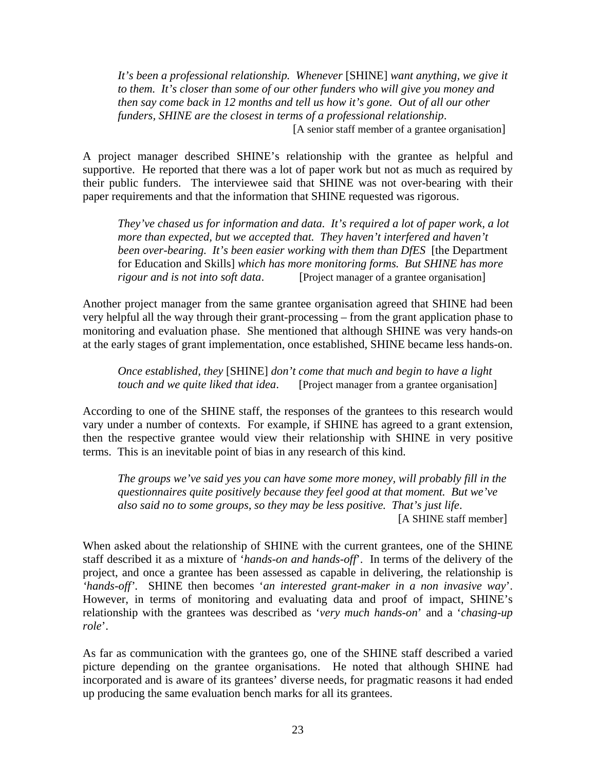> *It's been a professional relationship. Whenever* [SHINE] *want anything, we give it to them. It's closer than some of our other funders who will give you money and then say come back in 12 months and tell us how it's gone. Out of all our other funders, SHINE are the closest in terms of a professional relationship*.
> [A senior staff member of a grantee organisation]

A project manager described SHINE's relationship with the grantee as helpful and supportive. He reported that there was a lot of paper work but not as much as required by their public funders. The interviewee said that SHINE was not over-bearing with their paper requirements and that the information that SHINE requested was rigorous.

> *They've chased us for information and data. It's required a lot of paper work, a lot more than expected, but we accepted that. They haven't interfered and haven't been over-bearing. It's been easier working with them than DfES* [the Department for Education and Skills] *which has more monitoring forms. But SHINE has more rigour and is not into soft data*. [Project manager of a grantee organisation]

Another project manager from the same grantee organisation agreed that SHINE had been very helpful all the way through their grant-processing – from the grant application phase to monitoring and evaluation phase. She mentioned that although SHINE was very hands-on at the early stages of grant implementation, once established, SHINE became less hands-on.

> *Once established, they* [SHINE] *don't come that much and begin to have a light touch and we quite liked that idea*. [Project manager from a grantee organisation]

According to one of the SHINE staff, the responses of the grantees to this research would vary under a number of contexts. For example, if SHINE has agreed to a grant extension, then the respective grantee would view their relationship with SHINE in very positive terms. This is an inevitable point of bias in any research of this kind.

> *The groups we've said yes you can have some more money, will probably fill in the questionnaires quite positively because they feel good at that moment. But we've also said no to some groups, so they may be less positive. That's just life*.
> [A SHINE staff member]

When asked about the relationship of SHINE with the current grantees, one of the SHINE staff described it as a mixture of '*hands-on and hands-off*'. In terms of the delivery of the project, and once a grantee has been assessed as capable in delivering, the relationship is '*hands-off*'. SHINE then becomes '*an interested grant-maker in a non invasive way*'. However, in terms of monitoring and evaluating data and proof of impact, SHINE's relationship with the grantees was described as '*very much hands-on*' and a '*chasing-up role*'.

As far as communication with the grantees go, one of the SHINE staff described a varied picture depending on the grantee organisations. He noted that although SHINE had incorporated and is aware of its grantees' diverse needs, for pragmatic reasons it had ended up producing the same evaluation bench marks for all its grantees.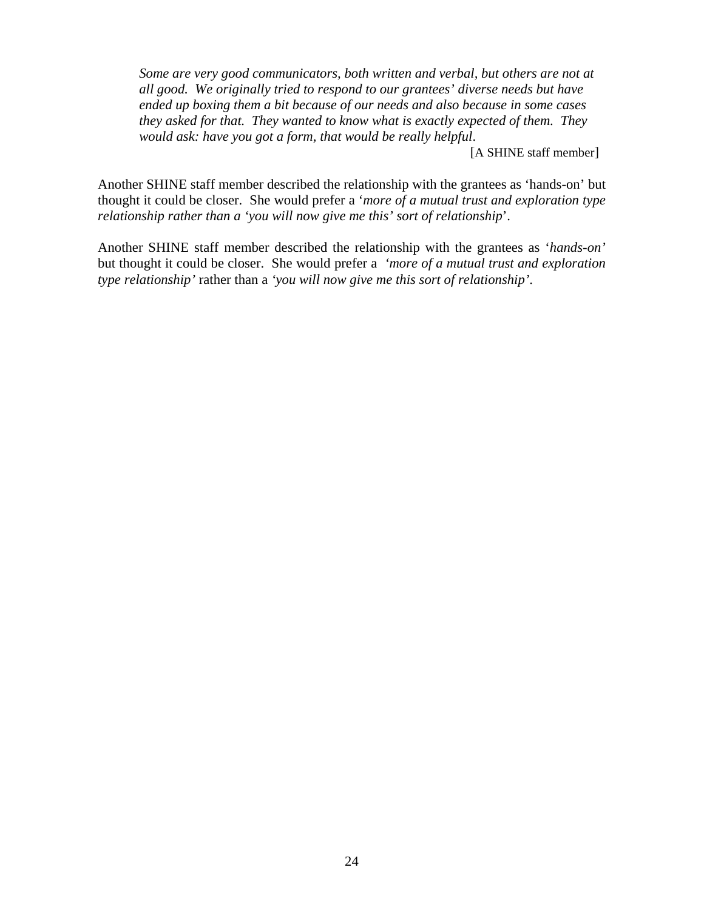*Some are very good communicators, both written and verbal, but others are not at all good. We originally tried to respond to our grantees' diverse needs but have ended up boxing them a bit because of our needs and also because in some cases they asked for that. They wanted to know what is exactly expected of them. They would ask: have you got a form, that would be really helpful*.

[A SHINE staff member]

Another SHINE staff member described the relationship with the grantees as 'hands-on' but thought it could be closer. She would prefer a '*more of a mutual trust and exploration type relationship rather than a 'you will now give me this' sort of relationship*'.

Another SHINE staff member described the relationship with the grantees as '*hands-on'* but thought it could be closer. She would prefer a *'more of a mutual trust and exploration type relationship'* rather than a *'you will now give me this sort of relationship'*.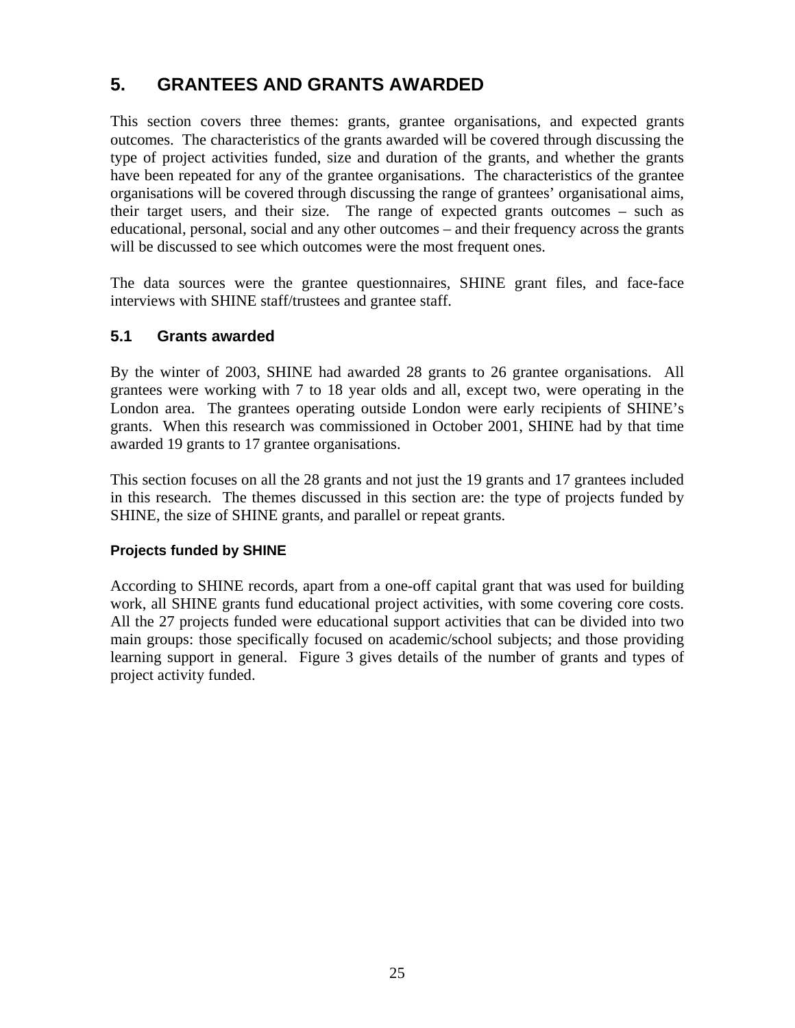# 5. GRANTEES AND GRANTS AWARDED

This section covers three themes: grants, grantee organisations, and expected grants outcomes. The characteristics of the grants awarded will be covered through discussing the type of project activities funded, size and duration of the grants, and whether the grants have been repeated for any of the grantee organisations. The characteristics of the grantee organisations will be covered through discussing the range of grantees' organisational aims, their target users, and their size. The range of expected grants outcomes – such as educational, personal, social and any other outcomes – and their frequency across the grants will be discussed to see which outcomes were the most frequent ones.

The data sources were the grantee questionnaires, SHINE grant files, and face-face interviews with SHINE staff/trustees and grantee staff.

## 5.1 Grants awarded

By the winter of 2003, SHINE had awarded 28 grants to 26 grantee organisations. All grantees were working with 7 to 18 year olds and all, except two, were operating in the London area. The grantees operating outside London were early recipients of SHINE's grants. When this research was commissioned in October 2001, SHINE had by that time awarded 19 grants to 17 grantee organisations.

This section focuses on all the 28 grants and not just the 19 grants and 17 grantees included in this research. The themes discussed in this section are: the type of projects funded by SHINE, the size of SHINE grants, and parallel or repeat grants.

### Projects funded by SHINE

According to SHINE records, apart from a one-off capital grant that was used for building work, all SHINE grants fund educational project activities, with some covering core costs. All the 27 projects funded were educational support activities that can be divided into two main groups: those specifically focused on academic/school subjects; and those providing learning support in general. Figure 3 gives details of the number of grants and types of project activity funded.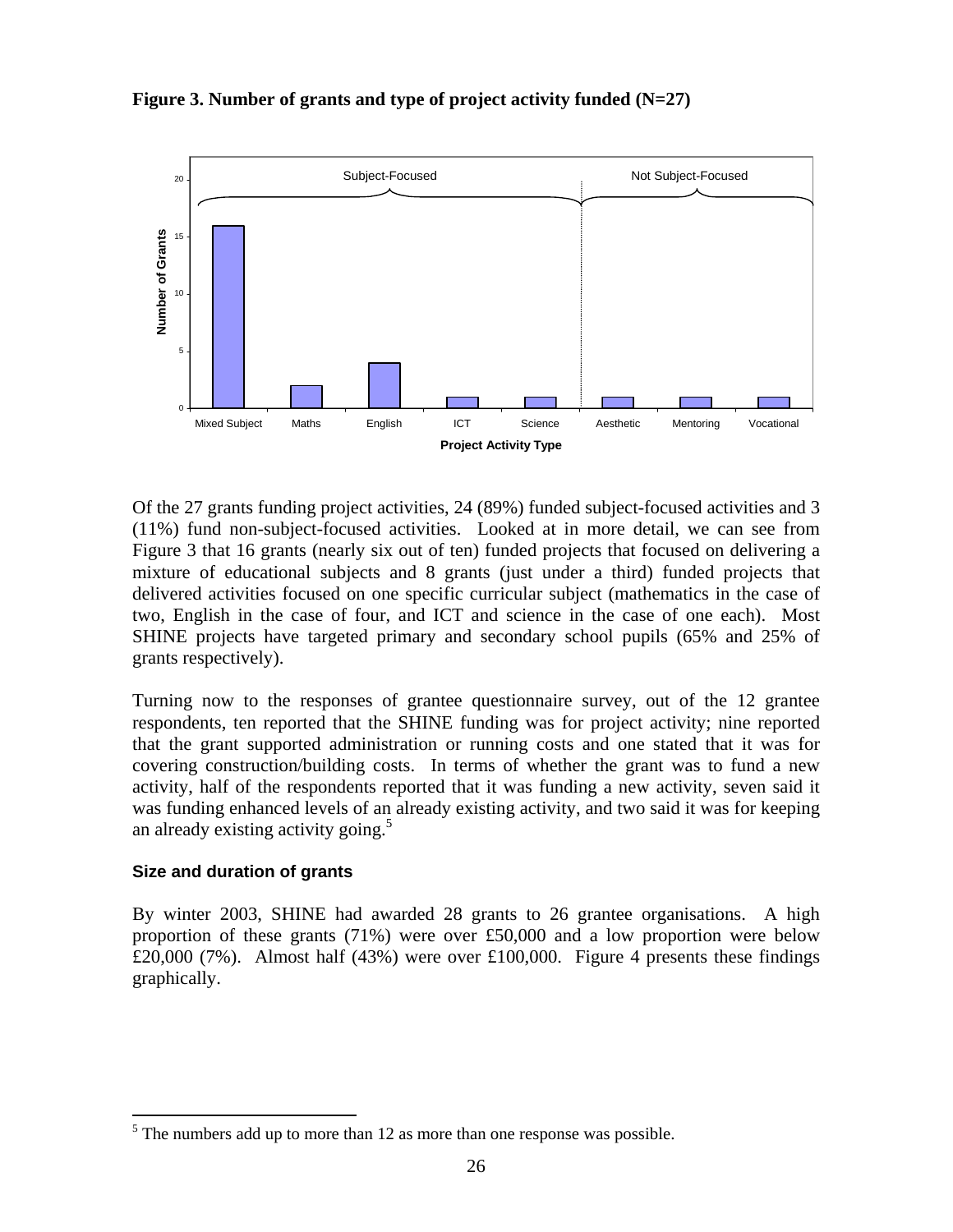**Figure 3. Number of grants and type of project activity funded (N=27)**

Of the 27 grants funding project activities, 24 (89%) funded subject-focused activities and 3 (11%) fund non-subject-focused activities. Looked at in more detail, we can see from Figure 3 that 16 grants (nearly six out of ten) funded projects that focused on delivering a mixture of educational subjects and 8 grants (just under a third) funded projects that delivered activities focused on one specific curricular subject (mathematics in the case of two, English in the case of four, and ICT and science in the case of one each). Most SHINE projects have targeted primary and secondary school pupils (65% and 25% of grants respectively).

Turning now to the responses of grantee questionnaire survey, out of the 12 grantee respondents, ten reported that the SHINE funding was for project activity; nine reported that the grant supported administration or running costs and one stated that it was for covering construction/building costs. In terms of whether the grant was to fund a new activity, half of the respondents reported that it was funding a new activity, seven said it was funding enhanced levels of an already existing activity, and two said it was for keeping an already existing activity going.[5]

### Size and duration of grants

By winter 2003, SHINE had awarded 28 grants to 26 grantee organisations. A high proportion of these grants (71%) were over £50,000 and a low proportion were below £20,000 (7%). Almost half (43%) were over £100,000. Figure 4 presents these findings graphically.

[5] The numbers add up to more than 12 as more than one response was possible.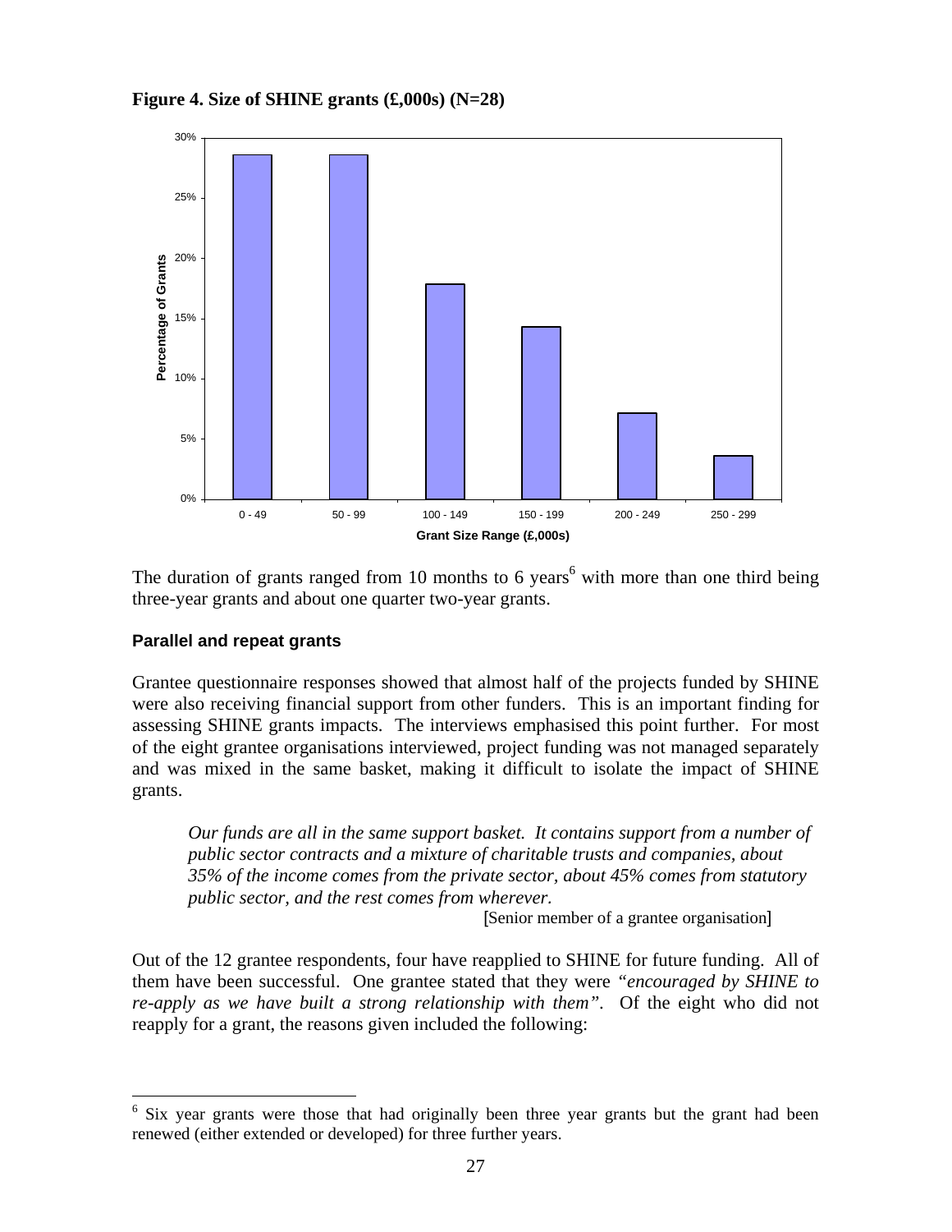**Figure 4. Size of SHINE grants (£,000s) (N=28)**

The duration of grants ranged from 10 months to 6 years[6] with more than one third being three-year grants and about one quarter two-year grants.

### Parallel and repeat grants

Grantee questionnaire responses showed that almost half of the projects funded by SHINE were also receiving financial support from other funders. This is an important finding for assessing SHINE grants impacts. The interviews emphasised this point further. For most of the eight grantee organisations interviewed, project funding was not managed separately and was mixed in the same basket, making it difficult to isolate the impact of SHINE grants.

> *Our funds are all in the same support basket. It contains support from a number of public sector contracts and a mixture of charitable trusts and companies, about 35% of the income comes from the private sector, about 45% comes from statutory public sector, and the rest comes from wherever.*
>
> [Senior member of a grantee organisation]

Out of the 12 grantee respondents, four have reapplied to SHINE for future funding. All of them have been successful. One grantee stated that they were *"encouraged by SHINE to re-apply as we have built a strong relationship with them"*. Of the eight who did not reapply for a grant, the reasons given included the following:

---

[6] Six year grants were those that had originally been three year grants but the grant had been renewed (either extended or developed) for three further years.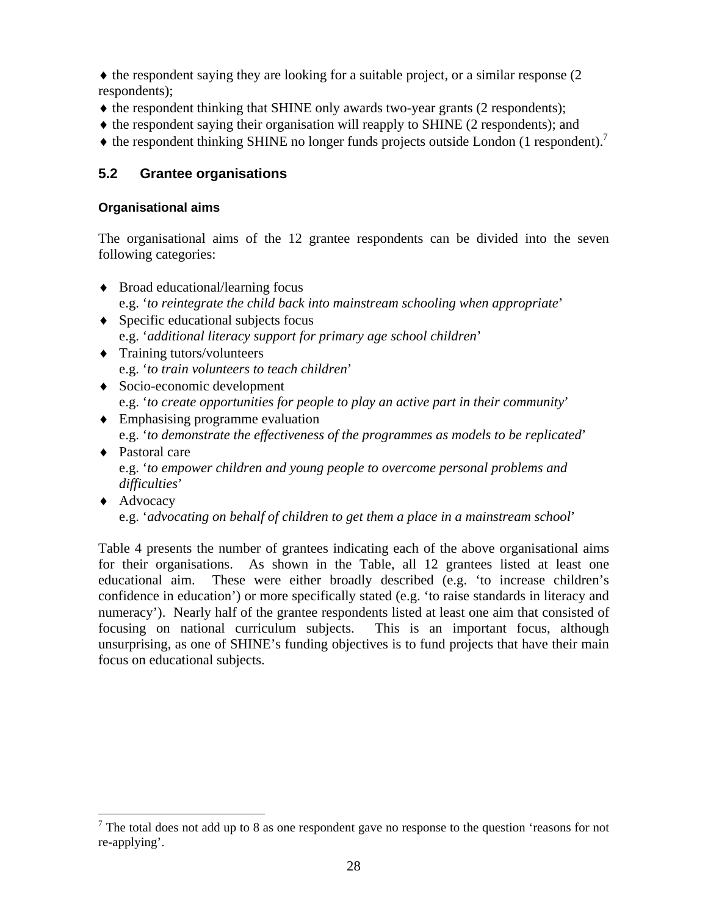- the respondent saying they are looking for a suitable project, or a similar response (2 respondents);
- the respondent thinking that SHINE only awards two-year grants (2 respondents);
- the respondent saying their organisation will reapply to SHINE (2 respondents); and
- the respondent thinking SHINE no longer funds projects outside London (1 respondent).[7]

## 5.2 Grantee organisations

### Organisational aims

The organisational aims of the 12 grantee respondents can be divided into the seven following categories:

- Broad educational/learning focus
  e.g. '*to reintegrate the child back into mainstream schooling when appropriate*'
- Specific educational subjects focus
  e.g. '*additional literacy support for primary age school children*'
- Training tutors/volunteers
  e.g. '*to train volunteers to teach children*'
- Socio-economic development
  e.g. '*to create opportunities for people to play an active part in their community*'
- Emphasising programme evaluation
  e.g. '*to demonstrate the effectiveness of the programmes as models to be replicated*'
- Pastoral care
  e.g. '*to empower children and young people to overcome personal problems and difficulties*'
- Advocacy
  e.g. '*advocating on behalf of children to get them a place in a mainstream school*'

Table 4 presents the number of grantees indicating each of the above organisational aims for their organisations. As shown in the Table, all 12 grantees listed at least one educational aim. These were either broadly described (e.g. 'to increase children's confidence in education') or more specifically stated (e.g. 'to raise standards in literacy and numeracy'). Nearly half of the grantee respondents listed at least one aim that consisted of focusing on national curriculum subjects. This is an important focus, although unsurprising, as one of SHINE's funding objectives is to fund projects that have their main focus on educational subjects.

[7] The total does not add up to 8 as one respondent gave no response to the question 'reasons for not re-applying'.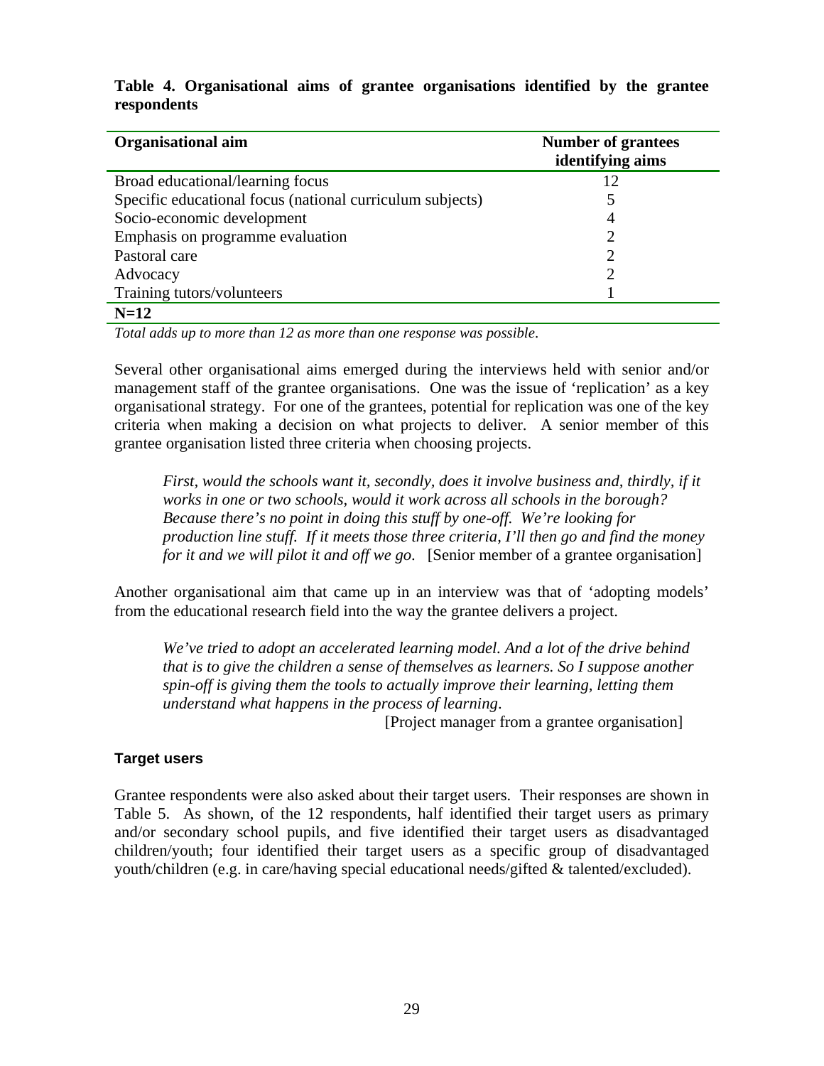**Table 4. Organisational aims of grantee organisations identified by the grantee respondents**

| Organisational aim | Number of grantees identifying aims |
|---|---|
| Broad educational/learning focus | 12 |
| Specific educational focus (national curriculum subjects) | 5 |
| Socio-economic development | 4 |
| Emphasis on programme evaluation | 2 |
| Pastoral care | 2 |
| Advocacy | 2 |
| Training tutors/volunteers | 1 |
| **N=12** | |

*Total adds up to more than 12 as more than one response was possible*.

Several other organisational aims emerged during the interviews held with senior and/or management staff of the grantee organisations. One was the issue of 'replication' as a key organisational strategy. For one of the grantees, potential for replication was one of the key criteria when making a decision on what projects to deliver. A senior member of this grantee organisation listed three criteria when choosing projects.

> *First, would the schools want it, secondly, does it involve business and, thirdly, if it works in one or two schools, would it work across all schools in the borough? Because there's no point in doing this stuff by one-off. We're looking for production line stuff. If it meets those three criteria, I'll then go and find the money for it and we will pilot it and off we go.* [Senior member of a grantee organisation]

Another organisational aim that came up in an interview was that of 'adopting models' from the educational research field into the way the grantee delivers a project.

> *We've tried to adopt an accelerated learning model. And a lot of the drive behind that is to give the children a sense of themselves as learners. So I suppose another spin-off is giving them the tools to actually improve their learning, letting them understand what happens in the process of learning*.
>
> [Project manager from a grantee organisation]

### Target users

Grantee respondents were also asked about their target users. Their responses are shown in Table 5. As shown, of the 12 respondents, half identified their target users as primary and/or secondary school pupils, and five identified their target users as disadvantaged children/youth; four identified their target users as a specific group of disadvantaged youth/children (e.g. in care/having special educational needs/gifted & talented/excluded).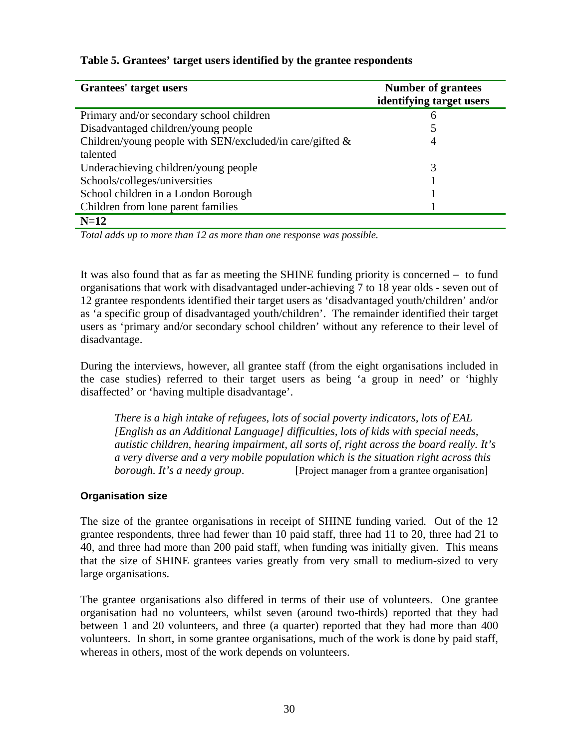**Table 5. Grantees' target users identified by the grantee respondents**

| Grantees' target users | Number of grantees identifying target users |
|---|---|
| Primary and/or secondary school children | 6 |
| Disadvantaged children/young people | 5 |
| Children/young people with SEN/excluded/in care/gifted & talented | 4 |
| Underachieving children/young people | 3 |
| Schools/colleges/universities | 1 |
| School children in a London Borough | 1 |
| Children from lone parent families | 1 |
| **N=12** | |

*Total adds up to more than 12 as more than one response was possible.*

It was also found that as far as meeting the SHINE funding priority is concerned – to fund organisations that work with disadvantaged under-achieving 7 to 18 year olds - seven out of 12 grantee respondents identified their target users as 'disadvantaged youth/children' and/or as 'a specific group of disadvantaged youth/children'. The remainder identified their target users as 'primary and/or secondary school children' without any reference to their level of disadvantage.

During the interviews, however, all grantee staff (from the eight organisations included in the case studies) referred to their target users as being 'a group in need' or 'highly disaffected' or 'having multiple disadvantage'.

> *There is a high intake of refugees, lots of social poverty indicators, lots of EAL [English as an Additional Language] difficulties, lots of kids with special needs, autistic children, hearing impairment, all sorts of, right across the board really. It's a very diverse and a very mobile population which is the situation right across this borough. It's a needy group*. [Project manager from a grantee organisation]

### Organisation size

The size of the grantee organisations in receipt of SHINE funding varied. Out of the 12 grantee respondents, three had fewer than 10 paid staff, three had 11 to 20, three had 21 to 40, and three had more than 200 paid staff, when funding was initially given. This means that the size of SHINE grantees varies greatly from very small to medium-sized to very large organisations.

The grantee organisations also differed in terms of their use of volunteers. One grantee organisation had no volunteers, whilst seven (around two-thirds) reported that they had between 1 and 20 volunteers, and three (a quarter) reported that they had more than 400 volunteers. In short, in some grantee organisations, much of the work is done by paid staff, whereas in others, most of the work depends on volunteers.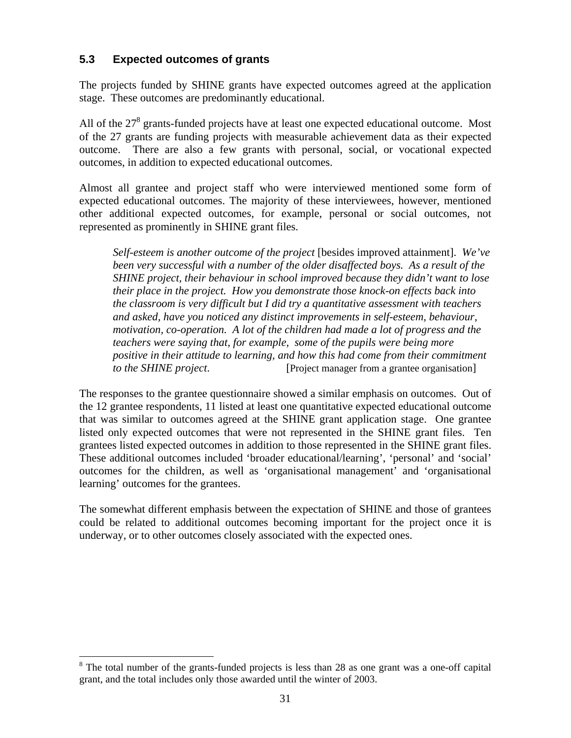### 5.3 Expected outcomes of grants

The projects funded by SHINE grants have expected outcomes agreed at the application stage. These outcomes are predominantly educational.

All of the 27[8] grants-funded projects have at least one expected educational outcome. Most of the 27 grants are funding projects with measurable achievement data as their expected outcome. There are also a few grants with personal, social, or vocational expected outcomes, in addition to expected educational outcomes.

Almost all grantee and project staff who were interviewed mentioned some form of expected educational outcomes. The majority of these interviewees, however, mentioned other additional expected outcomes, for example, personal or social outcomes, not represented as prominently in SHINE grant files.

> *Self-esteem is another outcome of the project* [besides improved attainment]. *We've been very successful with a number of the older disaffected boys. As a result of the SHINE project, their behaviour in school improved because they didn't want to lose their place in the project. How you demonstrate those knock-on effects back into the classroom is very difficult but I did try a quantitative assessment with teachers and asked, have you noticed any distinct improvements in self-esteem, behaviour, motivation, co-operation. A lot of the children had made a lot of progress and the teachers were saying that, for example, some of the pupils were being more positive in their attitude to learning, and how this had come from their commitment to the SHINE project.* [Project manager from a grantee organisation]

The responses to the grantee questionnaire showed a similar emphasis on outcomes. Out of the 12 grantee respondents, 11 listed at least one quantitative expected educational outcome that was similar to outcomes agreed at the SHINE grant application stage. One grantee listed only expected outcomes that were not represented in the SHINE grant files. Ten grantees listed expected outcomes in addition to those represented in the SHINE grant files. These additional outcomes included 'broader educational/learning', 'personal' and 'social' outcomes for the children, as well as 'organisational management' and 'organisational learning' outcomes for the grantees.

The somewhat different emphasis between the expectation of SHINE and those of grantees could be related to additional outcomes becoming important for the project once it is underway, or to other outcomes closely associated with the expected ones.

---

[8] The total number of the grants-funded projects is less than 28 as one grant was a one-off capital grant, and the total includes only those awarded until the winter of 2003.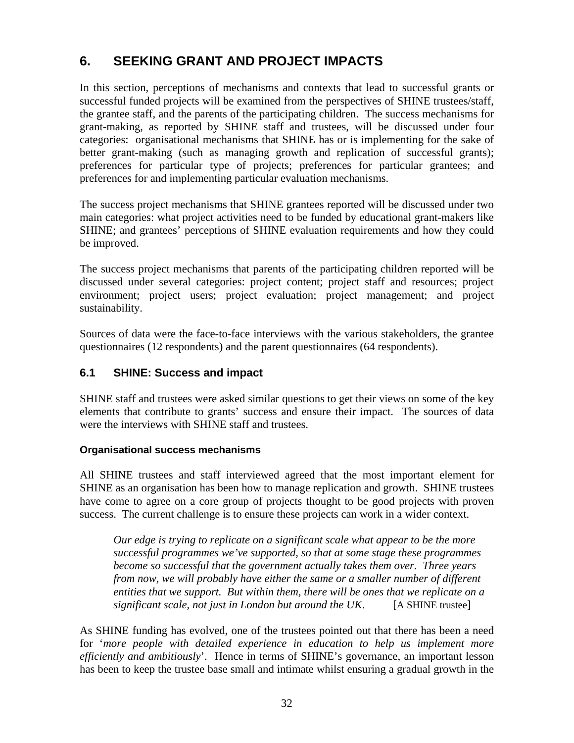# 6. SEEKING GRANT AND PROJECT IMPACTS

In this section, perceptions of mechanisms and contexts that lead to successful grants or successful funded projects will be examined from the perspectives of SHINE trustees/staff, the grantee staff, and the parents of the participating children. The success mechanisms for grant-making, as reported by SHINE staff and trustees, will be discussed under four categories: organisational mechanisms that SHINE has or is implementing for the sake of better grant-making (such as managing growth and replication of successful grants); preferences for particular type of projects; preferences for particular grantees; and preferences for and implementing particular evaluation mechanisms.

The success project mechanisms that SHINE grantees reported will be discussed under two main categories: what project activities need to be funded by educational grant-makers like SHINE; and grantees' perceptions of SHINE evaluation requirements and how they could be improved.

The success project mechanisms that parents of the participating children reported will be discussed under several categories: project content; project staff and resources; project environment; project users; project evaluation; project management; and project sustainability.

Sources of data were the face-to-face interviews with the various stakeholders, the grantee questionnaires (12 respondents) and the parent questionnaires (64 respondents).

## 6.1 SHINE: Success and impact

SHINE staff and trustees were asked similar questions to get their views on some of the key elements that contribute to grants' success and ensure their impact. The sources of data were the interviews with SHINE staff and trustees.

### Organisational success mechanisms

All SHINE trustees and staff interviewed agreed that the most important element for SHINE as an organisation has been how to manage replication and growth. SHINE trustees have come to agree on a core group of projects thought to be good projects with proven success. The current challenge is to ensure these projects can work in a wider context.

> *Our edge is trying to replicate on a significant scale what appear to be the more successful programmes we've supported, so that at some stage these programmes become so successful that the government actually takes them over. Three years from now, we will probably have either the same or a smaller number of different entities that we support. But within them, there will be ones that we replicate on a significant scale, not just in London but around the UK.* [A SHINE trustee]

As SHINE funding has evolved, one of the trustees pointed out that there has been a need for '*more people with detailed experience in education to help us implement more efficiently and ambitiously*'. Hence in terms of SHINE's governance, an important lesson has been to keep the trustee base small and intimate whilst ensuring a gradual growth in the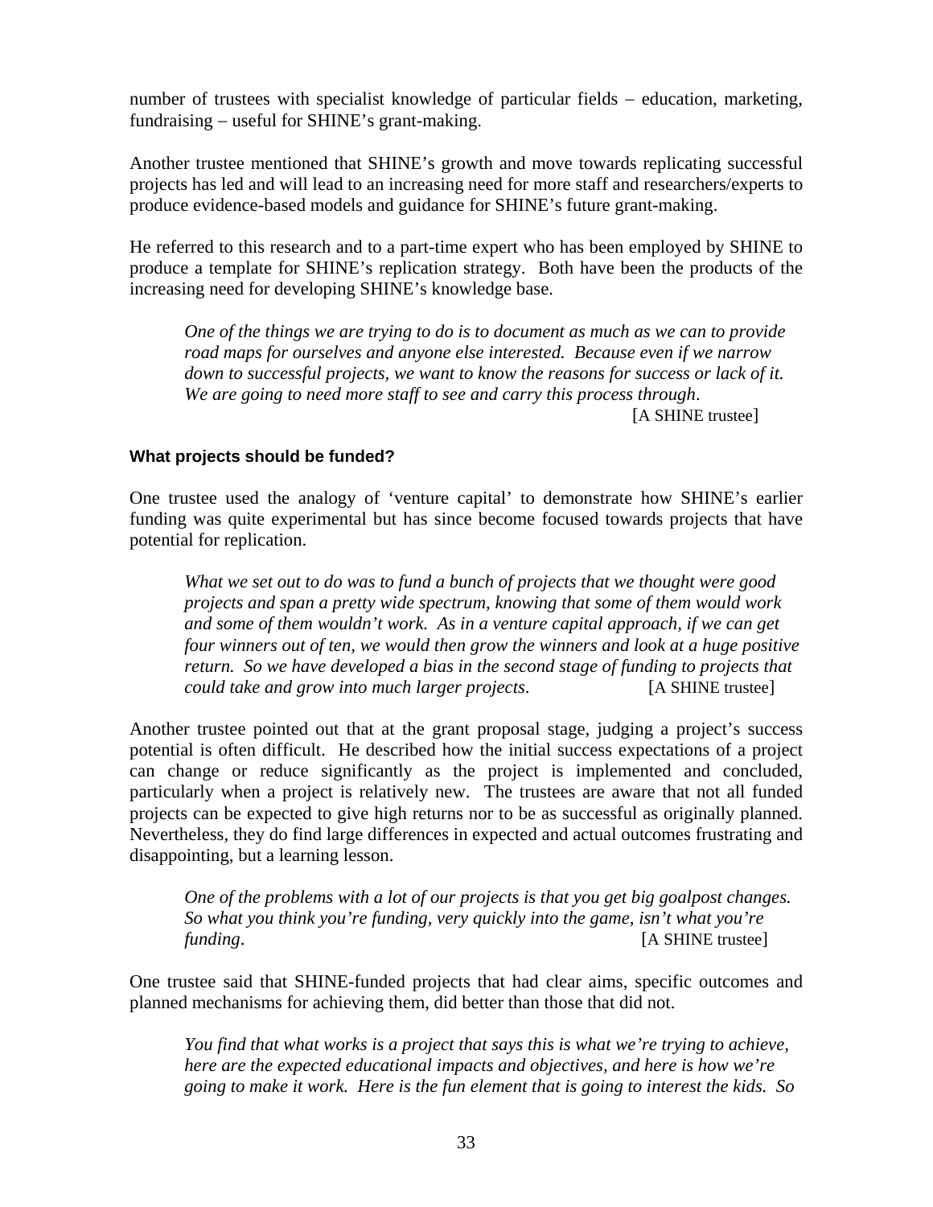number of trustees with specialist knowledge of particular fields – education, marketing, fundraising – useful for SHINE's grant-making.

Another trustee mentioned that SHINE's growth and move towards replicating successful projects has led and will lead to an increasing need for more staff and researchers/experts to produce evidence-based models and guidance for SHINE's future grant-making.

He referred to this research and to a part-time expert who has been employed by SHINE to produce a template for SHINE's replication strategy. Both have been the products of the increasing need for developing SHINE's knowledge base.

> *One of the things we are trying to do is to document as much as we can to provide road maps for ourselves and anyone else interested. Because even if we narrow down to successful projects, we want to know the reasons for success or lack of it. We are going to need more staff to see and carry this process through.*
> [A SHINE trustee]

#### What projects should be funded?

One trustee used the analogy of 'venture capital' to demonstrate how SHINE's earlier funding was quite experimental but has since become focused towards projects that have potential for replication.

> *What we set out to do was to fund a bunch of projects that we thought were good projects and span a pretty wide spectrum, knowing that some of them would work and some of them wouldn't work. As in a venture capital approach, if we can get four winners out of ten, we would then grow the winners and look at a huge positive return. So we have developed a bias in the second stage of funding to projects that could take and grow into much larger projects.* [A SHINE trustee]

Another trustee pointed out that at the grant proposal stage, judging a project's success potential is often difficult. He described how the initial success expectations of a project can change or reduce significantly as the project is implemented and concluded, particularly when a project is relatively new. The trustees are aware that not all funded projects can be expected to give high returns nor to be as successful as originally planned. Nevertheless, they do find large differences in expected and actual outcomes frustrating and disappointing, but a learning lesson.

> *One of the problems with a lot of our projects is that you get big goalpost changes. So what you think you're funding, very quickly into the game, isn't what you're funding.* [A SHINE trustee]

One trustee said that SHINE-funded projects that had clear aims, specific outcomes and planned mechanisms for achieving them, did better than those that did not.

> *You find that what works is a project that says this is what we're trying to achieve, here are the expected educational impacts and objectives, and here is how we're going to make it work. Here is the fun element that is going to interest the kids. So*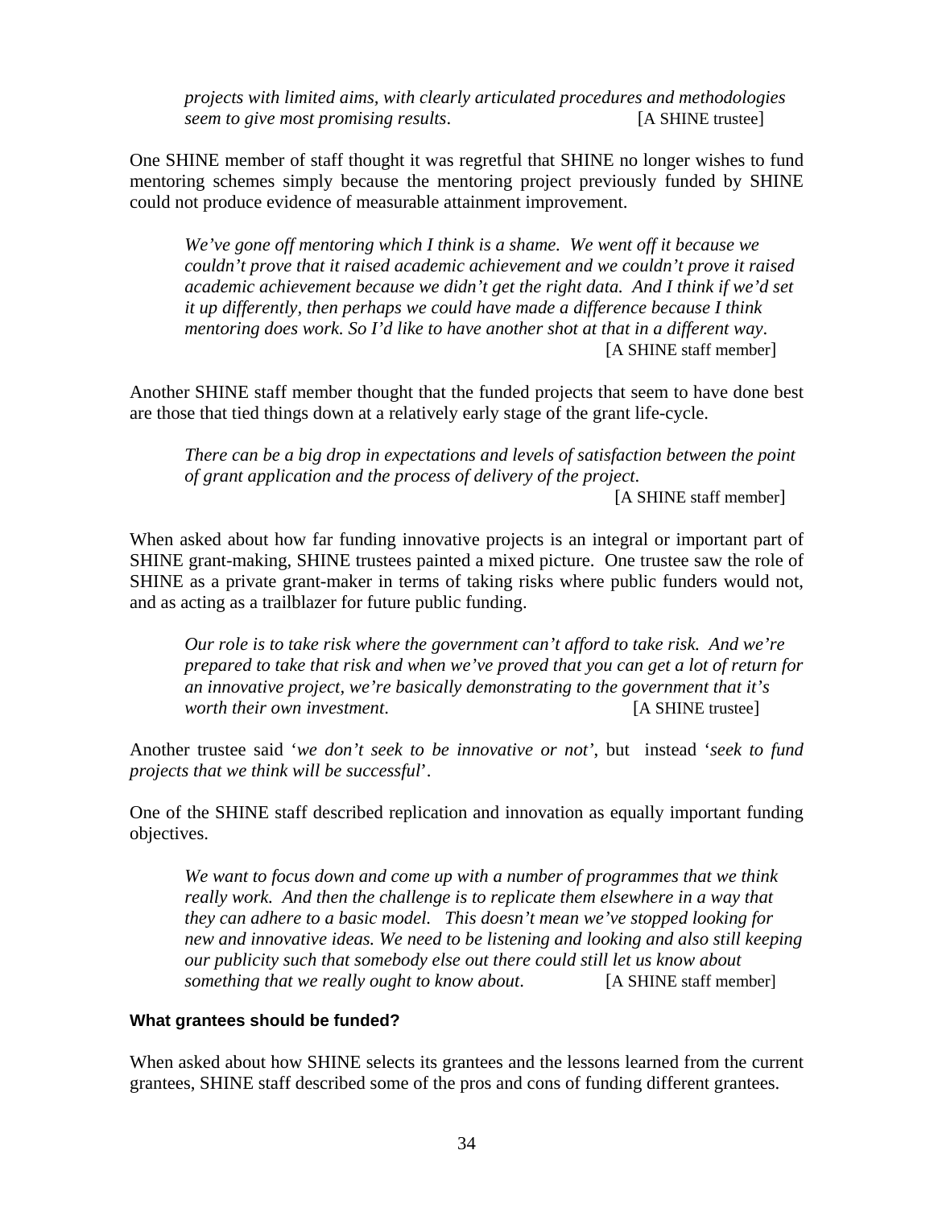> *projects with limited aims, with clearly articulated procedures and methodologies seem to give most promising results*. [A SHINE trustee]

One SHINE member of staff thought it was regretful that SHINE no longer wishes to fund mentoring schemes simply because the mentoring project previously funded by SHINE could not produce evidence of measurable attainment improvement.

> *We've gone off mentoring which I think is a shame. We went off it because we couldn't prove that it raised academic achievement and we couldn't prove it raised academic achievement because we didn't get the right data. And I think if we'd set it up differently, then perhaps we could have made a difference because I think mentoring does work. So I'd like to have another shot at that in a different way*. [A SHINE staff member]

Another SHINE staff member thought that the funded projects that seem to have done best are those that tied things down at a relatively early stage of the grant life-cycle.

> *There can be a big drop in expectations and levels of satisfaction between the point of grant application and the process of delivery of the project*. [A SHINE staff member]

When asked about how far funding innovative projects is an integral or important part of SHINE grant-making, SHINE trustees painted a mixed picture. One trustee saw the role of SHINE as a private grant-maker in terms of taking risks where public funders would not, and as acting as a trailblazer for future public funding.

> *Our role is to take risk where the government can't afford to take risk. And we're prepared to take that risk and when we've proved that you can get a lot of return for an innovative project, we're basically demonstrating to the government that it's worth their own investment*. [A SHINE trustee]

Another trustee said '*we don't seek to be innovative or not'*, but instead '*seek to fund projects that we think will be successful*'.

One of the SHINE staff described replication and innovation as equally important funding objectives.

> *We want to focus down and come up with a number of programmes that we think really work. And then the challenge is to replicate them elsewhere in a way that they can adhere to a basic model. This doesn't mean we've stopped looking for new and innovative ideas. We need to be listening and looking and also still keeping our publicity such that somebody else out there could still let us know about something that we really ought to know about*. [A SHINE staff member]

#### **What grantees should be funded?**

When asked about how SHINE selects its grantees and the lessons learned from the current grantees, SHINE staff described some of the pros and cons of funding different grantees.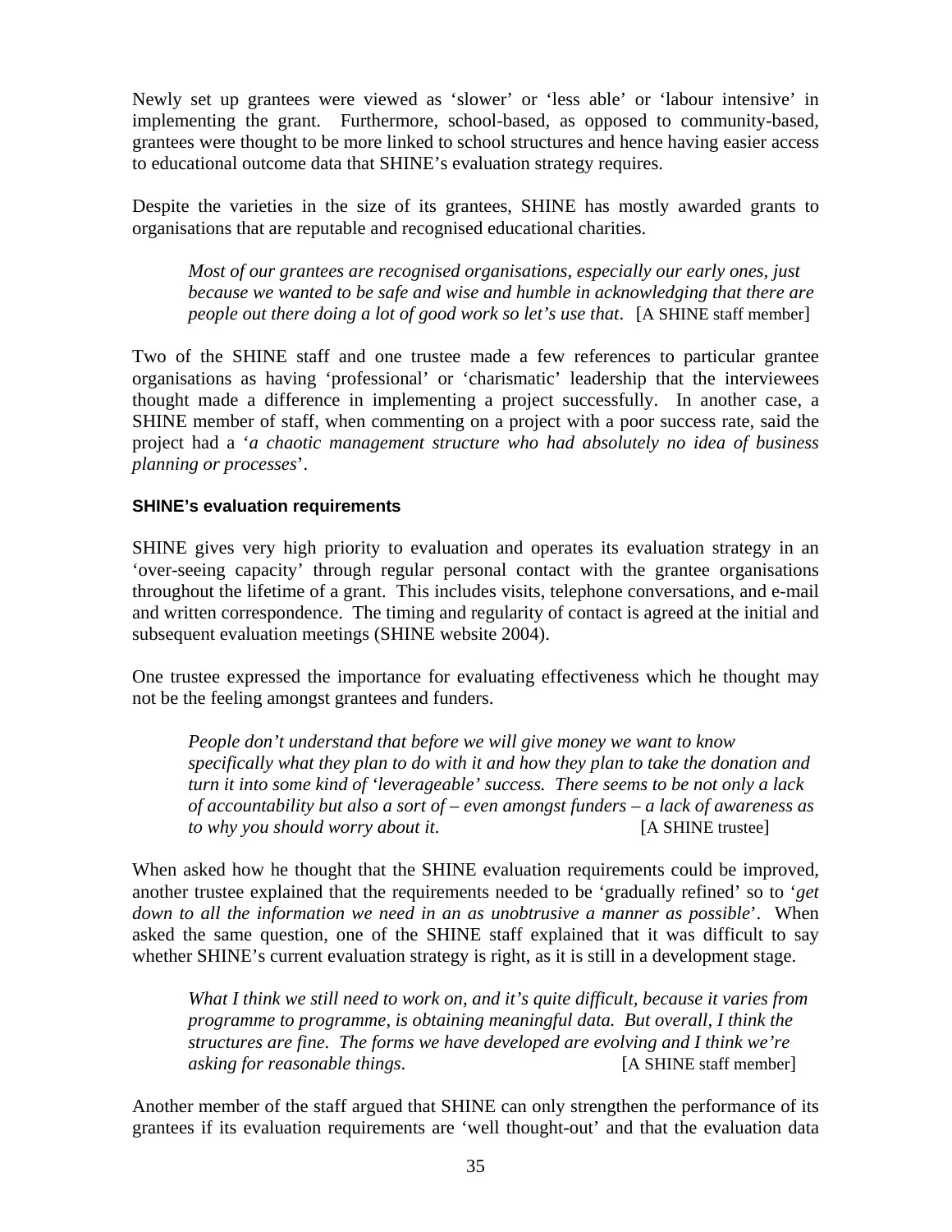Newly set up grantees were viewed as 'slower' or 'less able' or 'labour intensive' in implementing the grant. Furthermore, school-based, as opposed to community-based, grantees were thought to be more linked to school structures and hence having easier access to educational outcome data that SHINE's evaluation strategy requires.

Despite the varieties in the size of its grantees, SHINE has mostly awarded grants to organisations that are reputable and recognised educational charities.

> *Most of our grantees are recognised organisations, especially our early ones, just because we wanted to be safe and wise and humble in acknowledging that there are people out there doing a lot of good work so let's use that*. [A SHINE staff member]

Two of the SHINE staff and one trustee made a few references to particular grantee organisations as having 'professional' or 'charismatic' leadership that the interviewees thought made a difference in implementing a project successfully. In another case, a SHINE member of staff, when commenting on a project with a poor success rate, said the project had a '*a chaotic management structure who had absolutely no idea of business planning or processes*'.

#### SHINE's evaluation requirements

SHINE gives very high priority to evaluation and operates its evaluation strategy in an 'over-seeing capacity' through regular personal contact with the grantee organisations throughout the lifetime of a grant. This includes visits, telephone conversations, and e-mail and written correspondence. The timing and regularity of contact is agreed at the initial and subsequent evaluation meetings (SHINE website 2004).

One trustee expressed the importance for evaluating effectiveness which he thought may not be the feeling amongst grantees and funders.

> *People don't understand that before we will give money we want to know specifically what they plan to do with it and how they plan to take the donation and turn it into some kind of 'leverageable' success. There seems to be not only a lack of accountability but also a sort of – even amongst funders – a lack of awareness as to why you should worry about it*. [A SHINE trustee]

When asked how he thought that the SHINE evaluation requirements could be improved, another trustee explained that the requirements needed to be 'gradually refined' so to '*get down to all the information we need in an as unobtrusive a manner as possible*'. When asked the same question, one of the SHINE staff explained that it was difficult to say whether SHINE's current evaluation strategy is right, as it is still in a development stage.

> *What I think we still need to work on, and it's quite difficult, because it varies from programme to programme, is obtaining meaningful data. But overall, I think the structures are fine. The forms we have developed are evolving and I think we're asking for reasonable things*. [A SHINE staff member]

Another member of the staff argued that SHINE can only strengthen the performance of its grantees if its evaluation requirements are 'well thought-out' and that the evaluation data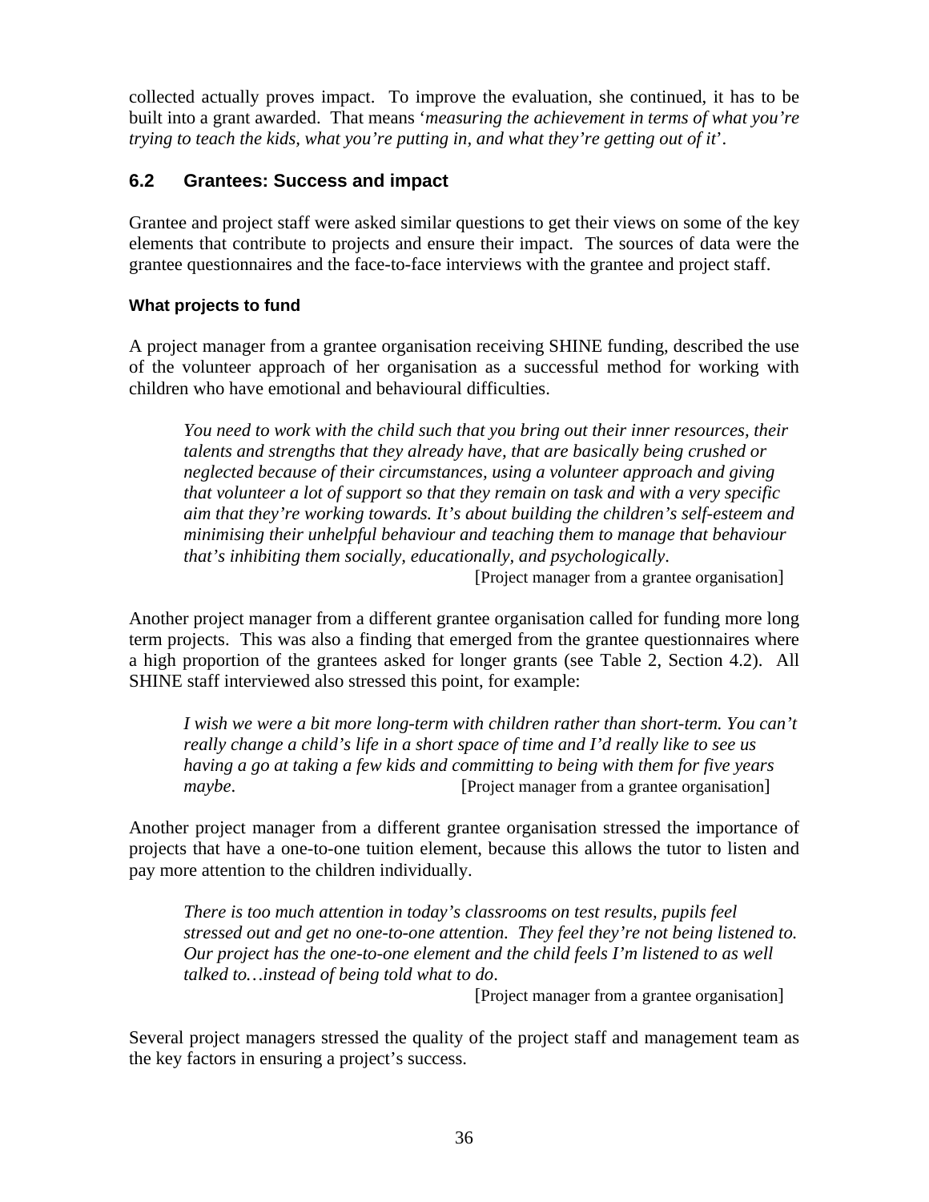collected actually proves impact. To improve the evaluation, she continued, it has to be built into a grant awarded. That means '*measuring the achievement in terms of what you're trying to teach the kids, what you're putting in, and what they're getting out of it*'.

## 6.2 Grantees: Success and impact

Grantee and project staff were asked similar questions to get their views on some of the key elements that contribute to projects and ensure their impact. The sources of data were the grantee questionnaires and the face-to-face interviews with the grantee and project staff.

### What projects to fund

A project manager from a grantee organisation receiving SHINE funding, described the use of the volunteer approach of her organisation as a successful method for working with children who have emotional and behavioural difficulties.

> *You need to work with the child such that you bring out their inner resources, their talents and strengths that they already have, that are basically being crushed or neglected because of their circumstances, using a volunteer approach and giving that volunteer a lot of support so that they remain on task and with a very specific aim that they're working towards. It's about building the children's self-esteem and minimising their unhelpful behaviour and teaching them to manage that behaviour that's inhibiting them socially, educationally, and psychologically*.
> [Project manager from a grantee organisation]

Another project manager from a different grantee organisation called for funding more long term projects. This was also a finding that emerged from the grantee questionnaires where a high proportion of the grantees asked for longer grants (see Table 2, Section 4.2). All SHINE staff interviewed also stressed this point, for example:

> *I wish we were a bit more long-term with children rather than short-term. You can't really change a child's life in a short space of time and I'd really like to see us having a go at taking a few kids and committing to being with them for five years maybe*. [Project manager from a grantee organisation]

Another project manager from a different grantee organisation stressed the importance of projects that have a one-to-one tuition element, because this allows the tutor to listen and pay more attention to the children individually.

> *There is too much attention in today's classrooms on test results, pupils feel stressed out and get no one-to-one attention. They feel they're not being listened to. Our project has the one-to-one element and the child feels I'm listened to as well talked to…instead of being told what to do*.
> [Project manager from a grantee organisation]

Several project managers stressed the quality of the project staff and management team as the key factors in ensuring a project's success.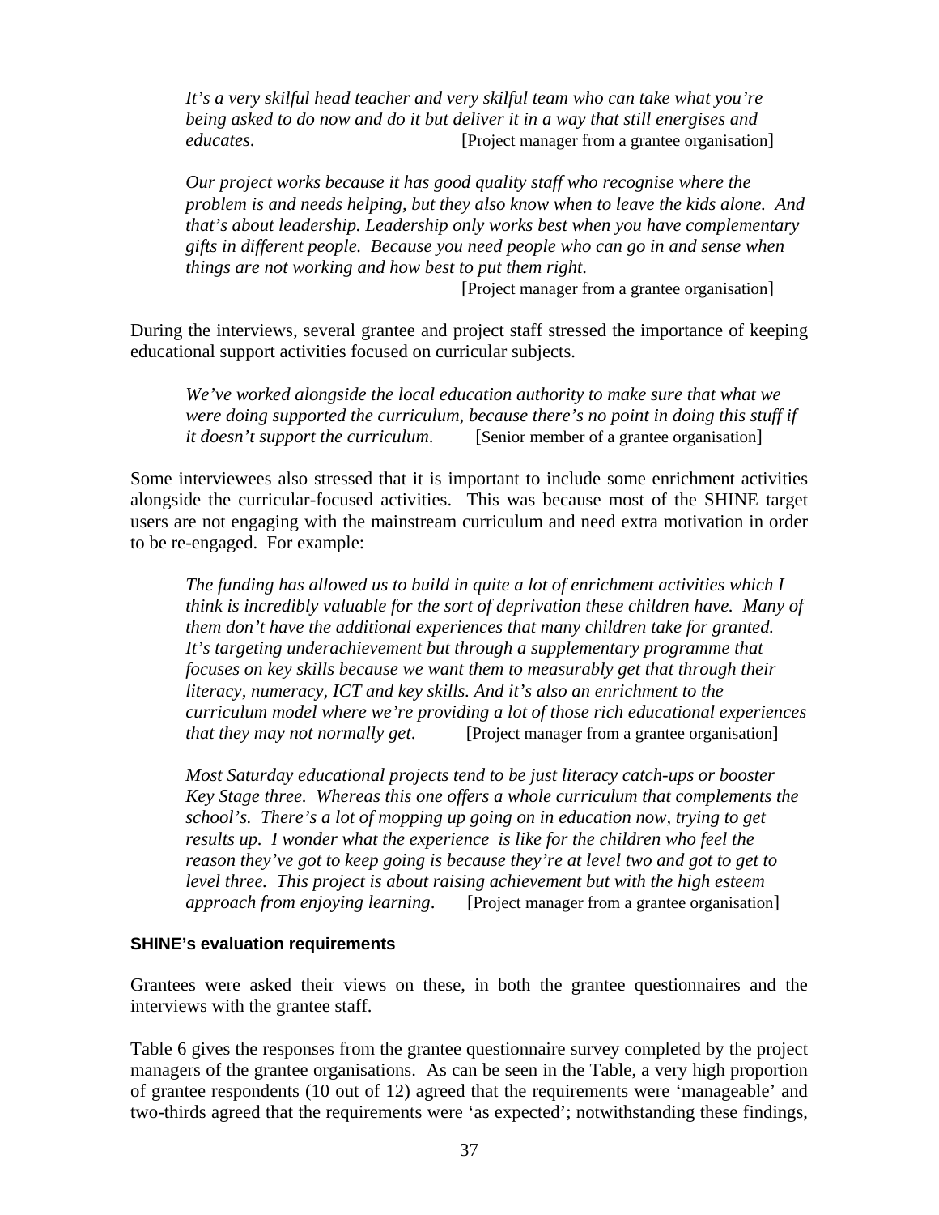*It's a very skilful head teacher and very skilful team who can take what you're being asked to do now and do it but deliver it in a way that still energises and educates*. [Project manager from a grantee organisation]

*Our project works because it has good quality staff who recognise where the problem is and needs helping, but they also know when to leave the kids alone. And that's about leadership. Leadership only works best when you have complementary gifts in different people. Because you need people who can go in and sense when things are not working and how best to put them right*.
[Project manager from a grantee organisation]

During the interviews, several grantee and project staff stressed the importance of keeping educational support activities focused on curricular subjects.

*We've worked alongside the local education authority to make sure that what we were doing supported the curriculum, because there's no point in doing this stuff if it doesn't support the curriculum*. [Senior member of a grantee organisation]

Some interviewees also stressed that it is important to include some enrichment activities alongside the curricular-focused activities. This was because most of the SHINE target users are not engaging with the mainstream curriculum and need extra motivation in order to be re-engaged. For example:

*The funding has allowed us to build in quite a lot of enrichment activities which I think is incredibly valuable for the sort of deprivation these children have. Many of them don't have the additional experiences that many children take for granted. It's targeting underachievement but through a supplementary programme that focuses on key skills because we want them to measurably get that through their literacy, numeracy, ICT and key skills. And it's also an enrichment to the curriculum model where we're providing a lot of those rich educational experiences that they may not normally get*. [Project manager from a grantee organisation]

*Most Saturday educational projects tend to be just literacy catch-ups or booster Key Stage three. Whereas this one offers a whole curriculum that complements the school's. There's a lot of mopping up going on in education now, trying to get results up. I wonder what the experience is like for the children who feel the reason they've got to keep going is because they're at level two and got to get to level three. This project is about raising achievement but with the high esteem approach from enjoying learning*. [Project manager from a grantee organisation]

#### SHINE's evaluation requirements

Grantees were asked their views on these, in both the grantee questionnaires and the interviews with the grantee staff.

Table 6 gives the responses from the grantee questionnaire survey completed by the project managers of the grantee organisations. As can be seen in the Table, a very high proportion of grantee respondents (10 out of 12) agreed that the requirements were 'manageable' and two-thirds agreed that the requirements were 'as expected'; notwithstanding these findings,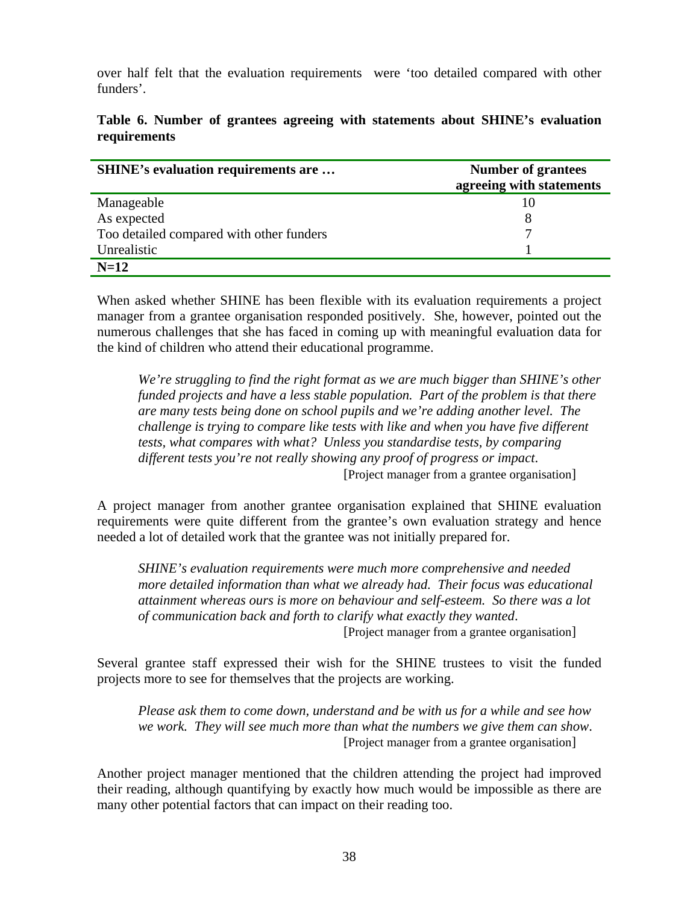over half felt that the evaluation requirements were 'too detailed compared with other funders'.

**Table 6. Number of grantees agreeing with statements about SHINE's evaluation requirements**

| SHINE's evaluation requirements are … | Number of grantees agreeing with statements |
|---|---|
| Manageable | 10 |
| As expected | 8 |
| Too detailed compared with other funders | 7 |
| Unrealistic | 1 |
| **N=12** | |

When asked whether SHINE has been flexible with its evaluation requirements a project manager from a grantee organisation responded positively. She, however, pointed out the numerous challenges that she has faced in coming up with meaningful evaluation data for the kind of children who attend their educational programme.

> *We're struggling to find the right format as we are much bigger than SHINE's other funded projects and have a less stable population. Part of the problem is that there are many tests being done on school pupils and we're adding another level. The challenge is trying to compare like tests with like and when you have five different tests, what compares with what? Unless you standardise tests, by comparing different tests you're not really showing any proof of progress or impact.*
> [Project manager from a grantee organisation]

A project manager from another grantee organisation explained that SHINE evaluation requirements were quite different from the grantee's own evaluation strategy and hence needed a lot of detailed work that the grantee was not initially prepared for.

> *SHINE's evaluation requirements were much more comprehensive and needed more detailed information than what we already had. Their focus was educational attainment whereas ours is more on behaviour and self-esteem. So there was a lot of communication back and forth to clarify what exactly they wanted.*
> [Project manager from a grantee organisation]

Several grantee staff expressed their wish for the SHINE trustees to visit the funded projects more to see for themselves that the projects are working.

> *Please ask them to come down, understand and be with us for a while and see how we work. They will see much more than what the numbers we give them can show.*
> [Project manager from a grantee organisation]

Another project manager mentioned that the children attending the project had improved their reading, although quantifying by exactly how much would be impossible as there are many other potential factors that can impact on their reading too.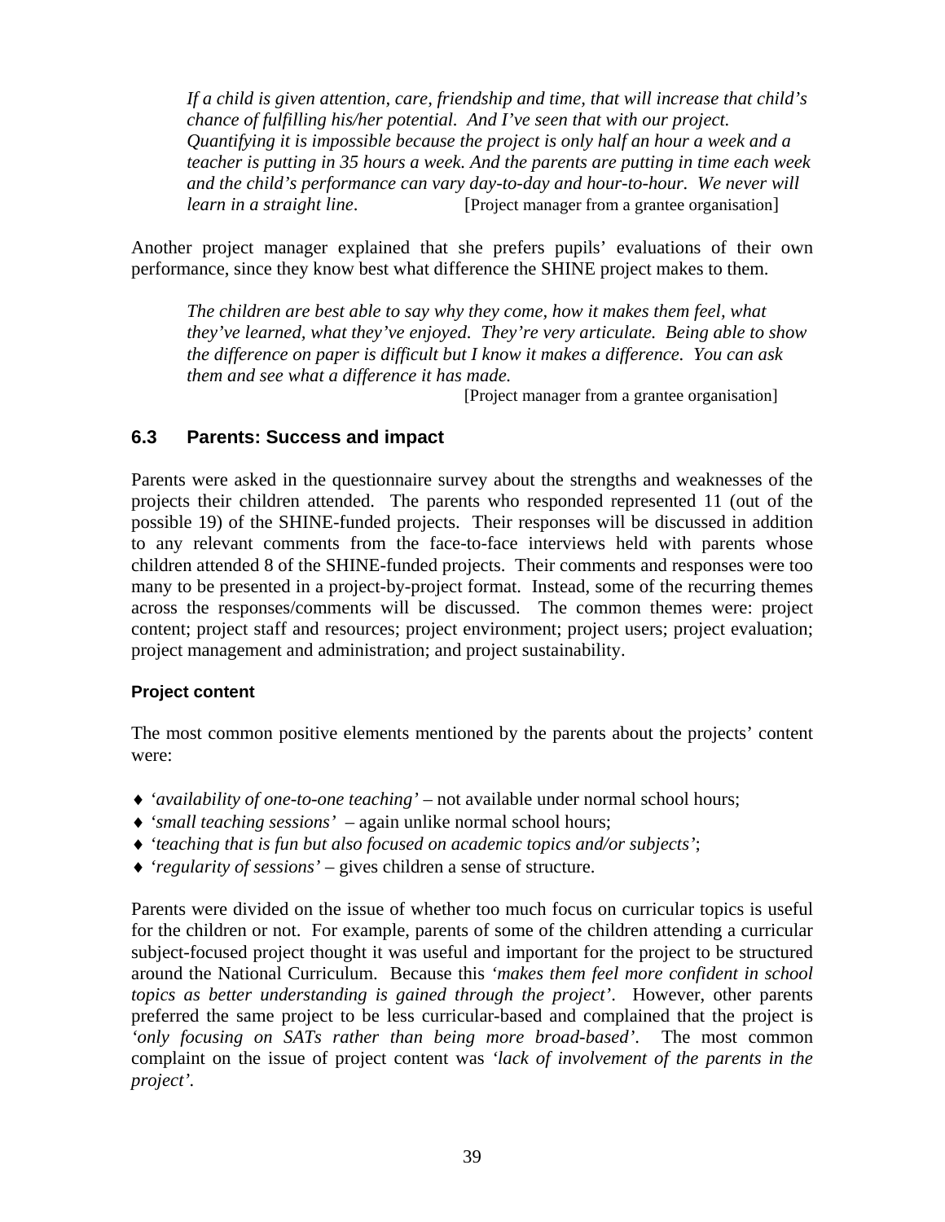> *If a child is given attention, care, friendship and time, that will increase that child's chance of fulfilling his/her potential. And I've seen that with our project. Quantifying it is impossible because the project is only half an hour a week and a teacher is putting in 35 hours a week. And the parents are putting in time each week and the child's performance can vary day-to-day and hour-to-hour. We never will learn in a straight line.* [Project manager from a grantee organisation]

Another project manager explained that she prefers pupils' evaluations of their own performance, since they know best what difference the SHINE project makes to them.

> *The children are best able to say why they come, how it makes them feel, what they've learned, what they've enjoyed. They're very articulate. Being able to show the difference on paper is difficult but I know it makes a difference. You can ask them and see what a difference it has made.*
> [Project manager from a grantee organisation]

## 6.3 Parents: Success and impact

Parents were asked in the questionnaire survey about the strengths and weaknesses of the projects their children attended. The parents who responded represented 11 (out of the possible 19) of the SHINE-funded projects. Their responses will be discussed in addition to any relevant comments from the face-to-face interviews held with parents whose children attended 8 of the SHINE-funded projects. Their comments and responses were too many to be presented in a project-by-project format. Instead, some of the recurring themes across the responses/comments will be discussed. The common themes were: project content; project staff and resources; project environment; project users; project evaluation; project management and administration; and project sustainability.

### Project content

The most common positive elements mentioned by the parents about the projects' content were:

- *'availability of one-to-one teaching'* – not available under normal school hours;
- *'small teaching sessions'* – again unlike normal school hours;
- *'teaching that is fun but also focused on academic topics and/or subjects'*;
- *'regularity of sessions'* – gives children a sense of structure.

Parents were divided on the issue of whether too much focus on curricular topics is useful for the children or not. For example, parents of some of the children attending a curricular subject-focused project thought it was useful and important for the project to be structured around the National Curriculum. Because this *'makes them feel more confident in school topics as better understanding is gained through the project'*. However, other parents preferred the same project to be less curricular-based and complained that the project is *'only focusing on SATs rather than being more broad-based'*. The most common complaint on the issue of project content was *'lack of involvement of the parents in the project'*.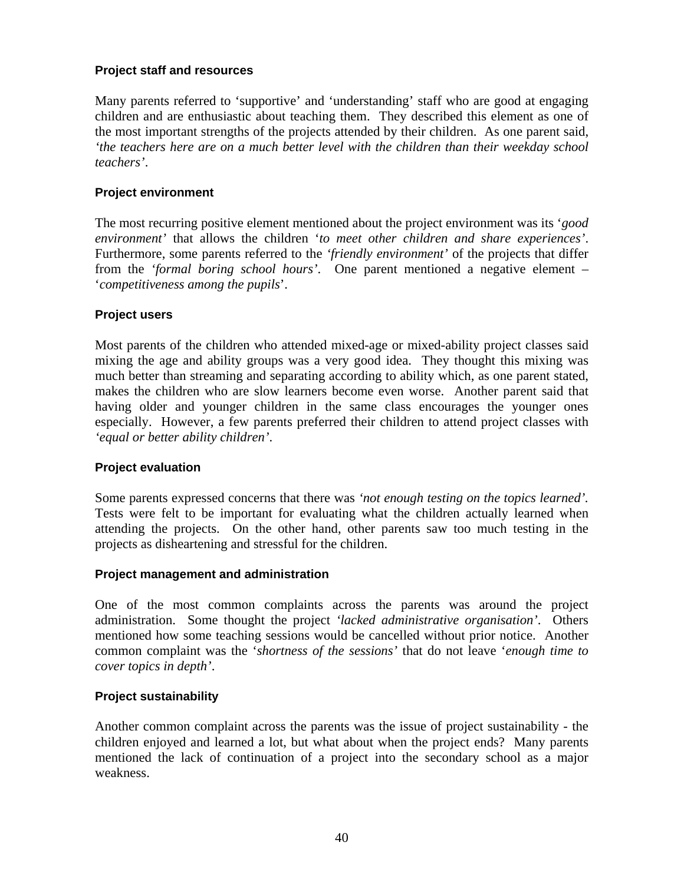### Project staff and resources

Many parents referred to 'supportive' and 'understanding' staff who are good at engaging children and are enthusiastic about teaching them. They described this element as one of the most important strengths of the projects attended by their children. As one parent said, *'the teachers here are on a much better level with the children than their weekday school teachers'*.

### Project environment

The most recurring positive element mentioned about the project environment was its '*good environment'* that allows the children '*to meet other children and share experiences'*. Furthermore, some parents referred to the *'friendly environment'* of the projects that differ from the '*formal boring school hours'*. One parent mentioned a negative element – '*competitiveness among the pupils*'.

### Project users

Most parents of the children who attended mixed-age or mixed-ability project classes said mixing the age and ability groups was a very good idea. They thought this mixing was much better than streaming and separating according to ability which, as one parent stated, makes the children who are slow learners become even worse. Another parent said that having older and younger children in the same class encourages the younger ones especially. However, a few parents preferred their children to attend project classes with *'equal or better ability children'*.

### Project evaluation

Some parents expressed concerns that there was *'not enough testing on the topics learned'*. Tests were felt to be important for evaluating what the children actually learned when attending the projects. On the other hand, other parents saw too much testing in the projects as disheartening and stressful for the children.

### Project management and administration

One of the most common complaints across the parents was around the project administration. Some thought the project *'lacked administrative organisation'*. Others mentioned how some teaching sessions would be cancelled without prior notice. Another common complaint was the '*shortness of the sessions'* that do not leave '*enough time to cover topics in depth'*.

### Project sustainability

Another common complaint across the parents was the issue of project sustainability - the children enjoyed and learned a lot, but what about when the project ends? Many parents mentioned the lack of continuation of a project into the secondary school as a major weakness.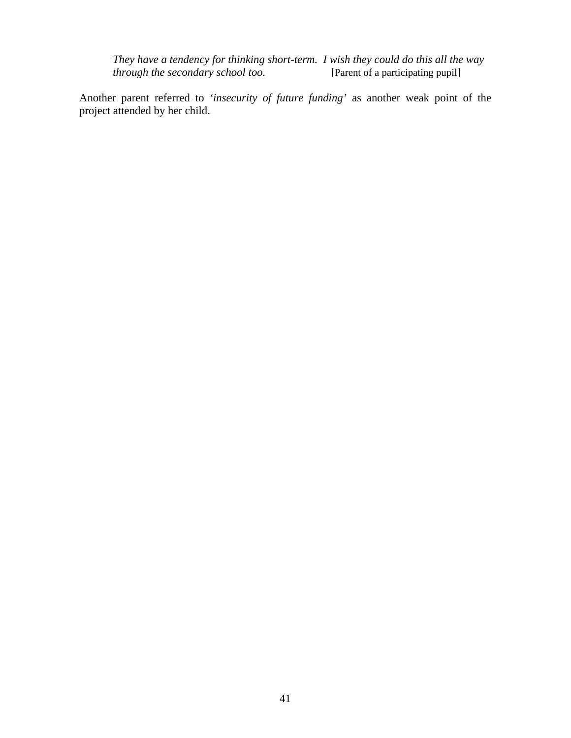> *They have a tendency for thinking short-term. I wish they could do this all the way through the secondary school too.* [Parent of a participating pupil]

Another parent referred to '*insecurity of future funding'* as another weak point of the project attended by her child.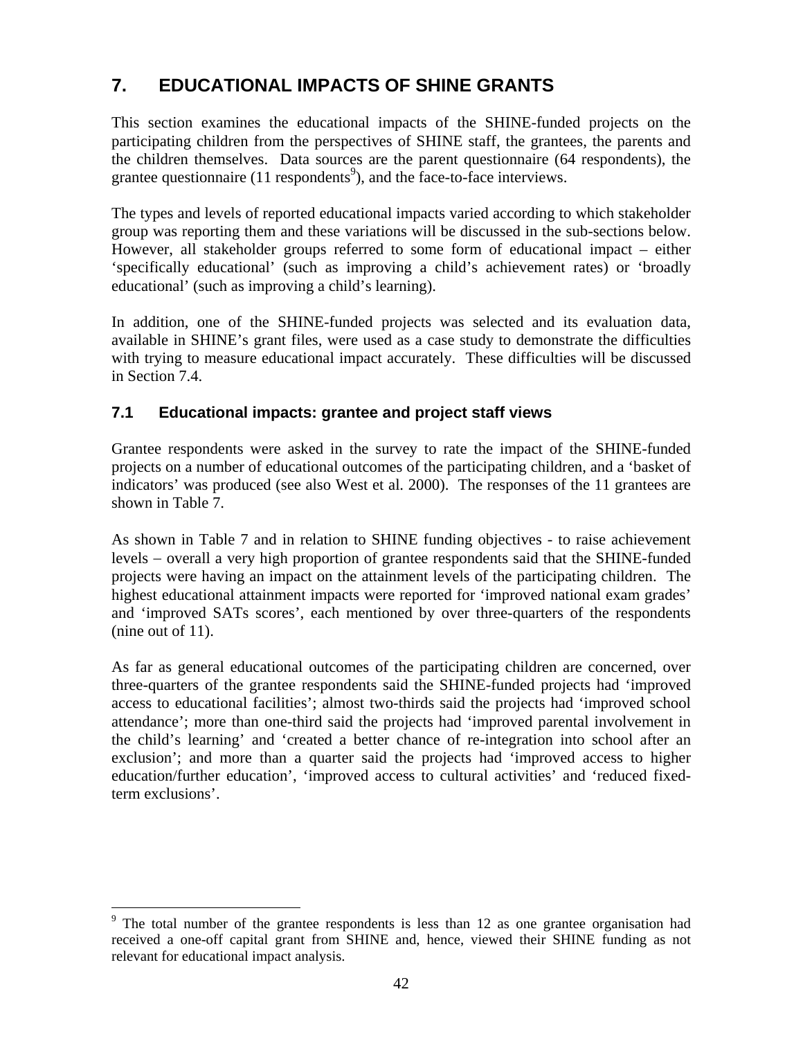# 7. EDUCATIONAL IMPACTS OF SHINE GRANTS

This section examines the educational impacts of the SHINE-funded projects on the participating children from the perspectives of SHINE staff, the grantees, the parents and the children themselves. Data sources are the parent questionnaire (64 respondents), the grantee questionnaire (11 respondents[9]), and the face-to-face interviews.

The types and levels of reported educational impacts varied according to which stakeholder group was reporting them and these variations will be discussed in the sub-sections below. However, all stakeholder groups referred to some form of educational impact – either 'specifically educational' (such as improving a child's achievement rates) or 'broadly educational' (such as improving a child's learning).

In addition, one of the SHINE-funded projects was selected and its evaluation data, available in SHINE's grant files, were used as a case study to demonstrate the difficulties with trying to measure educational impact accurately. These difficulties will be discussed in Section 7.4.

## 7.1 Educational impacts: grantee and project staff views

Grantee respondents were asked in the survey to rate the impact of the SHINE-funded projects on a number of educational outcomes of the participating children, and a 'basket of indicators' was produced (see also West et al. 2000). The responses of the 11 grantees are shown in Table 7.

As shown in Table 7 and in relation to SHINE funding objectives - to raise achievement levels – overall a very high proportion of grantee respondents said that the SHINE-funded projects were having an impact on the attainment levels of the participating children. The highest educational attainment impacts were reported for 'improved national exam grades' and 'improved SATs scores', each mentioned by over three-quarters of the respondents (nine out of 11).

As far as general educational outcomes of the participating children are concerned, over three-quarters of the grantee respondents said the SHINE-funded projects had 'improved access to educational facilities'; almost two-thirds said the projects had 'improved school attendance'; more than one-third said the projects had 'improved parental involvement in the child's learning' and 'created a better chance of re-integration into school after an exclusion'; and more than a quarter said the projects had 'improved access to higher education/further education', 'improved access to cultural activities' and 'reduced fixed-term exclusions'.

[9] The total number of the grantee respondents is less than 12 as one grantee organisation had received a one-off capital grant from SHINE and, hence, viewed their SHINE funding as not relevant for educational impact analysis.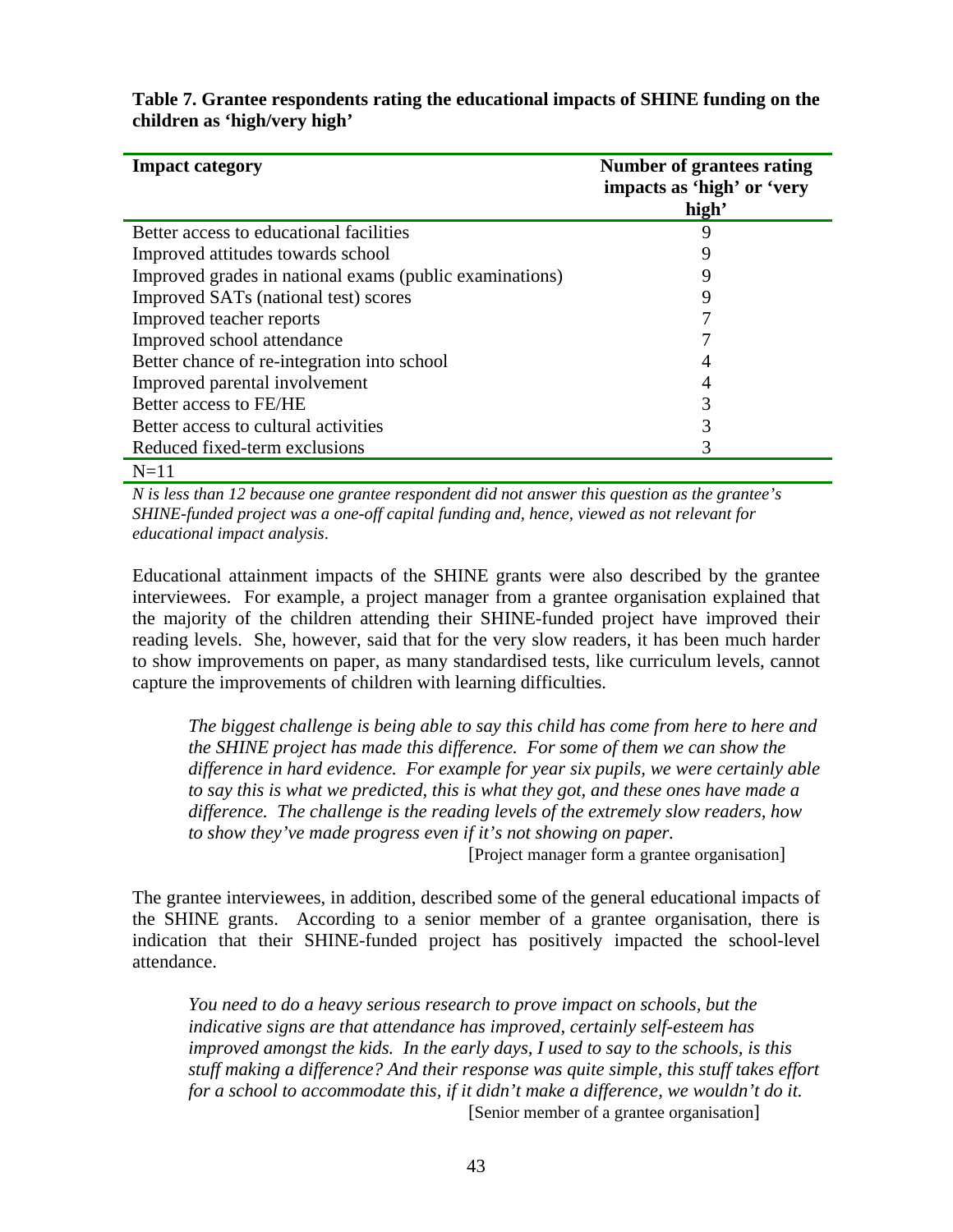**Table 7. Grantee respondents rating the educational impacts of SHINE funding on the children as 'high/very high'**

| Impact category | Number of grantees rating impacts as 'high' or 'very high' |
|---|---|
| Better access to educational facilities | 9 |
| Improved attitudes towards school | 9 |
| Improved grades in national exams (public examinations) | 9 |
| Improved SATs (national test) scores | 9 |
| Improved teacher reports | 7 |
| Improved school attendance | 7 |
| Better chance of re-integration into school | 4 |
| Improved parental involvement | 4 |
| Better access to FE/HE | 3 |
| Better access to cultural activities | 3 |
| Reduced fixed-term exclusions | 3 |
| N=11 | |

*N is less than 12 because one grantee respondent did not answer this question as the grantee's SHINE-funded project was a one-off capital funding and, hence, viewed as not relevant for educational impact analysis.*

Educational attainment impacts of the SHINE grants were also described by the grantee interviewees. For example, a project manager from a grantee organisation explained that the majority of the children attending their SHINE-funded project have improved their reading levels. She, however, said that for the very slow readers, it has been much harder to show improvements on paper, as many standardised tests, like curriculum levels, cannot capture the improvements of children with learning difficulties.

> *The biggest challenge is being able to say this child has come from here to here and the SHINE project has made this difference. For some of them we can show the difference in hard evidence. For example for year six pupils, we were certainly able to say this is what we predicted, this is what they got, and these ones have made a difference. The challenge is the reading levels of the extremely slow readers, how to show they've made progress even if it's not showing on paper.*
>
> [Project manager form a grantee organisation]

The grantee interviewees, in addition, described some of the general educational impacts of the SHINE grants. According to a senior member of a grantee organisation, there is indication that their SHINE-funded project has positively impacted the school-level attendance.

> *You need to do a heavy serious research to prove impact on schools, but the indicative signs are that attendance has improved, certainly self-esteem has improved amongst the kids. In the early days, I used to say to the schools, is this stuff making a difference? And their response was quite simple, this stuff takes effort for a school to accommodate this, if it didn't make a difference, we wouldn't do it.*
>
> [Senior member of a grantee organisation]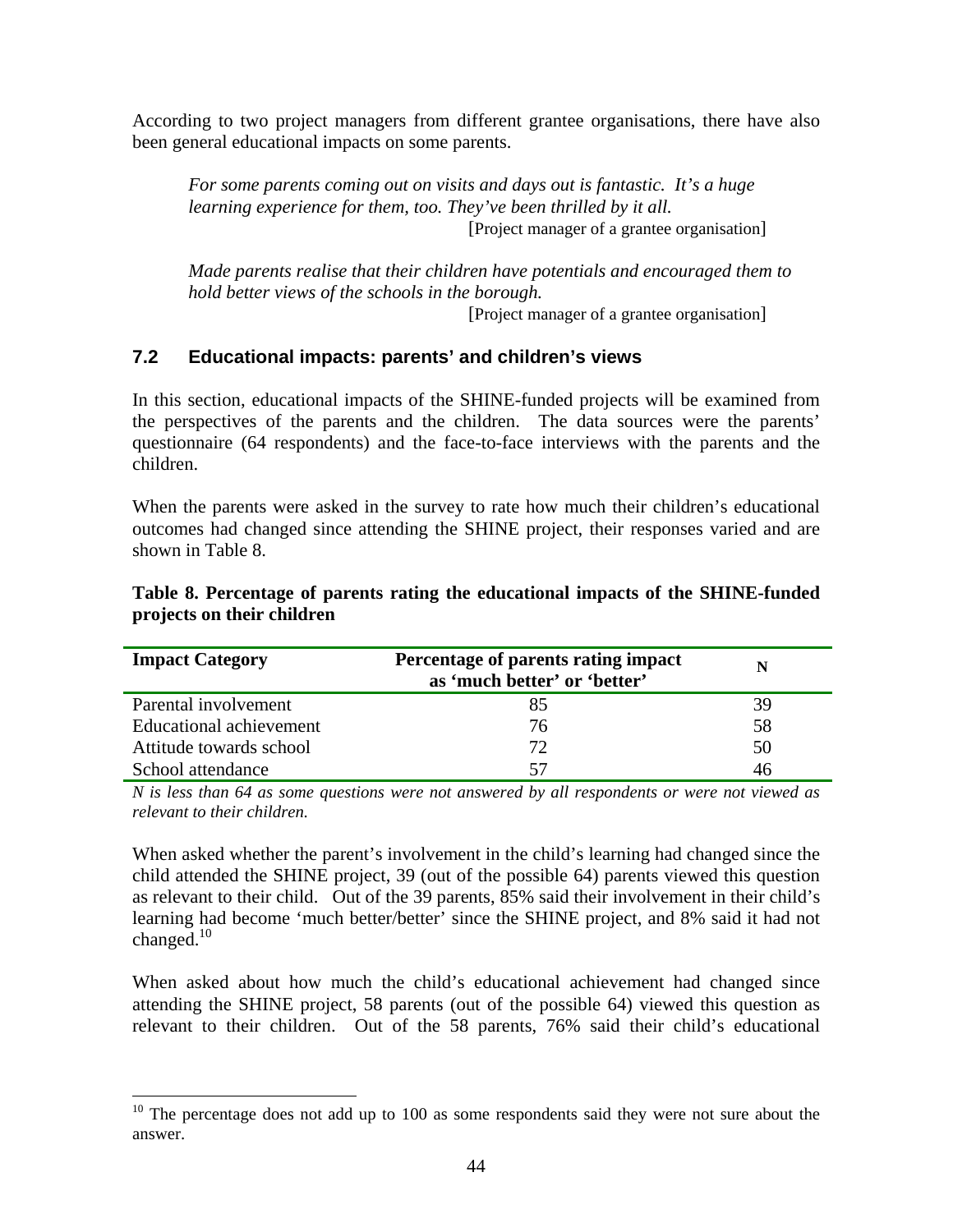According to two project managers from different grantee organisations, there have also been general educational impacts on some parents.

> *For some parents coming out on visits and days out is fantastic. It's a huge learning experience for them, too. They've been thrilled by it all.*
> [Project manager of a grantee organisation]

> *Made parents realise that their children have potentials and encouraged them to hold better views of the schools in the borough.*
> [Project manager of a grantee organisation]

## 7.2 Educational impacts: parents' and children's views

In this section, educational impacts of the SHINE-funded projects will be examined from the perspectives of the parents and the children. The data sources were the parents' questionnaire (64 respondents) and the face-to-face interviews with the parents and the children.

When the parents were asked in the survey to rate how much their children's educational outcomes had changed since attending the SHINE project, their responses varied and are shown in Table 8.

**Table 8. Percentage of parents rating the educational impacts of the SHINE-funded projects on their children**

| Impact Category | Percentage of parents rating impact as 'much better' or 'better' | N |
|---|---|---|
| Parental involvement | 85 | 39 |
| Educational achievement | 76 | 58 |
| Attitude towards school | 72 | 50 |
| School attendance | 57 | 46 |

*N is less than 64 as some questions were not answered by all respondents or were not viewed as relevant to their children.*

When asked whether the parent's involvement in the child's learning had changed since the child attended the SHINE project, 39 (out of the possible 64) parents viewed this question as relevant to their child. Out of the 39 parents, 85% said their involvement in their child's learning had become 'much better/better' since the SHINE project, and 8% said it had not changed.[10]

When asked about how much the child's educational achievement had changed since attending the SHINE project, 58 parents (out of the possible 64) viewed this question as relevant to their children. Out of the 58 parents, 76% said their child's educational

[10] The percentage does not add up to 100 as some respondents said they were not sure about the answer.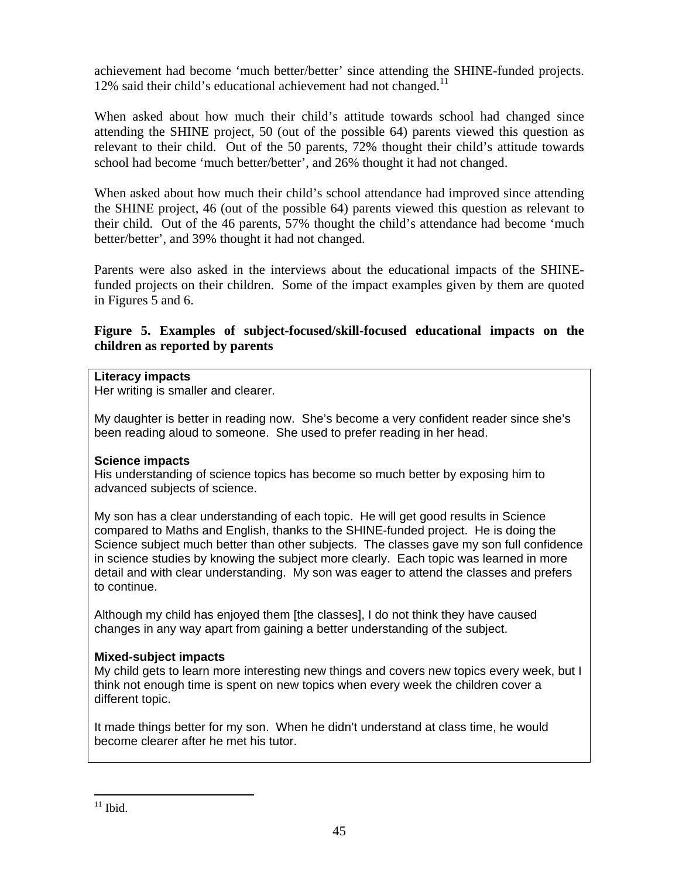achievement had become 'much better/better' since attending the SHINE-funded projects. 12% said their child's educational achievement had not changed.[11]

When asked about how much their child's attitude towards school had changed since attending the SHINE project, 50 (out of the possible 64) parents viewed this question as relevant to their child. Out of the 50 parents, 72% thought their child's attitude towards school had become 'much better/better', and 26% thought it had not changed.

When asked about how much their child's school attendance had improved since attending the SHINE project, 46 (out of the possible 64) parents viewed this question as relevant to their child. Out of the 46 parents, 57% thought the child's attendance had become 'much better/better', and 39% thought it had not changed.

Parents were also asked in the interviews about the educational impacts of the SHINE-funded projects on their children. Some of the impact examples given by them are quoted in Figures 5 and 6.

**Figure 5. Examples of subject-focused/skill-focused educational impacts on the children as reported by parents**

**Literacy impacts**
Her writing is smaller and clearer.

My daughter is better in reading now. She's become a very confident reader since she's been reading aloud to someone. She used to prefer reading in her head.

**Science impacts**
His understanding of science topics has become so much better by exposing him to advanced subjects of science.

My son has a clear understanding of each topic. He will get good results in Science compared to Maths and English, thanks to the SHINE-funded project. He is doing the Science subject much better than other subjects. The classes gave my son full confidence in science studies by knowing the subject more clearly. Each topic was learned in more detail and with clear understanding. My son was eager to attend the classes and prefers to continue.

Although my child has enjoyed them [the classes], I do not think they have caused changes in any way apart from gaining a better understanding of the subject.

**Mixed-subject impacts**
My child gets to learn more interesting new things and covers new topics every week, but I think not enough time is spent on new topics when every week the children cover a different topic.

It made things better for my son. When he didn't understand at class time, he would become clearer after he met his tutor.

---

[11] Ibid.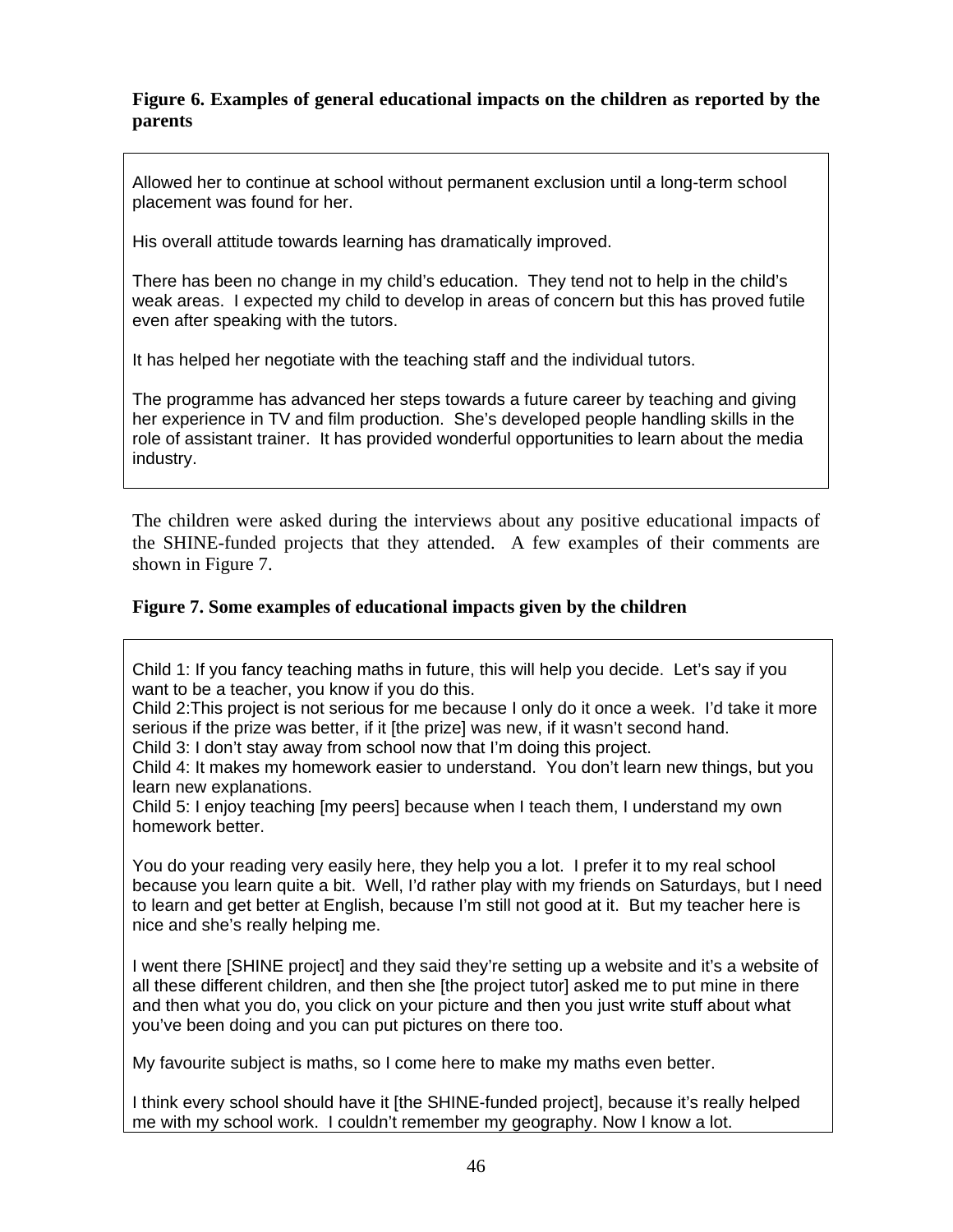**Figure 6. Examples of general educational impacts on the children as reported by the parents**

Allowed her to continue at school without permanent exclusion until a long-term school placement was found for her.

His overall attitude towards learning has dramatically improved.

There has been no change in my child's education. They tend not to help in the child's weak areas. I expected my child to develop in areas of concern but this has proved futile even after speaking with the tutors.

It has helped her negotiate with the teaching staff and the individual tutors.

The programme has advanced her steps towards a future career by teaching and giving her experience in TV and film production. She's developed people handling skills in the role of assistant trainer. It has provided wonderful opportunities to learn about the media industry.

The children were asked during the interviews about any positive educational impacts of the SHINE-funded projects that they attended. A few examples of their comments are shown in Figure 7.

**Figure 7. Some examples of educational impacts given by the children**

Child 1: If you fancy teaching maths in future, this will help you decide. Let's say if you want to be a teacher, you know if you do this.
Child 2:This project is not serious for me because I only do it once a week. I'd take it more serious if the prize was better, if it [the prize] was new, if it wasn't second hand.
Child 3: I don't stay away from school now that I'm doing this project.
Child 4: It makes my homework easier to understand. You don't learn new things, but you learn new explanations.
Child 5: I enjoy teaching [my peers] because when I teach them, I understand my own homework better.

You do your reading very easily here, they help you a lot. I prefer it to my real school because you learn quite a bit. Well, I'd rather play with my friends on Saturdays, but I need to learn and get better at English, because I'm still not good at it. But my teacher here is nice and she's really helping me.

I went there [SHINE project] and they said they're setting up a website and it's a website of all these different children, and then she [the project tutor] asked me to put mine in there and then what you do, you click on your picture and then you just write stuff about what you've been doing and you can put pictures on there too.

My favourite subject is maths, so I come here to make my maths even better.

I think every school should have it [the SHINE-funded project], because it's really helped me with my school work. I couldn't remember my geography. Now I know a lot.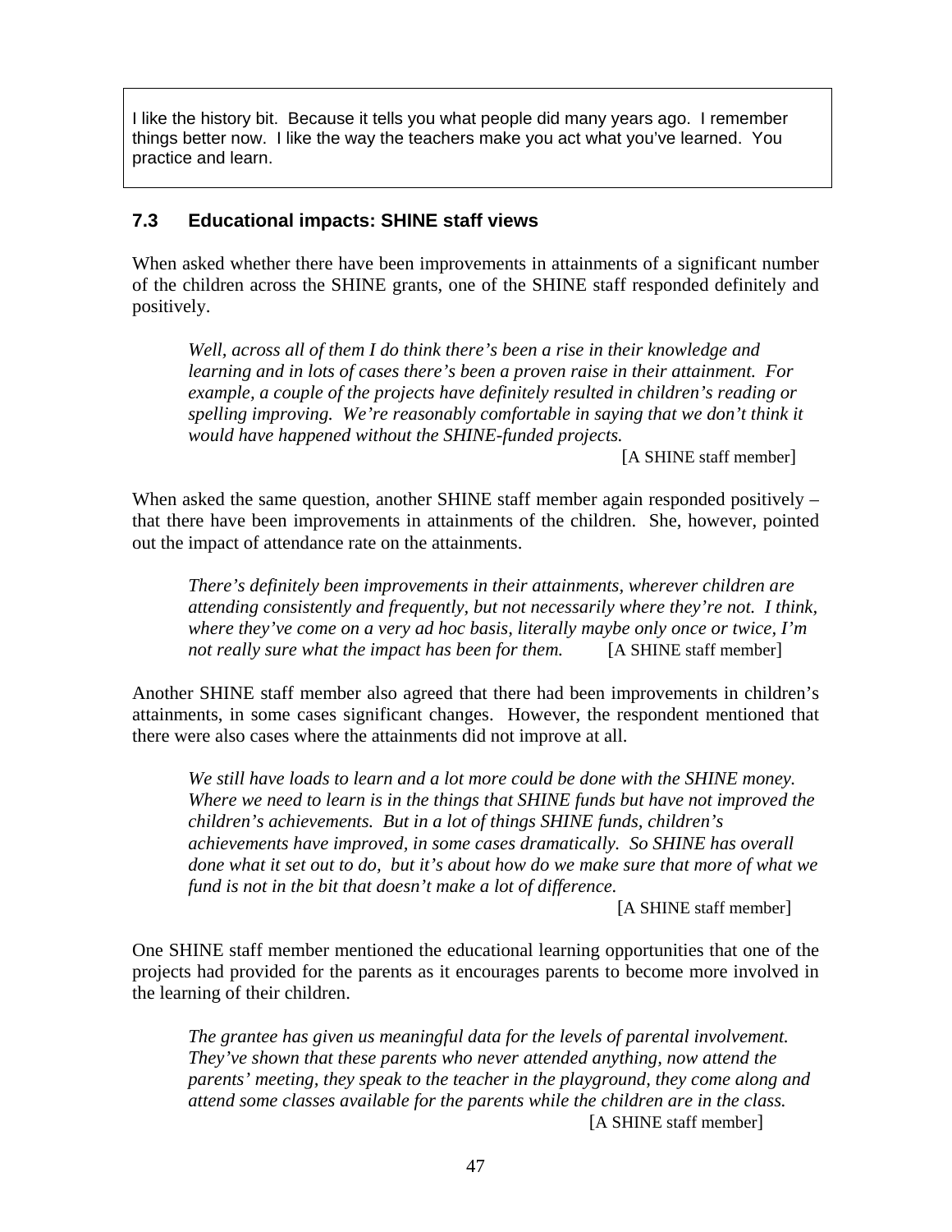> I like the history bit. Because it tells you what people did many years ago. I remember things better now. I like the way the teachers make you act what you've learned. You practice and learn.

### 7.3 Educational impacts: SHINE staff views

When asked whether there have been improvements in attainments of a significant number of the children across the SHINE grants, one of the SHINE staff responded definitely and positively.

> *Well, across all of them I do think there's been a rise in their knowledge and learning and in lots of cases there's been a proven raise in their attainment. For example, a couple of the projects have definitely resulted in children's reading or spelling improving. We're reasonably comfortable in saying that we don't think it would have happened without the SHINE-funded projects.*
>
> [A SHINE staff member]

When asked the same question, another SHINE staff member again responded positively – that there have been improvements in attainments of the children. She, however, pointed out the impact of attendance rate on the attainments.

> *There's definitely been improvements in their attainments, wherever children are attending consistently and frequently, but not necessarily where they're not. I think, where they've come on a very ad hoc basis, literally maybe only once or twice, I'm not really sure what the impact has been for them.* [A SHINE staff member]

Another SHINE staff member also agreed that there had been improvements in children's attainments, in some cases significant changes. However, the respondent mentioned that there were also cases where the attainments did not improve at all.

> *We still have loads to learn and a lot more could be done with the SHINE money. Where we need to learn is in the things that SHINE funds but have not improved the children's achievements. But in a lot of things SHINE funds, children's achievements have improved, in some cases dramatically. So SHINE has overall done what it set out to do, but it's about how do we make sure that more of what we fund is not in the bit that doesn't make a lot of difference.*
>
> [A SHINE staff member]

One SHINE staff member mentioned the educational learning opportunities that one of the projects had provided for the parents as it encourages parents to become more involved in the learning of their children.

> *The grantee has given us meaningful data for the levels of parental involvement. They've shown that these parents who never attended anything, now attend the parents' meeting, they speak to the teacher in the playground, they come along and attend some classes available for the parents while the children are in the class.*
>
> [A SHINE staff member]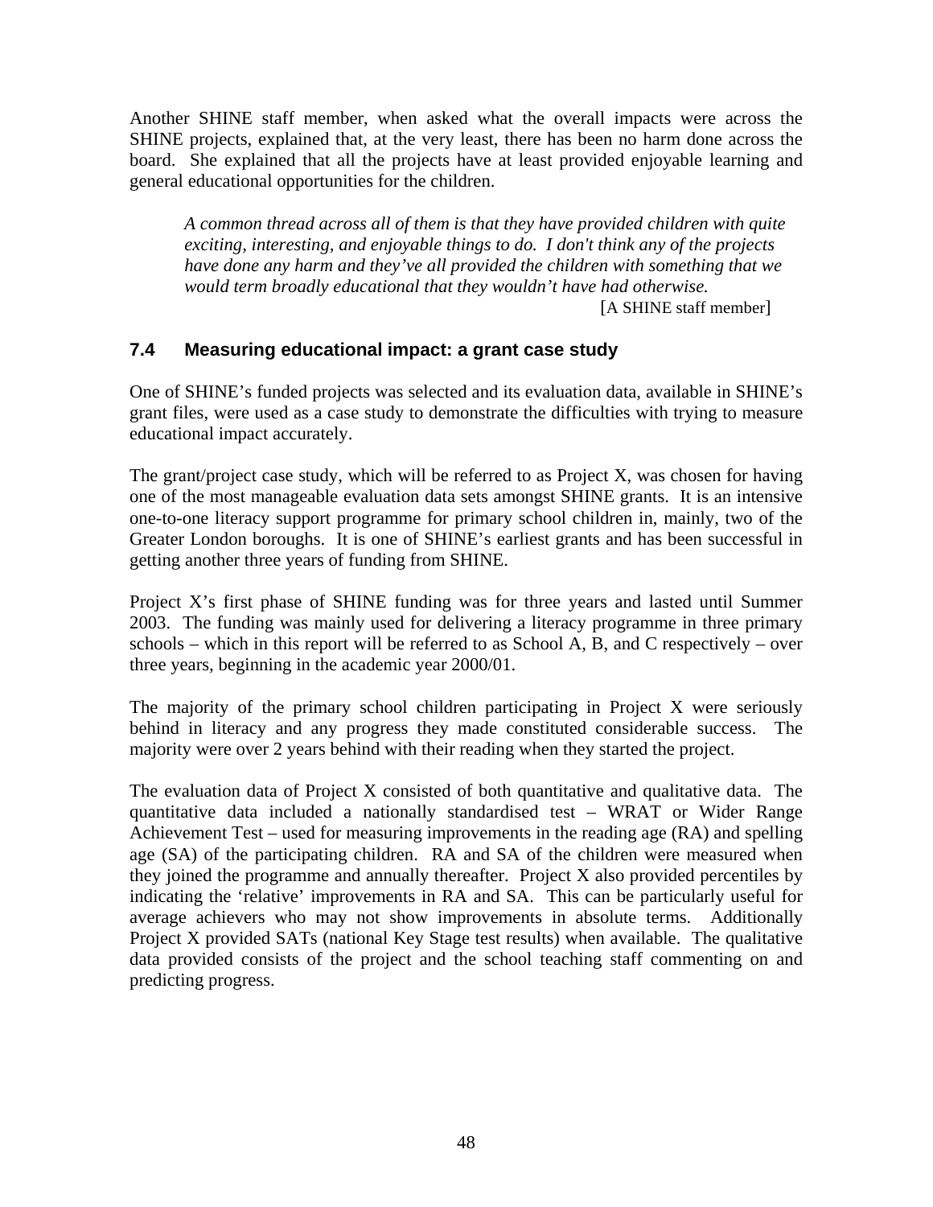Another SHINE staff member, when asked what the overall impacts were across the SHINE projects, explained that, at the very least, there has been no harm done across the board. She explained that all the projects have at least provided enjoyable learning and general educational opportunities for the children.

> *A common thread across all of them is that they have provided children with quite exciting, interesting, and enjoyable things to do. I don't think any of the projects have done any harm and they've all provided the children with something that we would term broadly educational that they wouldn't have had otherwise.*
>
> [A SHINE staff member]

## 7.4 Measuring educational impact: a grant case study

One of SHINE's funded projects was selected and its evaluation data, available in SHINE's grant files, were used as a case study to demonstrate the difficulties with trying to measure educational impact accurately.

The grant/project case study, which will be referred to as Project X, was chosen for having one of the most manageable evaluation data sets amongst SHINE grants. It is an intensive one-to-one literacy support programme for primary school children in, mainly, two of the Greater London boroughs. It is one of SHINE's earliest grants and has been successful in getting another three years of funding from SHINE.

Project X's first phase of SHINE funding was for three years and lasted until Summer 2003. The funding was mainly used for delivering a literacy programme in three primary schools – which in this report will be referred to as School A, B, and C respectively – over three years, beginning in the academic year 2000/01.

The majority of the primary school children participating in Project X were seriously behind in literacy and any progress they made constituted considerable success. The majority were over 2 years behind with their reading when they started the project.

The evaluation data of Project X consisted of both quantitative and qualitative data. The quantitative data included a nationally standardised test – WRAT or Wider Range Achievement Test – used for measuring improvements in the reading age (RA) and spelling age (SA) of the participating children. RA and SA of the children were measured when they joined the programme and annually thereafter. Project X also provided percentiles by indicating the 'relative' improvements in RA and SA. This can be particularly useful for average achievers who may not show improvements in absolute terms. Additionally Project X provided SATs (national Key Stage test results) when available. The qualitative data provided consists of the project and the school teaching staff commenting on and predicting progress.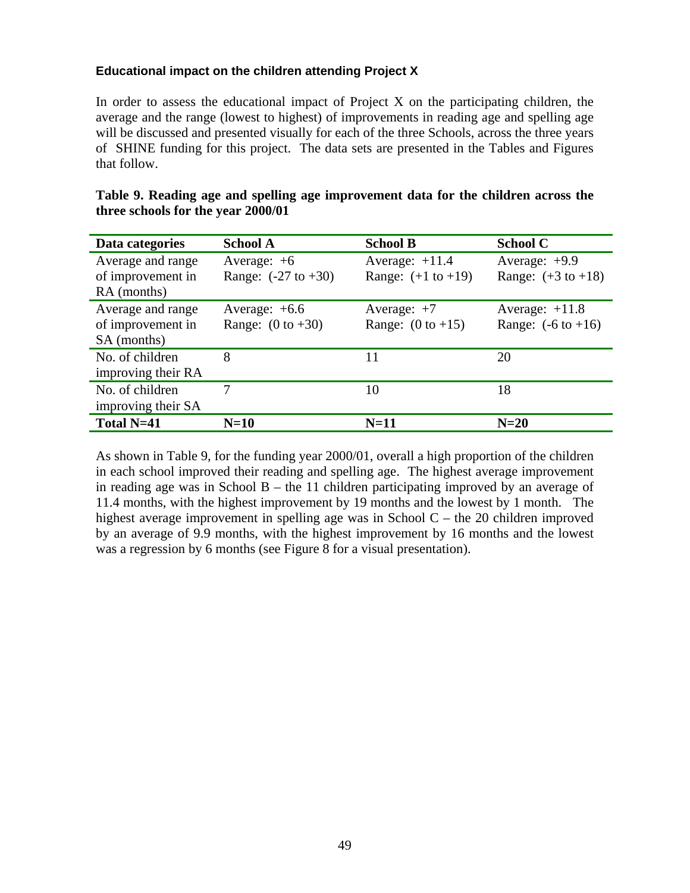**Educational impact on the children attending Project X**

In order to assess the educational impact of Project X on the participating children, the average and the range (lowest to highest) of improvements in reading age and spelling age will be discussed and presented visually for each of the three Schools, across the three years of SHINE funding for this project. The data sets are presented in the Tables and Figures that follow.

**Table 9. Reading age and spelling age improvement data for the children across the three schools for the year 2000/01**

| Data categories | School A | School B | School C |
|---|---|---|---|
| Average and range of improvement in RA (months) | Average: +6<br>Range: (-27 to +30) | Average: +11.4<br>Range: (+1 to +19) | Average: +9.9<br>Range: (+3 to +18) |
| Average and range of improvement in SA (months) | Average: +6.6<br>Range: (0 to +30) | Average: +7<br>Range: (0 to +15) | Average: +11.8<br>Range: (-6 to +16) |
| No. of children improving their RA | 8 | 11 | 20 |
| No. of children improving their SA | 7 | 10 | 18 |
| **Total N=41** | **N=10** | **N=11** | **N=20** |

As shown in Table 9, for the funding year 2000/01, overall a high proportion of the children in each school improved their reading and spelling age. The highest average improvement in reading age was in School B – the 11 children participating improved by an average of 11.4 months, with the highest improvement by 19 months and the lowest by 1 month. The highest average improvement in spelling age was in School C – the 20 children improved by an average of 9.9 months, with the highest improvement by 16 months and the lowest was a regression by 6 months (see Figure 8 for a visual presentation).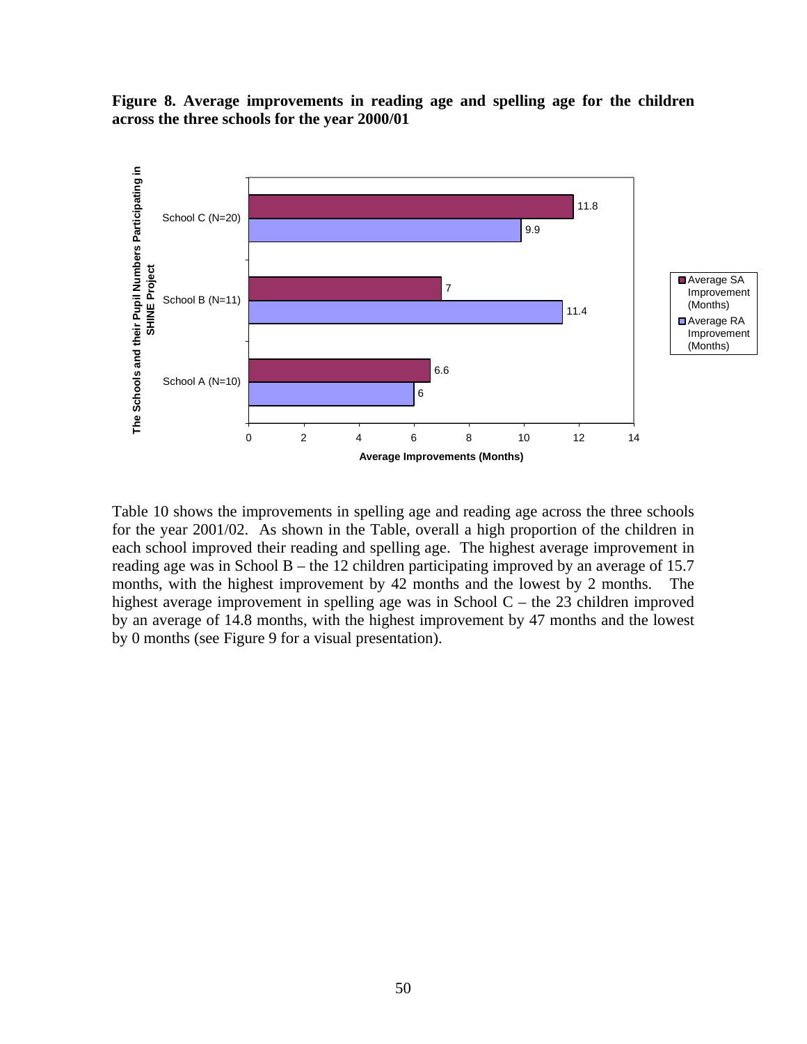**Figure 8. Average improvements in reading age and spelling age for the children across the three schools for the year 2000/01**

| The Schools and their Pupil Numbers Participating in SHINE Project | Average SA Improvement (Months) | Average RA Improvement (Months) |
|---|---|---|
| School C (N=20) | 11.8 | 9.9 |
| School B (N=11) | 7 | 11.4 |
| School A (N=10) | 6.6 | 6 |

Average Improvements (Months)

Table 10 shows the improvements in spelling age and reading age across the three schools for the year 2001/02. As shown in the Table, overall a high proportion of the children in each school improved their reading and spelling age. The highest average improvement in reading age was in School B – the 12 children participating improved by an average of 15.7 months, with the highest improvement by 42 months and the lowest by 2 months. The highest average improvement in spelling age was in School C – the 23 children improved by an average of 14.8 months, with the highest improvement by 47 months and the lowest by 0 months (see Figure 9 for a visual presentation).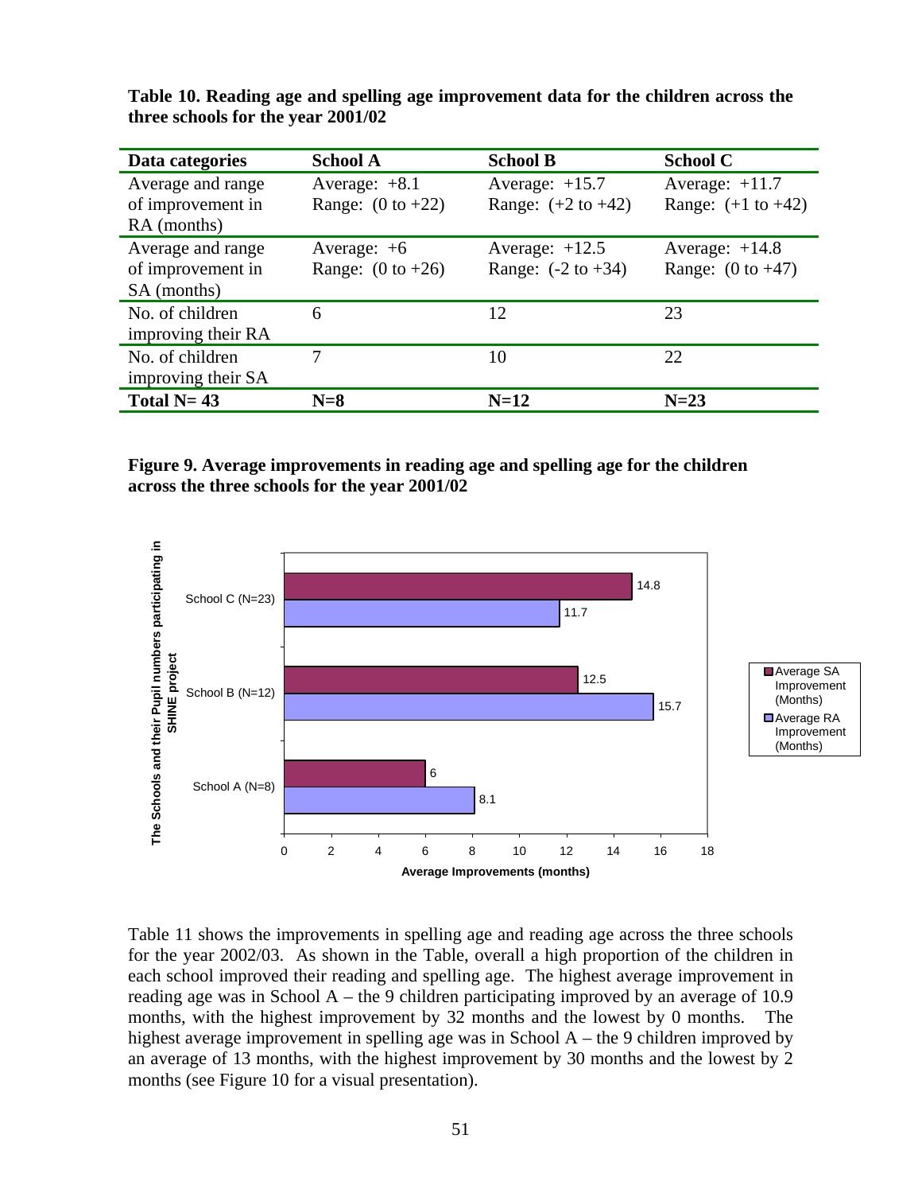**Table 10. Reading age and spelling age improvement data for the children across the three schools for the year 2001/02**

| Data categories | School A | School B | School C |
|---|---|---|---|
| Average and range of improvement in RA (months) | Average: +8.1<br>Range: (0 to +22) | Average: +15.7<br>Range: (+2 to +42) | Average: +11.7<br>Range: (+1 to +42) |
| Average and range of improvement in SA (months) | Average: +6<br>Range: (0 to +26) | Average: +12.5<br>Range: (-2 to +34) | Average: +14.8<br>Range: (0 to +47) |
| No. of children improving their RA | 6 | 12 | 23 |
| No. of children improving their SA | 7 | 10 | 22 |
| **Total N= 43** | **N=8** | **N=12** | **N=23** |

**Figure 9. Average improvements in reading age and spelling age for the children across the three schools for the year 2001/02**

Table 11 shows the improvements in spelling age and reading age across the three schools for the year 2002/03. As shown in the Table, overall a high proportion of the children in each school improved their reading and spelling age. The highest average improvement in reading age was in School A – the 9 children participating improved by an average of 10.9 months, with the highest improvement by 32 months and the lowest by 0 months. The highest average improvement in spelling age was in School A – the 9 children improved by an average of 13 months, with the highest improvement by 30 months and the lowest by 2 months (see Figure 10 for a visual presentation).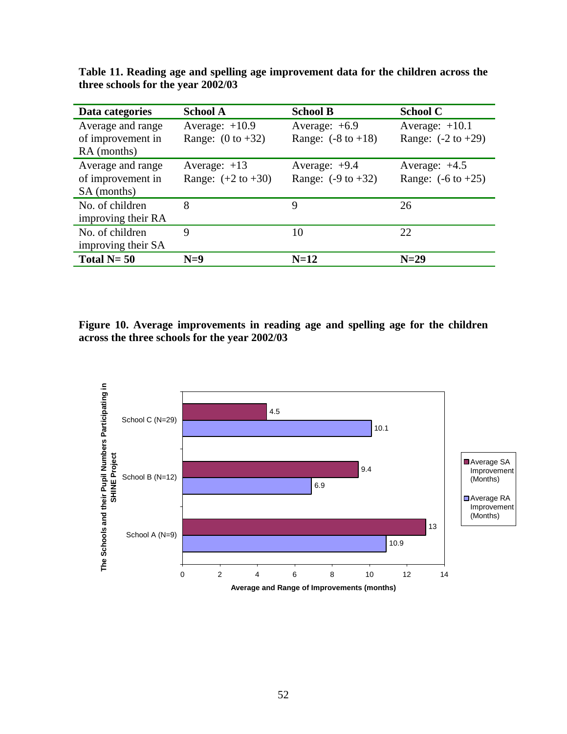**Table 11. Reading age and spelling age improvement data for the children across the three schools for the year 2002/03**

| Data categories | School A | School B | School C |
|---|---|---|---|
| Average and range of improvement in RA (months) | Average: +10.9<br>Range: (0 to +32) | Average: +6.9<br>Range: (-8 to +18) | Average: +10.1<br>Range: (-2 to +29) |
| Average and range of improvement in SA (months) | Average: +13<br>Range: (+2 to +30) | Average: +9.4<br>Range: (-9 to +32) | Average: +4.5<br>Range: (-6 to +25) |
| No. of children improving their RA | 8 | 9 | 26 |
| No. of children improving their SA | 9 | 10 | 22 |
| **Total N= 50** | **N=9** | **N=12** | **N=29** |

**Figure 10. Average improvements in reading age and spelling age for the children across the three schools for the year 2002/03**

| The Schools and their Pupil Numbers Participating in SHINE Project | Average SA Improvement (Months) | Average RA Improvement (Months) |
|---|---|---|
| School C (N=29) | 4.5 | 10.1 |
| School B (N=12) | 9.4 | 6.9 |
| School A (N=9) | 13 | 10.9 |

Average and Range of Improvements (months)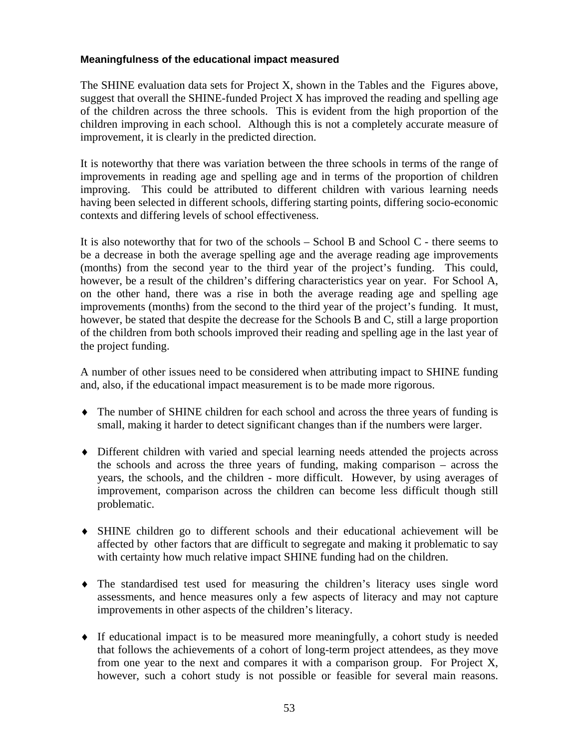### Meaningfulness of the educational impact measured

The SHINE evaluation data sets for Project X, shown in the Tables and the Figures above, suggest that overall the SHINE-funded Project X has improved the reading and spelling age of the children across the three schools. This is evident from the high proportion of the children improving in each school. Although this is not a completely accurate measure of improvement, it is clearly in the predicted direction.

It is noteworthy that there was variation between the three schools in terms of the range of improvements in reading age and spelling age and in terms of the proportion of children improving. This could be attributed to different children with various learning needs having been selected in different schools, differing starting points, differing socio-economic contexts and differing levels of school effectiveness.

It is also noteworthy that for two of the schools – School B and School C - there seems to be a decrease in both the average spelling age and the average reading age improvements (months) from the second year to the third year of the project's funding. This could, however, be a result of the children's differing characteristics year on year. For School A, on the other hand, there was a rise in both the average reading age and spelling age improvements (months) from the second to the third year of the project's funding. It must, however, be stated that despite the decrease for the Schools B and C, still a large proportion of the children from both schools improved their reading and spelling age in the last year of the project funding.

A number of other issues need to be considered when attributing impact to SHINE funding and, also, if the educational impact measurement is to be made more rigorous.

- The number of SHINE children for each school and across the three years of funding is small, making it harder to detect significant changes than if the numbers were larger.

- Different children with varied and special learning needs attended the projects across the schools and across the three years of funding, making comparison – across the years, the schools, and the children - more difficult. However, by using averages of improvement, comparison across the children can become less difficult though still problematic.

- SHINE children go to different schools and their educational achievement will be affected by other factors that are difficult to segregate and making it problematic to say with certainty how much relative impact SHINE funding had on the children.

- The standardised test used for measuring the children's literacy uses single word assessments, and hence measures only a few aspects of literacy and may not capture improvements in other aspects of the children's literacy.

- If educational impact is to be measured more meaningfully, a cohort study is needed that follows the achievements of a cohort of long-term project attendees, as they move from one year to the next and compares it with a comparison group. For Project X, however, such a cohort study is not possible or feasible for several main reasons.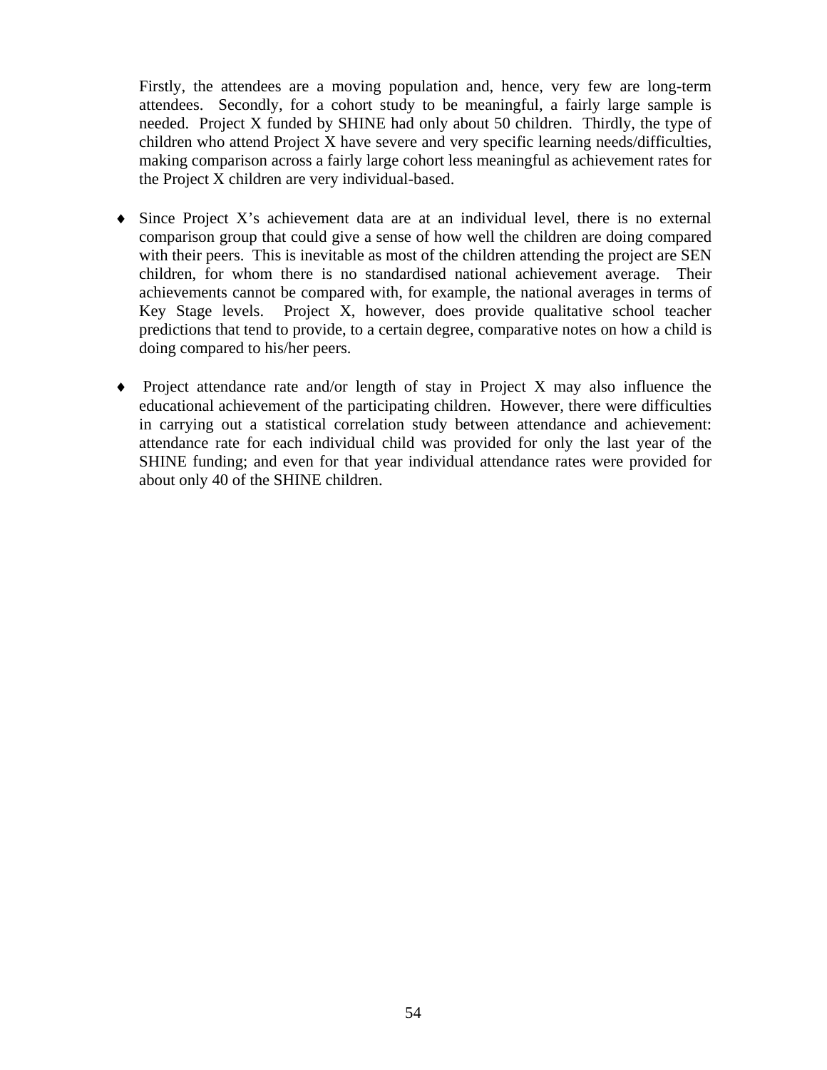Firstly, the attendees are a moving population and, hence, very few are long-term attendees. Secondly, for a cohort study to be meaningful, a fairly large sample is needed. Project X funded by SHINE had only about 50 children. Thirdly, the type of children who attend Project X have severe and very specific learning needs/difficulties, making comparison across a fairly large cohort less meaningful as achievement rates for the Project X children are very individual-based.

- Since Project X's achievement data are at an individual level, there is no external comparison group that could give a sense of how well the children are doing compared with their peers. This is inevitable as most of the children attending the project are SEN children, for whom there is no standardised national achievement average. Their achievements cannot be compared with, for example, the national averages in terms of Key Stage levels. Project X, however, does provide qualitative school teacher predictions that tend to provide, to a certain degree, comparative notes on how a child is doing compared to his/her peers.

- Project attendance rate and/or length of stay in Project X may also influence the educational achievement of the participating children. However, there were difficulties in carrying out a statistical correlation study between attendance and achievement: attendance rate for each individual child was provided for only the last year of the SHINE funding; and even for that year individual attendance rates were provided for about only 40 of the SHINE children.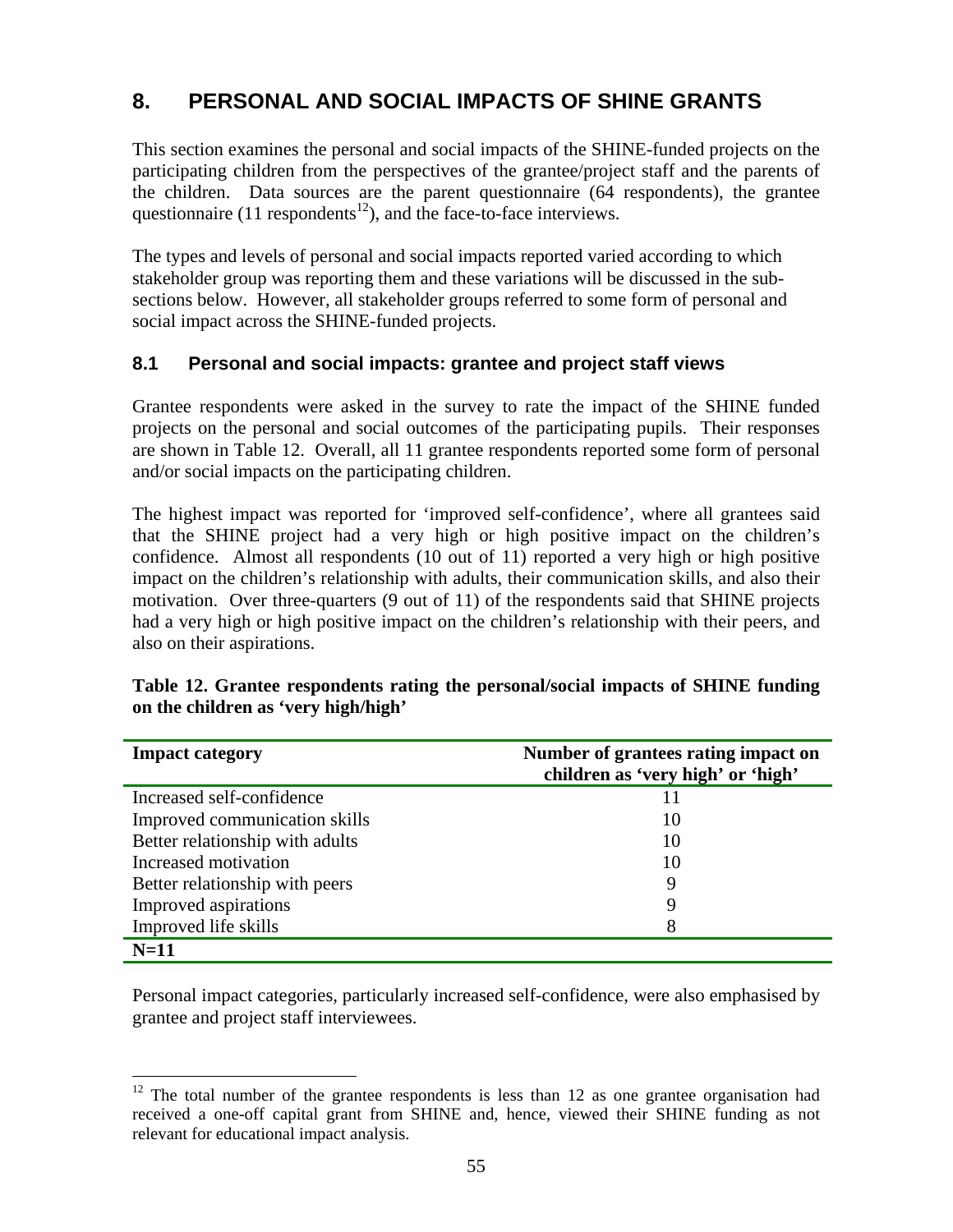## 8. PERSONAL AND SOCIAL IMPACTS OF SHINE GRANTS

This section examines the personal and social impacts of the SHINE-funded projects on the participating children from the perspectives of the grantee/project staff and the parents of the children. Data sources are the parent questionnaire (64 respondents), the grantee questionnaire (11 respondents[12]), and the face-to-face interviews.

The types and levels of personal and social impacts reported varied according to which stakeholder group was reporting them and these variations will be discussed in the sub-sections below. However, all stakeholder groups referred to some form of personal and social impact across the SHINE-funded projects.

### 8.1 Personal and social impacts: grantee and project staff views

Grantee respondents were asked in the survey to rate the impact of the SHINE funded projects on the personal and social outcomes of the participating pupils. Their responses are shown in Table 12. Overall, all 11 grantee respondents reported some form of personal and/or social impacts on the participating children.

The highest impact was reported for 'improved self-confidence', where all grantees said that the SHINE project had a very high or high positive impact on the children's confidence. Almost all respondents (10 out of 11) reported a very high or high positive impact on the children's relationship with adults, their communication skills, and also their motivation. Over three-quarters (9 out of 11) of the respondents said that SHINE projects had a very high or high positive impact on the children's relationship with their peers, and also on their aspirations.

**Table 12. Grantee respondents rating the personal/social impacts of SHINE funding on the children as 'very high/high'**

| Impact category | Number of grantees rating impact on children as 'very high' or 'high' |
|---|---|
| Increased self-confidence | 11 |
| Improved communication skills | 10 |
| Better relationship with adults | 10 |
| Increased motivation | 10 |
| Better relationship with peers | 9 |
| Improved aspirations | 9 |
| Improved life skills | 8 |
| **N=11** | |

Personal impact categories, particularly increased self-confidence, were also emphasised by grantee and project staff interviewees.

[12] The total number of the grantee respondents is less than 12 as one grantee organisation had received a one-off capital grant from SHINE and, hence, viewed their SHINE funding as not relevant for educational impact analysis.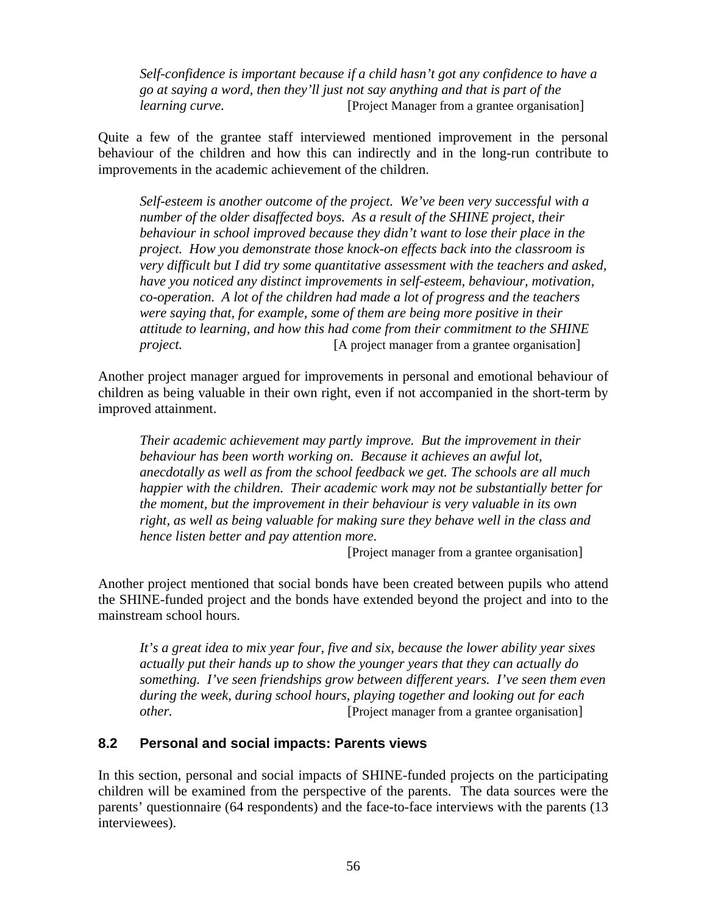> *Self-confidence is important because if a child hasn't got any confidence to have a go at saying a word, then they'll just not say anything and that is part of the learning curve.* [Project Manager from a grantee organisation]

Quite a few of the grantee staff interviewed mentioned improvement in the personal behaviour of the children and how this can indirectly and in the long-run contribute to improvements in the academic achievement of the children.

> *Self-esteem is another outcome of the project. We've been very successful with a number of the older disaffected boys. As a result of the SHINE project, their behaviour in school improved because they didn't want to lose their place in the project. How you demonstrate those knock-on effects back into the classroom is very difficult but I did try some quantitative assessment with the teachers and asked, have you noticed any distinct improvements in self-esteem, behaviour, motivation, co-operation. A lot of the children had made a lot of progress and the teachers were saying that, for example, some of them are being more positive in their attitude to learning, and how this had come from their commitment to the SHINE project.* [A project manager from a grantee organisation]

Another project manager argued for improvements in personal and emotional behaviour of children as being valuable in their own right, even if not accompanied in the short-term by improved attainment.

> *Their academic achievement may partly improve. But the improvement in their behaviour has been worth working on. Because it achieves an awful lot, anecdotally as well as from the school feedback we get. The schools are all much happier with the children. Their academic work may not be substantially better for the moment, but the improvement in their behaviour is very valuable in its own right, as well as being valuable for making sure they behave well in the class and hence listen better and pay attention more.*
> [Project manager from a grantee organisation]

Another project mentioned that social bonds have been created between pupils who attend the SHINE-funded project and the bonds have extended beyond the project and into to the mainstream school hours.

> *It's a great idea to mix year four, five and six, because the lower ability year sixes actually put their hands up to show the younger years that they can actually do something. I've seen friendships grow between different years. I've seen them even during the week, during school hours, playing together and looking out for each other.* [Project manager from a grantee organisation]

## 8.2 Personal and social impacts: Parents views

In this section, personal and social impacts of SHINE-funded projects on the participating children will be examined from the perspective of the parents. The data sources were the parents' questionnaire (64 respondents) and the face-to-face interviews with the parents (13 interviewees).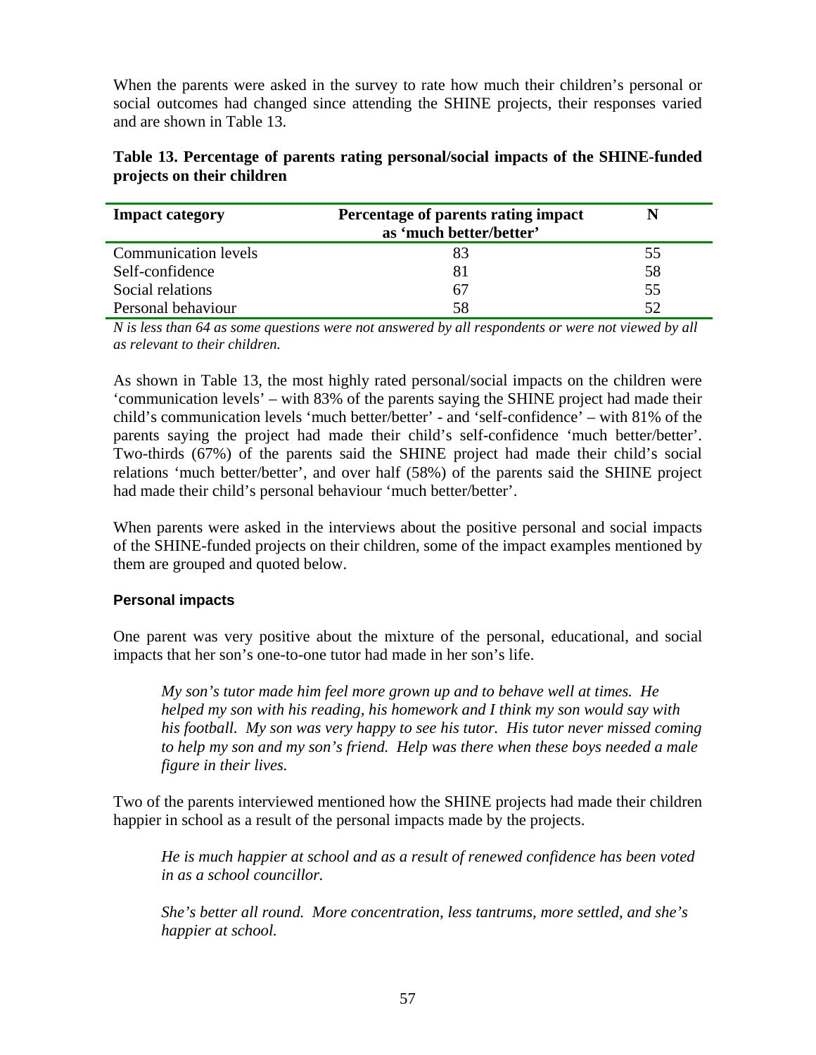When the parents were asked in the survey to rate how much their children's personal or social outcomes had changed since attending the SHINE projects, their responses varied and are shown in Table 13.

**Table 13. Percentage of parents rating personal/social impacts of the SHINE-funded projects on their children**

| Impact category | Percentage of parents rating impact as 'much better/better' | N |
|---|---|---|
| Communication levels | 83 | 55 |
| Self-confidence | 81 | 58 |
| Social relations | 67 | 55 |
| Personal behaviour | 58 | 52 |

*N is less than 64 as some questions were not answered by all respondents or were not viewed by all as relevant to their children.*

As shown in Table 13, the most highly rated personal/social impacts on the children were 'communication levels' – with 83% of the parents saying the SHINE project had made their child's communication levels 'much better/better' - and 'self-confidence' – with 81% of the parents saying the project had made their child's self-confidence 'much better/better'. Two-thirds (67%) of the parents said the SHINE project had made their child's social relations 'much better/better', and over half (58%) of the parents said the SHINE project had made their child's personal behaviour 'much better/better'.

When parents were asked in the interviews about the positive personal and social impacts of the SHINE-funded projects on their children, some of the impact examples mentioned by them are grouped and quoted below.

### Personal impacts

One parent was very positive about the mixture of the personal, educational, and social impacts that her son's one-to-one tutor had made in her son's life.

> *My son's tutor made him feel more grown up and to behave well at times. He helped my son with his reading, his homework and I think my son would say with his football. My son was very happy to see his tutor. His tutor never missed coming to help my son and my son's friend. Help was there when these boys needed a male figure in their lives.*

Two of the parents interviewed mentioned how the SHINE projects had made their children happier in school as a result of the personal impacts made by the projects.

> *He is much happier at school and as a result of renewed confidence has been voted in as a school councillor.*

> *She's better all round. More concentration, less tantrums, more settled, and she's happier at school.*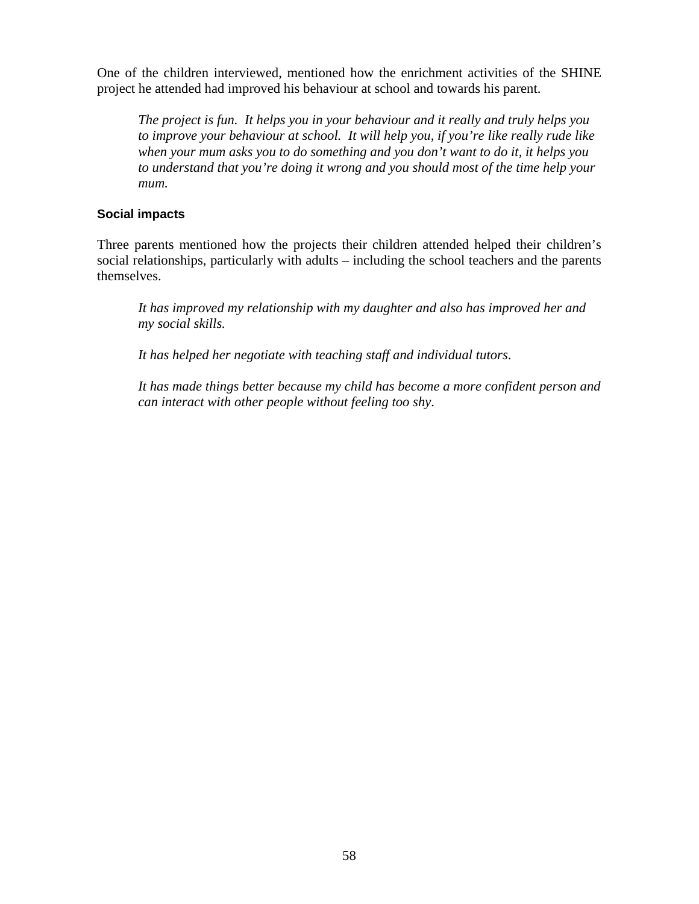One of the children interviewed, mentioned how the enrichment activities of the SHINE project he attended had improved his behaviour at school and towards his parent.

> *The project is fun. It helps you in your behaviour and it really and truly helps you to improve your behaviour at school. It will help you, if you're like really rude like when your mum asks you to do something and you don't want to do it, it helps you to understand that you're doing it wrong and you should most of the time help your mum.*

### Social impacts

Three parents mentioned how the projects their children attended helped their children's social relationships, particularly with adults – including the school teachers and the parents themselves.

> *It has improved my relationship with my daughter and also has improved her and my social skills.*
>
> *It has helped her negotiate with teaching staff and individual tutors.*
>
> *It has made things better because my child has become a more confident person and can interact with other people without feeling too shy.*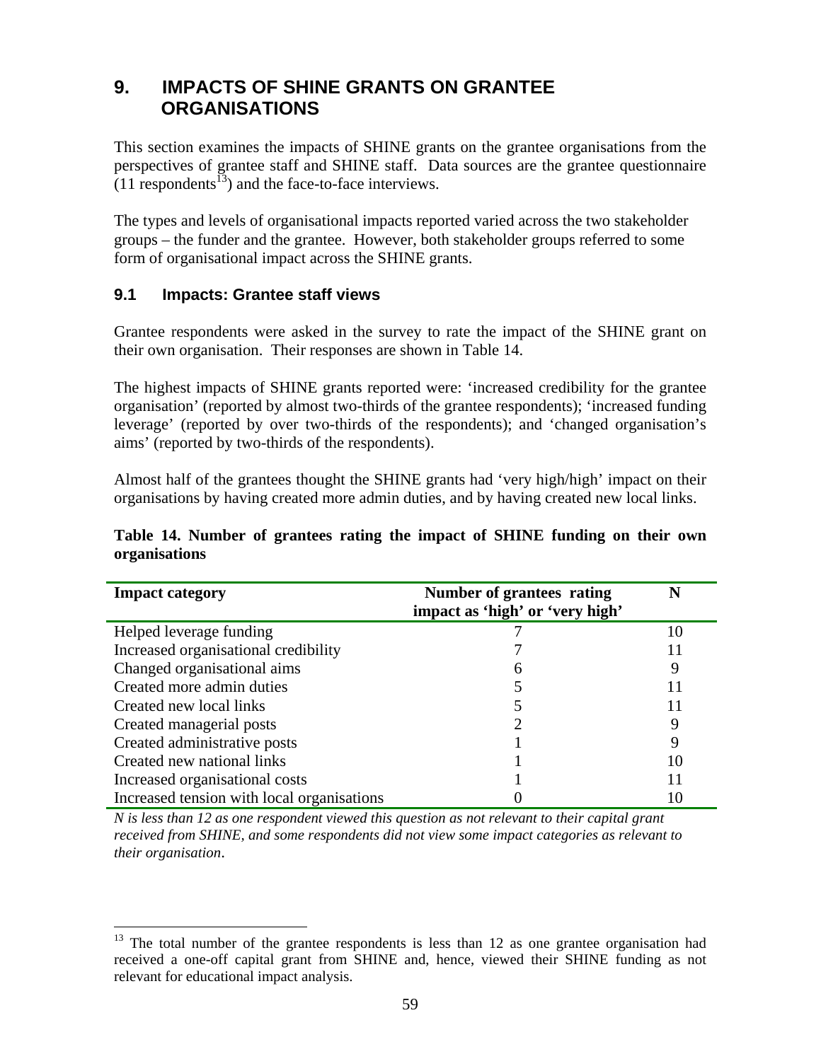# 9. IMPACTS OF SHINE GRANTS ON GRANTEE ORGANISATIONS

This section examines the impacts of SHINE grants on the grantee organisations from the perspectives of grantee staff and SHINE staff. Data sources are the grantee questionnaire (11 respondents[13]) and the face-to-face interviews.

The types and levels of organisational impacts reported varied across the two stakeholder groups – the funder and the grantee. However, both stakeholder groups referred to some form of organisational impact across the SHINE grants.

## 9.1 Impacts: Grantee staff views

Grantee respondents were asked in the survey to rate the impact of the SHINE grant on their own organisation. Their responses are shown in Table 14.

The highest impacts of SHINE grants reported were: 'increased credibility for the grantee organisation' (reported by almost two-thirds of the grantee respondents); 'increased funding leverage' (reported by over two-thirds of the respondents); and 'changed organisation's aims' (reported by two-thirds of the respondents).

Almost half of the grantees thought the SHINE grants had 'very high/high' impact on their organisations by having created more admin duties, and by having created new local links.

**Table 14. Number of grantees rating the impact of SHINE funding on their own organisations**

| Impact category | Number of grantees rating impact as 'high' or 'very high' | N |
|---|---|---|
| Helped leverage funding | 7 | 10 |
| Increased organisational credibility | 7 | 11 |
| Changed organisational aims | 6 | 9 |
| Created more admin duties | 5 | 11 |
| Created new local links | 5 | 11 |
| Created managerial posts | 2 | 9 |
| Created administrative posts | 1 | 9 |
| Created new national links | 1 | 10 |
| Increased organisational costs | 1 | 11 |
| Increased tension with local organisations | 0 | 10 |

*N is less than 12 as one respondent viewed this question as not relevant to their capital grant received from SHINE, and some respondents did not view some impact categories as relevant to their organisation*.

[13] The total number of the grantee respondents is less than 12 as one grantee organisation had received a one-off capital grant from SHINE and, hence, viewed their SHINE funding as not relevant for educational impact analysis.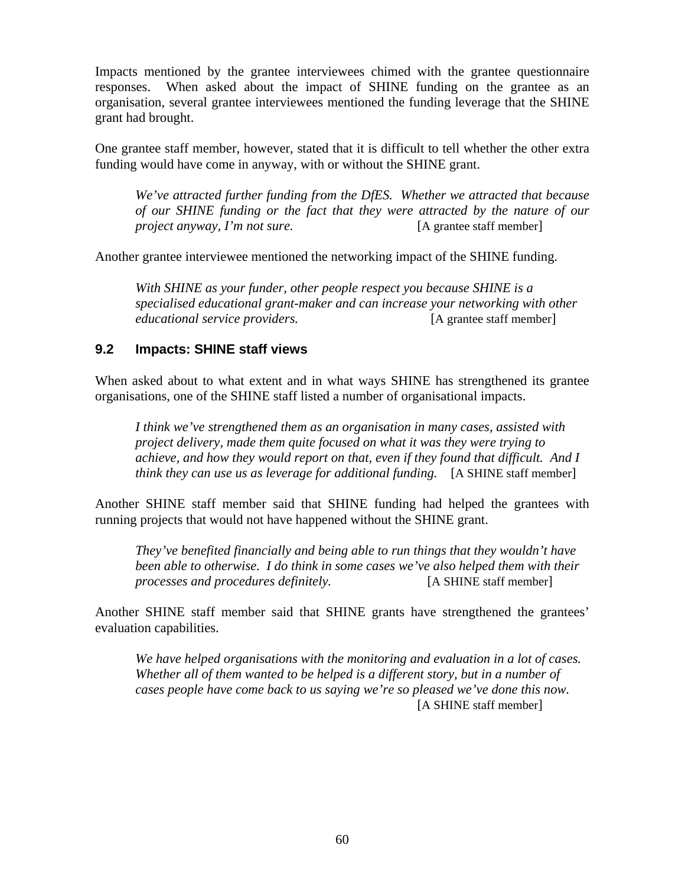Impacts mentioned by the grantee interviewees chimed with the grantee questionnaire responses. When asked about the impact of SHINE funding on the grantee as an organisation, several grantee interviewees mentioned the funding leverage that the SHINE grant had brought.

One grantee staff member, however, stated that it is difficult to tell whether the other extra funding would have come in anyway, with or without the SHINE grant.

> *We've attracted further funding from the DfES. Whether we attracted that because of our SHINE funding or the fact that they were attracted by the nature of our project anyway, I'm not sure.* [A grantee staff member]

Another grantee interviewee mentioned the networking impact of the SHINE funding.

> *With SHINE as your funder, other people respect you because SHINE is a specialised educational grant-maker and can increase your networking with other educational service providers.* [A grantee staff member]

### 9.2 Impacts: SHINE staff views

When asked about to what extent and in what ways SHINE has strengthened its grantee organisations, one of the SHINE staff listed a number of organisational impacts.

> *I think we've strengthened them as an organisation in many cases, assisted with project delivery, made them quite focused on what it was they were trying to achieve, and how they would report on that, even if they found that difficult. And I think they can use us as leverage for additional funding.* [A SHINE staff member]

Another SHINE staff member said that SHINE funding had helped the grantees with running projects that would not have happened without the SHINE grant.

> *They've benefited financially and being able to run things that they wouldn't have been able to otherwise. I do think in some cases we've also helped them with their processes and procedures definitely.* [A SHINE staff member]

Another SHINE staff member said that SHINE grants have strengthened the grantees' evaluation capabilities.

> *We have helped organisations with the monitoring and evaluation in a lot of cases. Whether all of them wanted to be helped is a different story, but in a number of cases people have come back to us saying we're so pleased we've done this now.* [A SHINE staff member]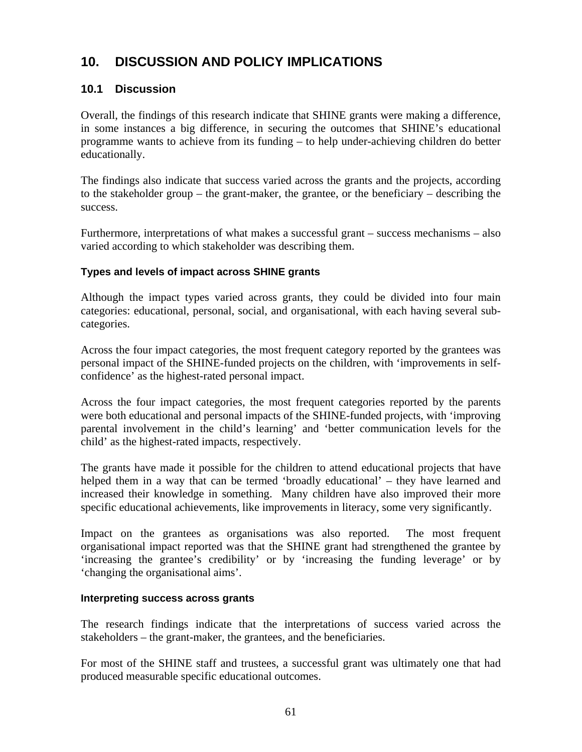# 10. DISCUSSION AND POLICY IMPLICATIONS

## 10.1 Discussion

Overall, the findings of this research indicate that SHINE grants were making a difference, in some instances a big difference, in securing the outcomes that SHINE's educational programme wants to achieve from its funding – to help under-achieving children do better educationally.

The findings also indicate that success varied across the grants and the projects, according to the stakeholder group – the grant-maker, the grantee, or the beneficiary – describing the success.

Furthermore, interpretations of what makes a successful grant – success mechanisms – also varied according to which stakeholder was describing them.

#### Types and levels of impact across SHINE grants

Although the impact types varied across grants, they could be divided into four main categories: educational, personal, social, and organisational, with each having several sub-categories.

Across the four impact categories, the most frequent category reported by the grantees was personal impact of the SHINE-funded projects on the children, with 'improvements in self-confidence' as the highest-rated personal impact.

Across the four impact categories, the most frequent categories reported by the parents were both educational and personal impacts of the SHINE-funded projects, with 'improving parental involvement in the child's learning' and 'better communication levels for the child' as the highest-rated impacts, respectively.

The grants have made it possible for the children to attend educational projects that have helped them in a way that can be termed 'broadly educational' – they have learned and increased their knowledge in something. Many children have also improved their more specific educational achievements, like improvements in literacy, some very significantly.

Impact on the grantees as organisations was also reported. The most frequent organisational impact reported was that the SHINE grant had strengthened the grantee by 'increasing the grantee's credibility' or by 'increasing the funding leverage' or by 'changing the organisational aims'.

#### Interpreting success across grants

The research findings indicate that the interpretations of success varied across the stakeholders – the grant-maker, the grantees, and the beneficiaries.

For most of the SHINE staff and trustees, a successful grant was ultimately one that had produced measurable specific educational outcomes.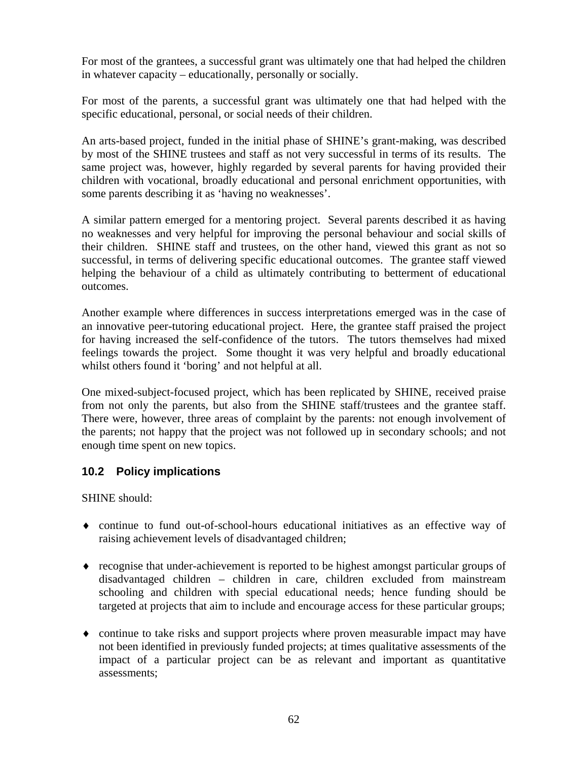For most of the grantees, a successful grant was ultimately one that had helped the children in whatever capacity – educationally, personally or socially.

For most of the parents, a successful grant was ultimately one that had helped with the specific educational, personal, or social needs of their children.

An arts-based project, funded in the initial phase of SHINE's grant-making, was described by most of the SHINE trustees and staff as not very successful in terms of its results. The same project was, however, highly regarded by several parents for having provided their children with vocational, broadly educational and personal enrichment opportunities, with some parents describing it as 'having no weaknesses'.

A similar pattern emerged for a mentoring project. Several parents described it as having no weaknesses and very helpful for improving the personal behaviour and social skills of their children. SHINE staff and trustees, on the other hand, viewed this grant as not so successful, in terms of delivering specific educational outcomes. The grantee staff viewed helping the behaviour of a child as ultimately contributing to betterment of educational outcomes.

Another example where differences in success interpretations emerged was in the case of an innovative peer-tutoring educational project. Here, the grantee staff praised the project for having increased the self-confidence of the tutors. The tutors themselves had mixed feelings towards the project. Some thought it was very helpful and broadly educational whilst others found it 'boring' and not helpful at all.

One mixed-subject-focused project, which has been replicated by SHINE, received praise from not only the parents, but also from the SHINE staff/trustees and the grantee staff. There were, however, three areas of complaint by the parents: not enough involvement of the parents; not happy that the project was not followed up in secondary schools; and not enough time spent on new topics.

### 10.2 Policy implications

SHINE should:

- continue to fund out-of-school-hours educational initiatives as an effective way of raising achievement levels of disadvantaged children;
- recognise that under-achievement is reported to be highest amongst particular groups of disadvantaged children – children in care, children excluded from mainstream schooling and children with special educational needs; hence funding should be targeted at projects that aim to include and encourage access for these particular groups;
- continue to take risks and support projects where proven measurable impact may have not been identified in previously funded projects; at times qualitative assessments of the impact of a particular project can be as relevant and important as quantitative assessments;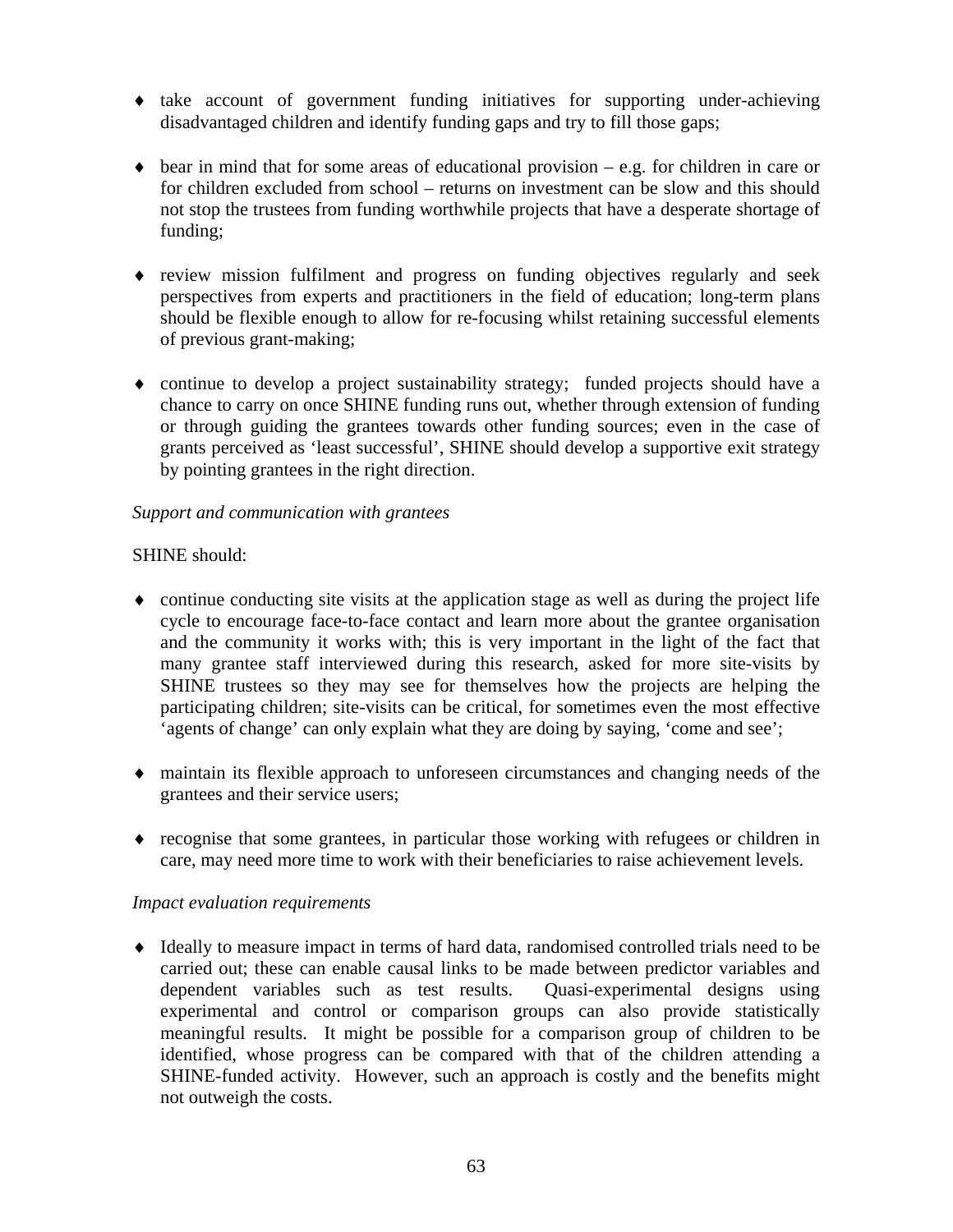- take account of government funding initiatives for supporting under-achieving disadvantaged children and identify funding gaps and try to fill those gaps;

- bear in mind that for some areas of educational provision – e.g. for children in care or for children excluded from school – returns on investment can be slow and this should not stop the trustees from funding worthwhile projects that have a desperate shortage of funding;

- review mission fulfilment and progress on funding objectives regularly and seek perspectives from experts and practitioners in the field of education; long-term plans should be flexible enough to allow for re-focusing whilst retaining successful elements of previous grant-making;

- continue to develop a project sustainability strategy; funded projects should have a chance to carry on once SHINE funding runs out, whether through extension of funding or through guiding the grantees towards other funding sources; even in the case of grants perceived as 'least successful', SHINE should develop a supportive exit strategy by pointing grantees in the right direction.

*Support and communication with grantees*

SHINE should:

- continue conducting site visits at the application stage as well as during the project life cycle to encourage face-to-face contact and learn more about the grantee organisation and the community it works with; this is very important in the light of the fact that many grantee staff interviewed during this research, asked for more site-visits by SHINE trustees so they may see for themselves how the projects are helping the participating children; site-visits can be critical, for sometimes even the most effective 'agents of change' can only explain what they are doing by saying, 'come and see';

- maintain its flexible approach to unforeseen circumstances and changing needs of the grantees and their service users;

- recognise that some grantees, in particular those working with refugees or children in care, may need more time to work with their beneficiaries to raise achievement levels.

*Impact evaluation requirements*

- Ideally to measure impact in terms of hard data, randomised controlled trials need to be carried out; these can enable causal links to be made between predictor variables and dependent variables such as test results. Quasi-experimental designs using experimental and control or comparison groups can also provide statistically meaningful results. It might be possible for a comparison group of children to be identified, whose progress can be compared with that of the children attending a SHINE-funded activity. However, such an approach is costly and the benefits might not outweigh the costs.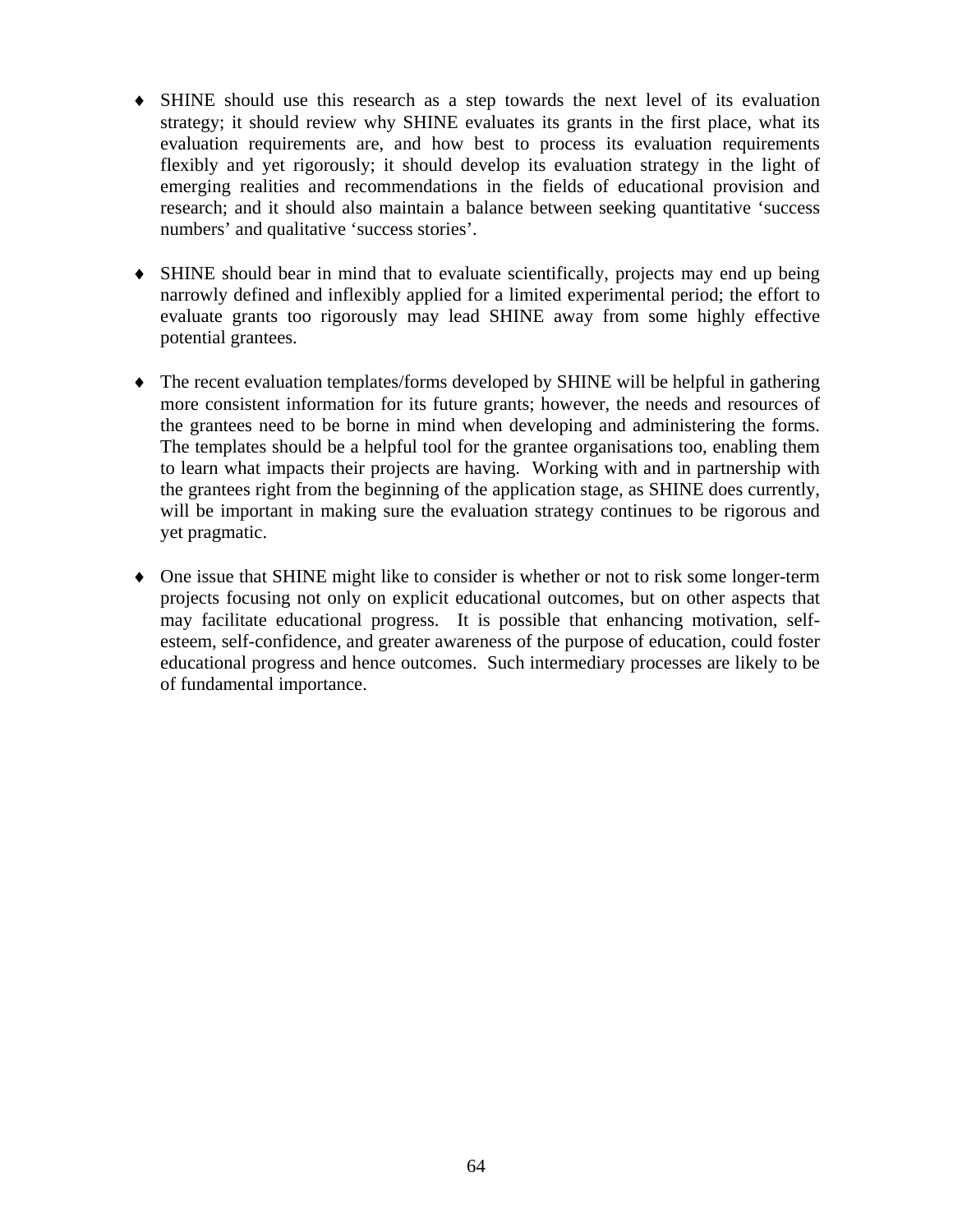- SHINE should use this research as a step towards the next level of its evaluation strategy; it should review why SHINE evaluates its grants in the first place, what its evaluation requirements are, and how best to process its evaluation requirements flexibly and yet rigorously; it should develop its evaluation strategy in the light of emerging realities and recommendations in the fields of educational provision and research; and it should also maintain a balance between seeking quantitative 'success numbers' and qualitative 'success stories'.

- SHINE should bear in mind that to evaluate scientifically, projects may end up being narrowly defined and inflexibly applied for a limited experimental period; the effort to evaluate grants too rigorously may lead SHINE away from some highly effective potential grantees.

- The recent evaluation templates/forms developed by SHINE will be helpful in gathering more consistent information for its future grants; however, the needs and resources of the grantees need to be borne in mind when developing and administering the forms. The templates should be a helpful tool for the grantee organisations too, enabling them to learn what impacts their projects are having. Working with and in partnership with the grantees right from the beginning of the application stage, as SHINE does currently, will be important in making sure the evaluation strategy continues to be rigorous and yet pragmatic.

- One issue that SHINE might like to consider is whether or not to risk some longer-term projects focusing not only on explicit educational outcomes, but on other aspects that may facilitate educational progress. It is possible that enhancing motivation, self-esteem, self-confidence, and greater awareness of the purpose of education, could foster educational progress and hence outcomes. Such intermediary processes are likely to be of fundamental importance.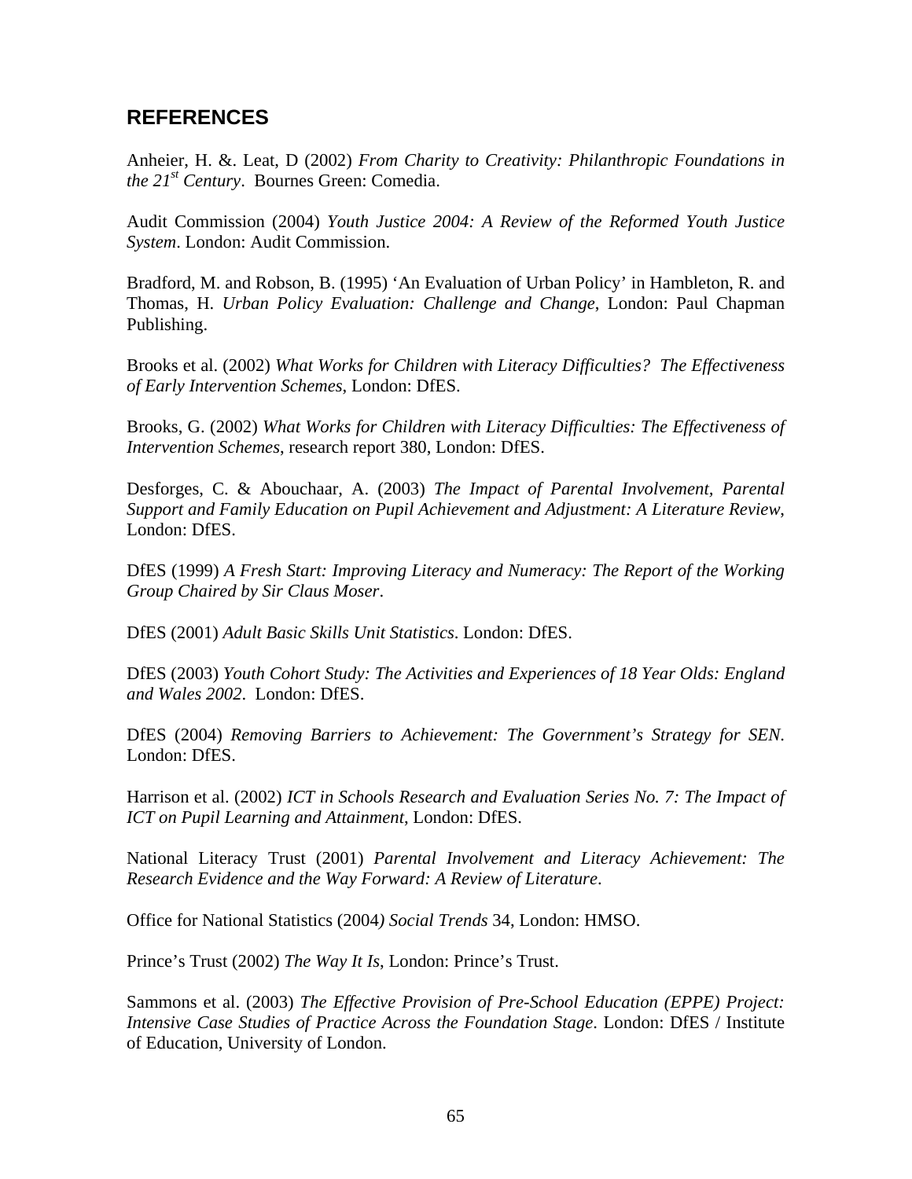## REFERENCES

Anheier, H. &. Leat, D (2002) *From Charity to Creativity: Philanthropic Foundations in the 21st Century*. Bournes Green: Comedia.

Audit Commission (2004) *Youth Justice 2004: A Review of the Reformed Youth Justice System*. London: Audit Commission.

Bradford, M. and Robson, B. (1995) 'An Evaluation of Urban Policy' in Hambleton, R. and Thomas, H. *Urban Policy Evaluation: Challenge and Change*, London: Paul Chapman Publishing.

Brooks et al. (2002) *What Works for Children with Literacy Difficulties? The Effectiveness of Early Intervention Schemes*, London: DfES.

Brooks, G. (2002) *What Works for Children with Literacy Difficulties: The Effectiveness of Intervention Schemes*, research report 380, London: DfES.

Desforges, C. & Abouchaar, A. (2003) *The Impact of Parental Involvement, Parental Support and Family Education on Pupil Achievement and Adjustment: A Literature Review*, London: DfES.

DfES (1999) *A Fresh Start: Improving Literacy and Numeracy: The Report of the Working Group Chaired by Sir Claus Moser*.

DfES (2001) *Adult Basic Skills Unit Statistics*. London: DfES.

DfES (2003) *Youth Cohort Study: The Activities and Experiences of 18 Year Olds: England and Wales 2002*. London: DfES.

DfES (2004) *Removing Barriers to Achievement: The Government's Strategy for SEN*. London: DfES.

Harrison et al. (2002) *ICT in Schools Research and Evaluation Series No. 7: The Impact of ICT on Pupil Learning and Attainment*, London: DfES.

National Literacy Trust (2001) *Parental Involvement and Literacy Achievement: The Research Evidence and the Way Forward: A Review of Literature*.

Office for National Statistics (2004) *Social Trends* 34, London: HMSO.

Prince's Trust (2002) *The Way It Is*, London: Prince's Trust.

Sammons et al. (2003) *The Effective Provision of Pre-School Education (EPPE) Project: Intensive Case Studies of Practice Across the Foundation Stage*. London: DfES / Institute of Education, University of London.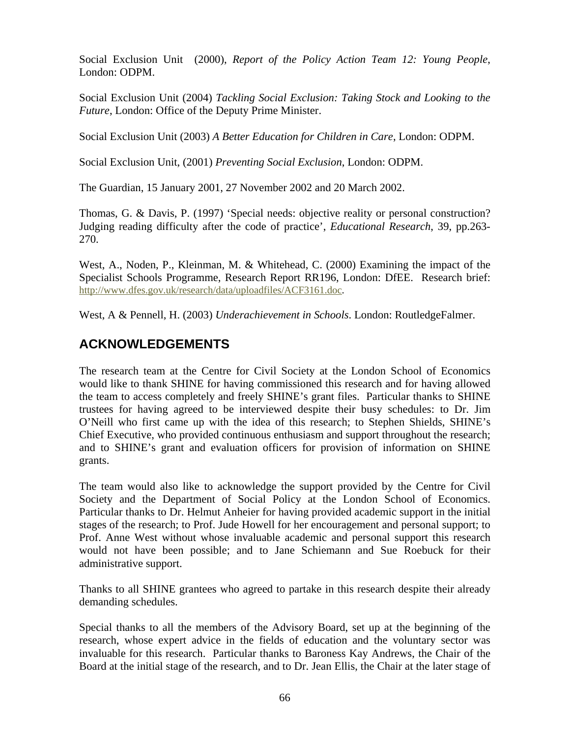Social Exclusion Unit (2000), *Report of the Policy Action Team 12: Young People*, London: ODPM.

Social Exclusion Unit (2004) *Tackling Social Exclusion: Taking Stock and Looking to the Future*, London: Office of the Deputy Prime Minister.

Social Exclusion Unit (2003) *A Better Education for Children in Care*, London: ODPM.

Social Exclusion Unit, (2001) *Preventing Social Exclusion*, London: ODPM.

The Guardian, 15 January 2001, 27 November 2002 and 20 March 2002.

Thomas, G. & Davis, P. (1997) 'Special needs: objective reality or personal construction? Judging reading difficulty after the code of practice', *Educational Research*, 39, pp.263-270.

West, A., Noden, P., Kleinman, M. & Whitehead, C. (2000) Examining the impact of the Specialist Schools Programme, Research Report RR196, London: DfEE. Research brief: http://www.dfes.gov.uk/research/data/uploadfiles/ACF3161.doc.

West, A & Pennell, H. (2003) *Underachievement in Schools*. London: RoutledgeFalmer.

## ACKNOWLEDGEMENTS

The research team at the Centre for Civil Society at the London School of Economics would like to thank SHINE for having commissioned this research and for having allowed the team to access completely and freely SHINE's grant files. Particular thanks to SHINE trustees for having agreed to be interviewed despite their busy schedules: to Dr. Jim O'Neill who first came up with the idea of this research; to Stephen Shields, SHINE's Chief Executive, who provided continuous enthusiasm and support throughout the research; and to SHINE's grant and evaluation officers for provision of information on SHINE grants.

The team would also like to acknowledge the support provided by the Centre for Civil Society and the Department of Social Policy at the London School of Economics. Particular thanks to Dr. Helmut Anheier for having provided academic support in the initial stages of the research; to Prof. Jude Howell for her encouragement and personal support; to Prof. Anne West without whose invaluable academic and personal support this research would not have been possible; and to Jane Schiemann and Sue Roebuck for their administrative support.

Thanks to all SHINE grantees who agreed to partake in this research despite their already demanding schedules.

Special thanks to all the members of the Advisory Board, set up at the beginning of the research, whose expert advice in the fields of education and the voluntary sector was invaluable for this research. Particular thanks to Baroness Kay Andrews, the Chair of the Board at the initial stage of the research, and to Dr. Jean Ellis, the Chair at the later stage of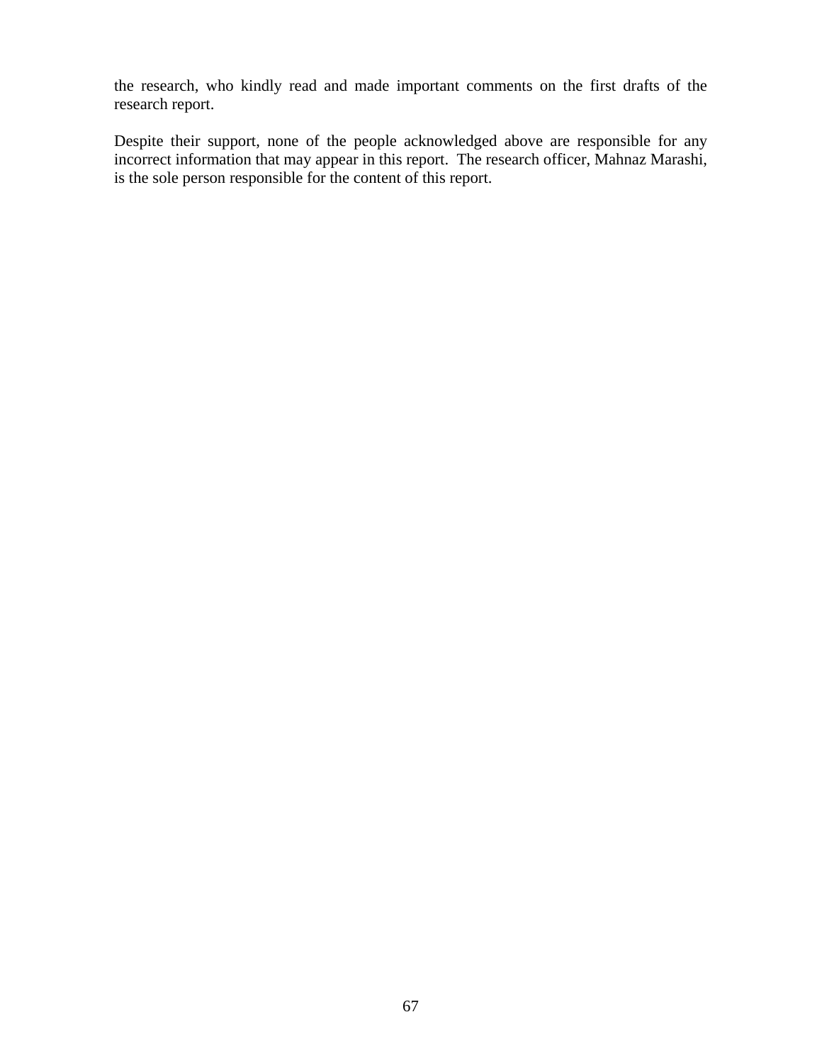the research, who kindly read and made important comments on the first drafts of the research report.

Despite their support, none of the people acknowledged above are responsible for any incorrect information that may appear in this report. The research officer, Mahnaz Marashi, is the sole person responsible for the content of this report.